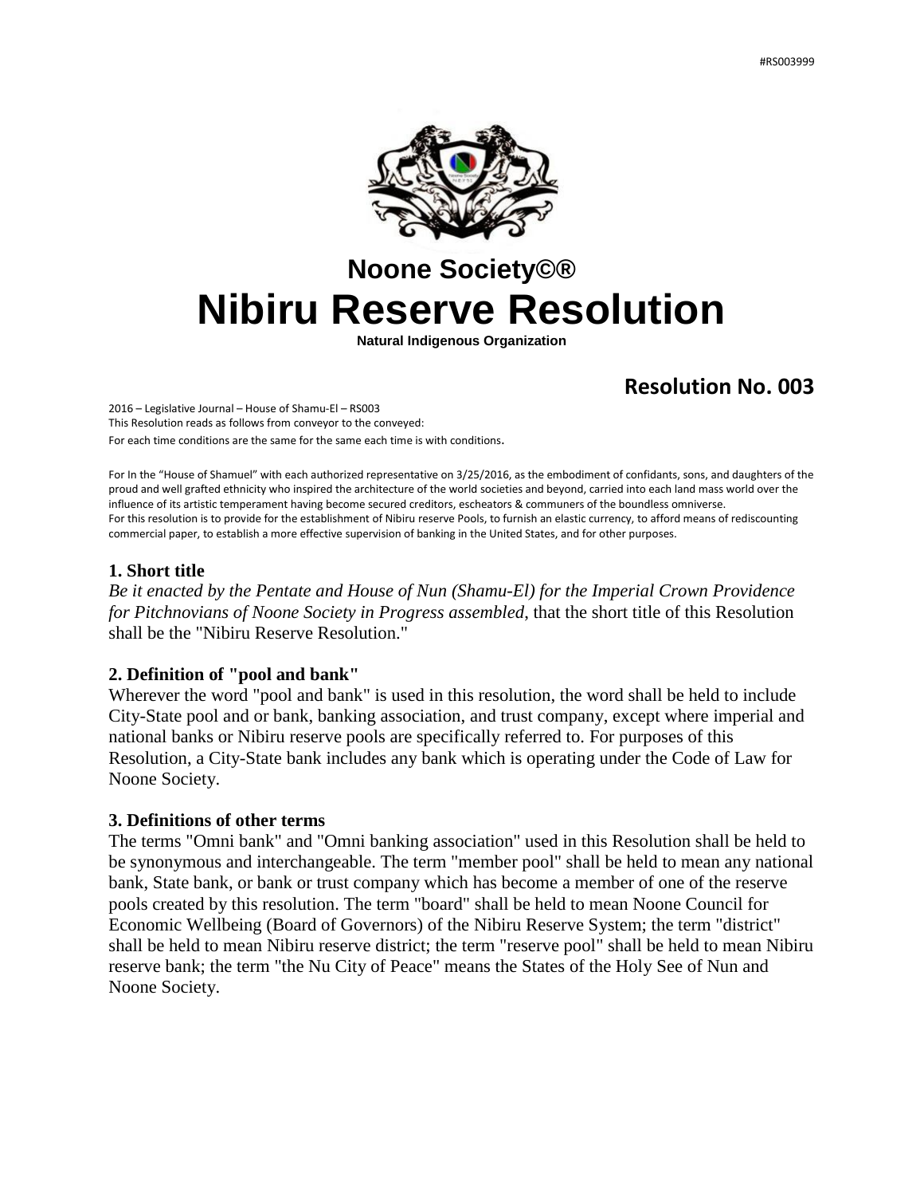#RS003999

# Noone Society©®

# Nibiru Reserve Resolution

**Natural Indigenous Organization**

## Resolution No. 003

2016 – Legislative Journal – House of Shamu-El – RS003
This Resolution reads as follows from conveyor to the conveyed:
For each time conditions are the same for the same each time is with conditions.

For In the "House of Shamuel" with each authorized representative on 3/25/2016, as the embodiment of confidants, sons, and daughters of the proud and well grafted ethnicity who inspired the architecture of the world societies and beyond, carried into each land mass world over the influence of its artistic temperament having become secured creditors, escheators & communers of the boundless omniverse.
For this resolution is to provide for the establishment of Nibiru reserve Pools, to furnish an elastic currency, to afford means of rediscounting commercial paper, to establish a more effective supervision of banking in the United States, and for other purposes.

### 1. Short title

*Be it enacted by the Pentate and House of Nun (Shamu-El) for the Imperial Crown Providence for Pitchnovians of Noone Society in Progress assembled*, that the short title of this Resolution shall be the "Nibiru Reserve Resolution."

### 2. Definition of "pool and bank"

Wherever the word "pool and bank" is used in this resolution, the word shall be held to include City-State pool and or bank, banking association, and trust company, except where imperial and national banks or Nibiru reserve pools are specifically referred to. For purposes of this Resolution, a City-State bank includes any bank which is operating under the Code of Law for Noone Society.

### 3. Definitions of other terms

The terms "Omni bank" and "Omni banking association" used in this Resolution shall be held to be synonymous and interchangeable. The term "member pool" shall be held to mean any national bank, State bank, or bank or trust company which has become a member of one of the reserve pools created by this resolution. The term "board" shall be held to mean Noone Council for Economic Wellbeing (Board of Governors) of the Nibiru Reserve System; the term "district" shall be held to mean Nibiru reserve district; the term "reserve pool" shall be held to mean Nibiru reserve bank; the term "the Nu City of Peace" means the States of the Holy See of Nun and Noone Society.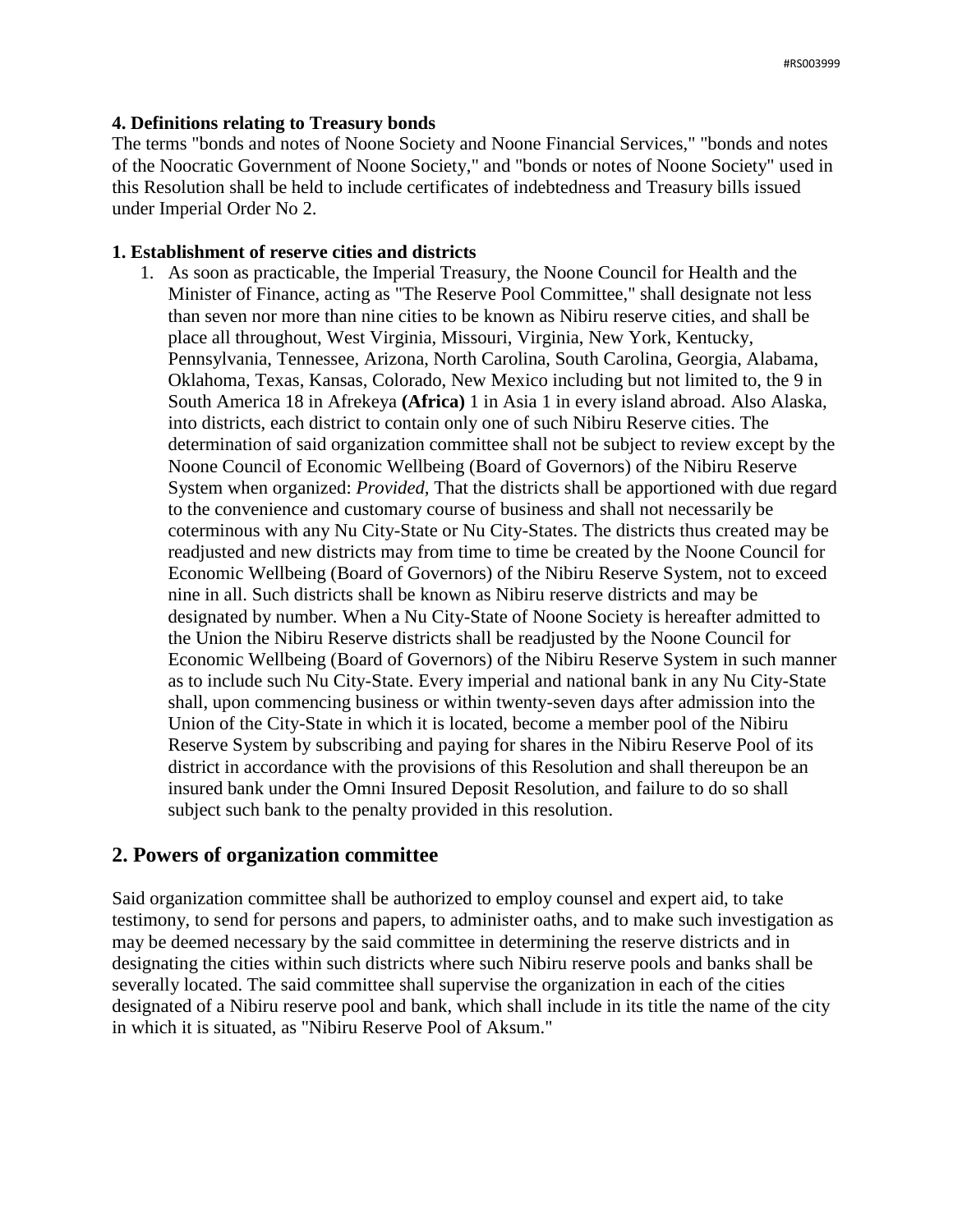**4. Definitions relating to Treasury bonds**

The terms "bonds and notes of Noone Society and Noone Financial Services," "bonds and notes of the Noocratic Government of Noone Society," and "bonds or notes of Noone Society" used in this Resolution shall be held to include certificates of indebtedness and Treasury bills issued under Imperial Order No 2.

**1. Establishment of reserve cities and districts**

1. As soon as practicable, the Imperial Treasury, the Noone Council for Health and the Minister of Finance, acting as "The Reserve Pool Committee," shall designate not less than seven nor more than nine cities to be known as Nibiru reserve cities, and shall be place all throughout, West Virginia, Missouri, Virginia, New York, Kentucky, Pennsylvania, Tennessee, Arizona, North Carolina, South Carolina, Georgia, Alabama, Oklahoma, Texas, Kansas, Colorado, New Mexico including but not limited to, the 9 in South America 18 in Afrekeya **(Africa)** 1 in Asia 1 in every island abroad. Also Alaska, into districts, each district to contain only one of such Nibiru Reserve cities. The determination of said organization committee shall not be subject to review except by the Noone Council of Economic Wellbeing (Board of Governors) of the Nibiru Reserve System when organized: *Provided,* That the districts shall be apportioned with due regard to the convenience and customary course of business and shall not necessarily be coterminous with any Nu City-State or Nu City-States. The districts thus created may be readjusted and new districts may from time to time be created by the Noone Council for Economic Wellbeing (Board of Governors) of the Nibiru Reserve System, not to exceed nine in all. Such districts shall be known as Nibiru reserve districts and may be designated by number. When a Nu City-State of Noone Society is hereafter admitted to the Union the Nibiru Reserve districts shall be readjusted by the Noone Council for Economic Wellbeing (Board of Governors) of the Nibiru Reserve System in such manner as to include such Nu City-State. Every imperial and national bank in any Nu City-State shall, upon commencing business or within twenty-seven days after admission into the Union of the City-State in which it is located, become a member pool of the Nibiru Reserve System by subscribing and paying for shares in the Nibiru Reserve Pool of its district in accordance with the provisions of this Resolution and shall thereupon be an insured bank under the Omni Insured Deposit Resolution, and failure to do so shall subject such bank to the penalty provided in this resolution.

## 2. Powers of organization committee

Said organization committee shall be authorized to employ counsel and expert aid, to take testimony, to send for persons and papers, to administer oaths, and to make such investigation as may be deemed necessary by the said committee in determining the reserve districts and in designating the cities within such districts where such Nibiru reserve pools and banks shall be severally located. The said committee shall supervise the organization in each of the cities designated of a Nibiru reserve pool and bank, which shall include in its title the name of the city in which it is situated, as "Nibiru Reserve Pool of Aksum."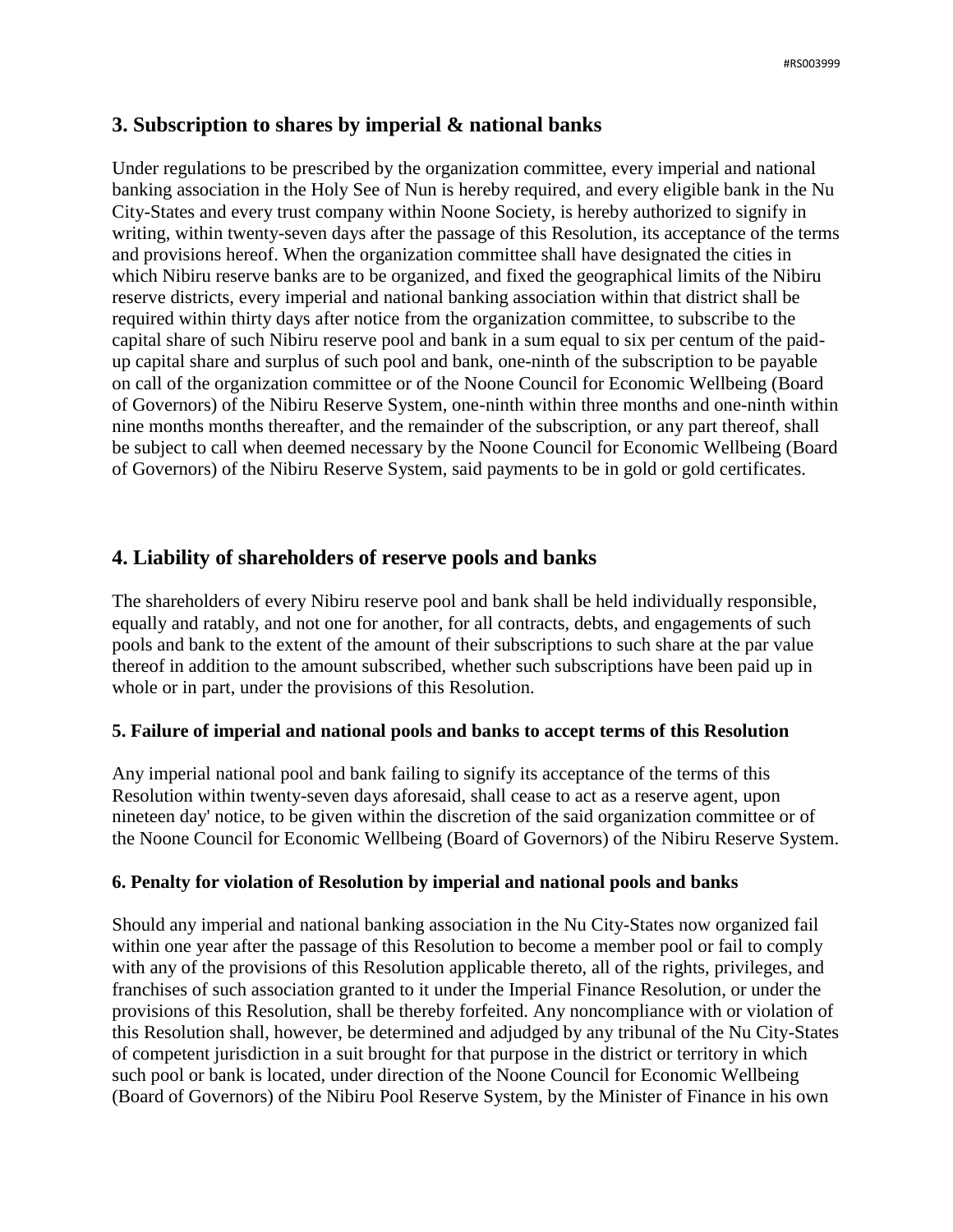## 3. Subscription to shares by imperial & national banks

Under regulations to be prescribed by the organization committee, every imperial and national banking association in the Holy See of Nun is hereby required, and every eligible bank in the Nu City-States and every trust company within Noone Society, is hereby authorized to signify in writing, within twenty-seven days after the passage of this Resolution, its acceptance of the terms and provisions hereof. When the organization committee shall have designated the cities in which Nibiru reserve banks are to be organized, and fixed the geographical limits of the Nibiru reserve districts, every imperial and national banking association within that district shall be required within thirty days after notice from the organization committee, to subscribe to the capital share of such Nibiru reserve pool and bank in a sum equal to six per centum of the paid-up capital share and surplus of such pool and bank, one-ninth of the subscription to be payable on call of the organization committee or of the Noone Council for Economic Wellbeing (Board of Governors) of the Nibiru Reserve System, one-ninth within three months and one-ninth within nine months months thereafter, and the remainder of the subscription, or any part thereof, shall be subject to call when deemed necessary by the Noone Council for Economic Wellbeing (Board of Governors) of the Nibiru Reserve System, said payments to be in gold or gold certificates.

## 4. Liability of shareholders of reserve pools and banks

The shareholders of every Nibiru reserve pool and bank shall be held individually responsible, equally and ratably, and not one for another, for all contracts, debts, and engagements of such pools and bank to the extent of the amount of their subscriptions to such share at the par value thereof in addition to the amount subscribed, whether such subscriptions have been paid up in whole or in part, under the provisions of this Resolution.

### 5. Failure of imperial and national pools and banks to accept terms of this Resolution

Any imperial national pool and bank failing to signify its acceptance of the terms of this Resolution within twenty-seven days aforesaid, shall cease to act as a reserve agent, upon nineteen day' notice, to be given within the discretion of the said organization committee or of the Noone Council for Economic Wellbeing (Board of Governors) of the Nibiru Reserve System.

### 6. Penalty for violation of Resolution by imperial and national pools and banks

Should any imperial and national banking association in the Nu City-States now organized fail within one year after the passage of this Resolution to become a member pool or fail to comply with any of the provisions of this Resolution applicable thereto, all of the rights, privileges, and franchises of such association granted to it under the Imperial Finance Resolution, or under the provisions of this Resolution, shall be thereby forfeited. Any noncompliance with or violation of this Resolution shall, however, be determined and adjudged by any tribunal of the Nu City-States of competent jurisdiction in a suit brought for that purpose in the district or territory in which such pool or bank is located, under direction of the Noone Council for Economic Wellbeing (Board of Governors) of the Nibiru Pool Reserve System, by the Minister of Finance in his own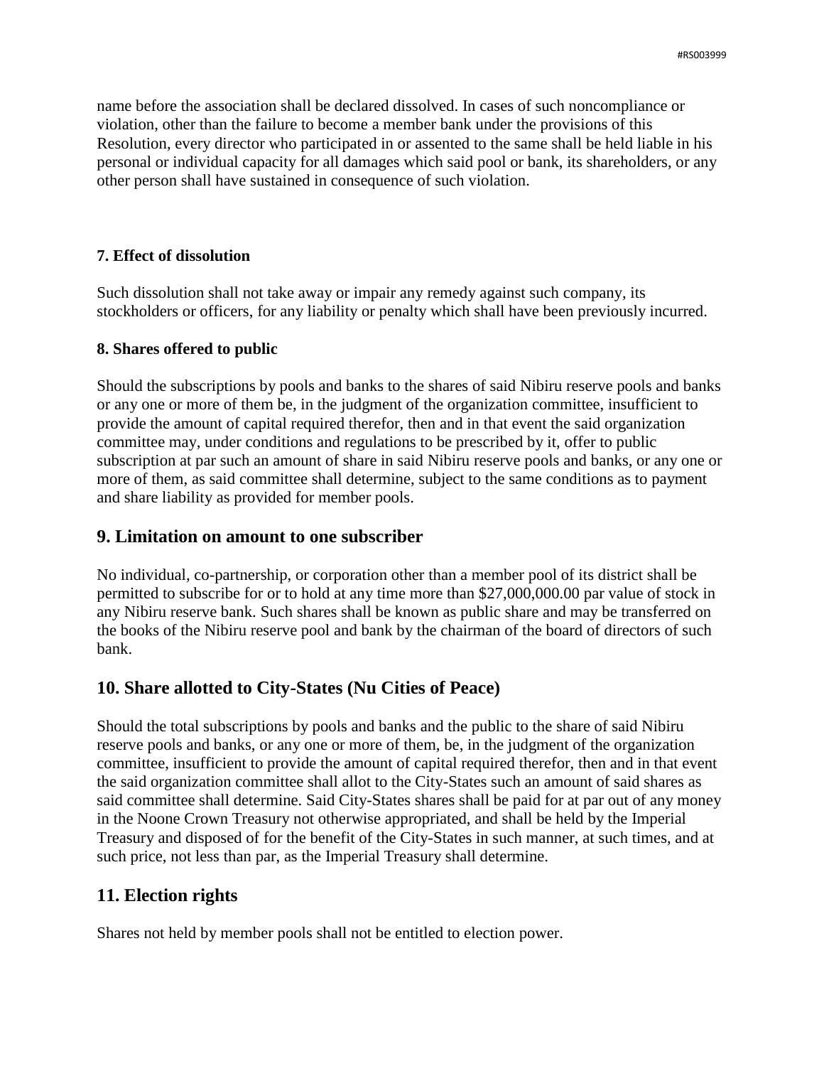name before the association shall be declared dissolved. In cases of such noncompliance or violation, other than the failure to become a member bank under the provisions of this Resolution, every director who participated in or assented to the same shall be held liable in his personal or individual capacity for all damages which said pool or bank, its shareholders, or any other person shall have sustained in consequence of such violation.

**7. Effect of dissolution**

Such dissolution shall not take away or impair any remedy against such company, its stockholders or officers, for any liability or penalty which shall have been previously incurred.

**8. Shares offered to public**

Should the subscriptions by pools and banks to the shares of said Nibiru reserve pools and banks or any one or more of them be, in the judgment of the organization committee, insufficient to provide the amount of capital required therefor, then and in that event the said organization committee may, under conditions and regulations to be prescribed by it, offer to public subscription at par such an amount of share in said Nibiru reserve pools and banks, or any one or more of them, as said committee shall determine, subject to the same conditions as to payment and share liability as provided for member pools.

## 9. Limitation on amount to one subscriber

No individual, co-partnership, or corporation other than a member pool of its district shall be permitted to subscribe for or to hold at any time more than $27,000,000.00 par value of stock in any Nibiru reserve bank. Such shares shall be known as public share and may be transferred on the books of the Nibiru reserve pool and bank by the chairman of the board of directors of such bank.

## 10. Share allotted to City-States (Nu Cities of Peace)

Should the total subscriptions by pools and banks and the public to the share of said Nibiru reserve pools and banks, or any one or more of them, be, in the judgment of the organization committee, insufficient to provide the amount of capital required therefor, then and in that event the said organization committee shall allot to the City-States such an amount of said shares as said committee shall determine. Said City-States shares shall be paid for at par out of any money in the Noone Crown Treasury not otherwise appropriated, and shall be held by the Imperial Treasury and disposed of for the benefit of the City-States in such manner, at such times, and at such price, not less than par, as the Imperial Treasury shall determine.

## 11. Election rights

Shares not held by member pools shall not be entitled to election power.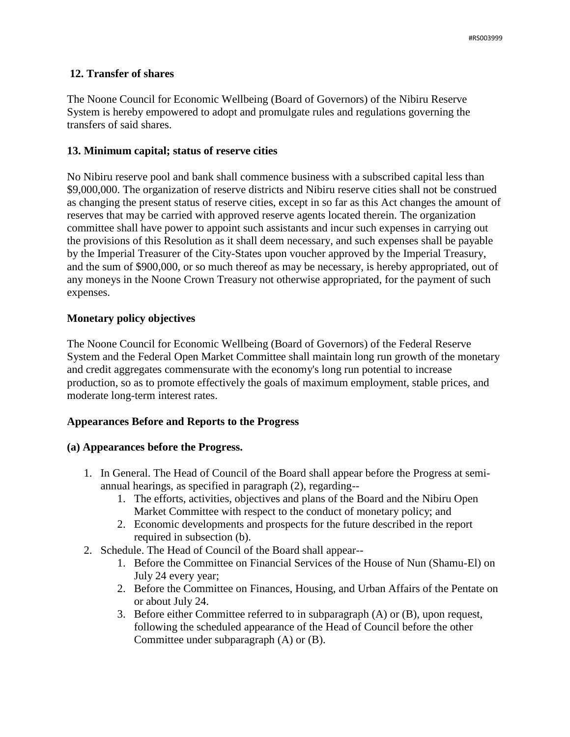## 12. Transfer of shares

The Noone Council for Economic Wellbeing (Board of Governors) of the Nibiru Reserve System is hereby empowered to adopt and promulgate rules and regulations governing the transfers of said shares.

## 13. Minimum capital; status of reserve cities

No Nibiru reserve pool and bank shall commence business with a subscribed capital less than $9,000,000. The organization of reserve districts and Nibiru reserve cities shall not be construed as changing the present status of reserve cities, except in so far as this Act changes the amount of reserves that may be carried with approved reserve agents located therein. The organization committee shall have power to appoint such assistants and incur such expenses in carrying out the provisions of this Resolution as it shall deem necessary, and such expenses shall be payable by the Imperial Treasurer of the City-States upon voucher approved by the Imperial Treasury, and the sum of $900,000, or so much thereof as may be necessary, is hereby appropriated, out of any moneys in the Noone Crown Treasury not otherwise appropriated, for the payment of such expenses.

## Monetary policy objectives

The Noone Council for Economic Wellbeing (Board of Governors) of the Federal Reserve System and the Federal Open Market Committee shall maintain long run growth of the monetary and credit aggregates commensurate with the economy's long run potential to increase production, so as to promote effectively the goals of maximum employment, stable prices, and moderate long-term interest rates.

## Appearances Before and Reports to the Progress

### (a) Appearances before the Progress.

1. In General. The Head of Council of the Board shall appear before the Progress at semi-annual hearings, as specified in paragraph (2), regarding--
   1. The efforts, activities, objectives and plans of the Board and the Nibiru Open Market Committee with respect to the conduct of monetary policy; and
   2. Economic developments and prospects for the future described in the report required in subsection (b).
2. Schedule. The Head of Council of the Board shall appear--
   1. Before the Committee on Financial Services of the House of Nun (Shamu-El) on July 24 every year;
   2. Before the Committee on Finances, Housing, and Urban Affairs of the Pentate on or about July 24.
   3. Before either Committee referred to in subparagraph (A) or (B), upon request, following the scheduled appearance of the Head of Council before the other Committee under subparagraph (A) or (B).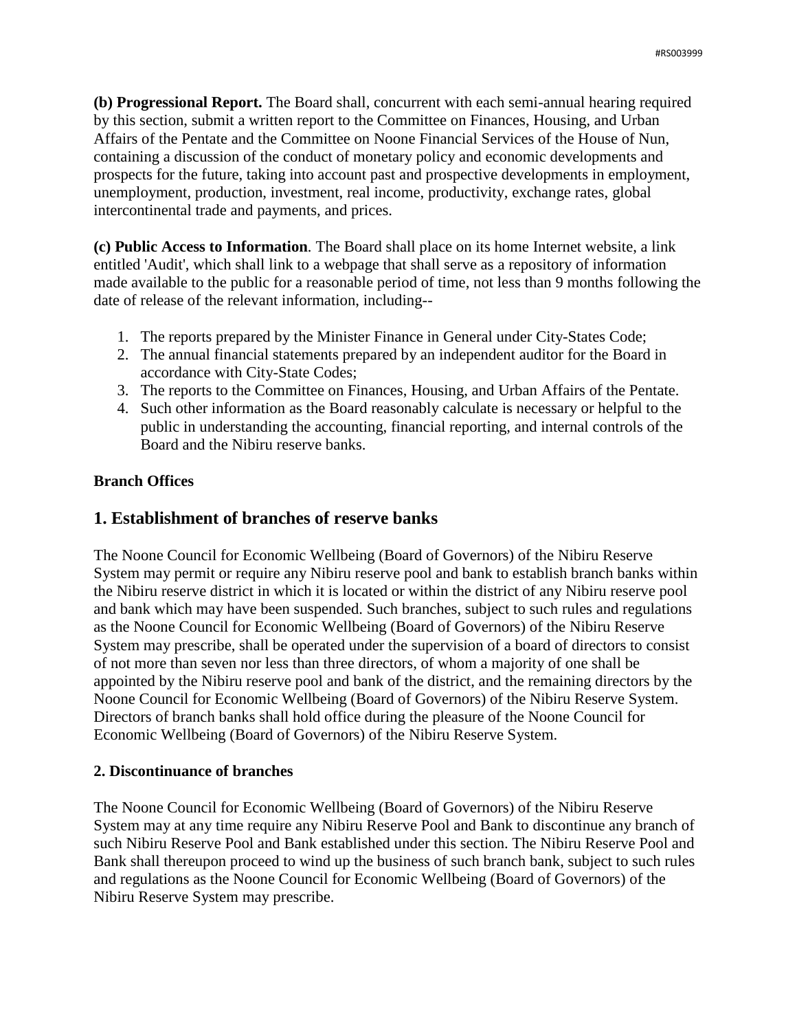**(b) Progressional Report.** The Board shall, concurrent with each semi-annual hearing required by this section, submit a written report to the Committee on Finances, Housing, and Urban Affairs of the Pentate and the Committee on Noone Financial Services of the House of Nun, containing a discussion of the conduct of monetary policy and economic developments and prospects for the future, taking into account past and prospective developments in employment, unemployment, production, investment, real income, productivity, exchange rates, global intercontinental trade and payments, and prices.

**(c) Public Access to Information**. The Board shall place on its home Internet website, a link entitled 'Audit', which shall link to a webpage that shall serve as a repository of information made available to the public for a reasonable period of time, not less than 9 months following the date of release of the relevant information, including--

1. The reports prepared by the Minister Finance in General under City-States Code;
2. The annual financial statements prepared by an independent auditor for the Board in accordance with City-State Codes;
3. The reports to the Committee on Finances, Housing, and Urban Affairs of the Pentate.
4. Such other information as the Board reasonably calculate is necessary or helpful to the public in understanding the accounting, financial reporting, and internal controls of the Board and the Nibiru reserve banks.

**Branch Offices**

## 1. Establishment of branches of reserve banks

The Noone Council for Economic Wellbeing (Board of Governors) of the Nibiru Reserve System may permit or require any Nibiru reserve pool and bank to establish branch banks within the Nibiru reserve district in which it is located or within the district of any Nibiru reserve pool and bank which may have been suspended. Such branches, subject to such rules and regulations as the Noone Council for Economic Wellbeing (Board of Governors) of the Nibiru Reserve System may prescribe, shall be operated under the supervision of a board of directors to consist of not more than seven nor less than three directors, of whom a majority of one shall be appointed by the Nibiru reserve pool and bank of the district, and the remaining directors by the Noone Council for Economic Wellbeing (Board of Governors) of the Nibiru Reserve System. Directors of branch banks shall hold office during the pleasure of the Noone Council for Economic Wellbeing (Board of Governors) of the Nibiru Reserve System.

**2. Discontinuance of branches**

The Noone Council for Economic Wellbeing (Board of Governors) of the Nibiru Reserve System may at any time require any Nibiru Reserve Pool and Bank to discontinue any branch of such Nibiru Reserve Pool and Bank established under this section. The Nibiru Reserve Pool and Bank shall thereupon proceed to wind up the business of such branch bank, subject to such rules and regulations as the Noone Council for Economic Wellbeing (Board of Governors) of the Nibiru Reserve System may prescribe.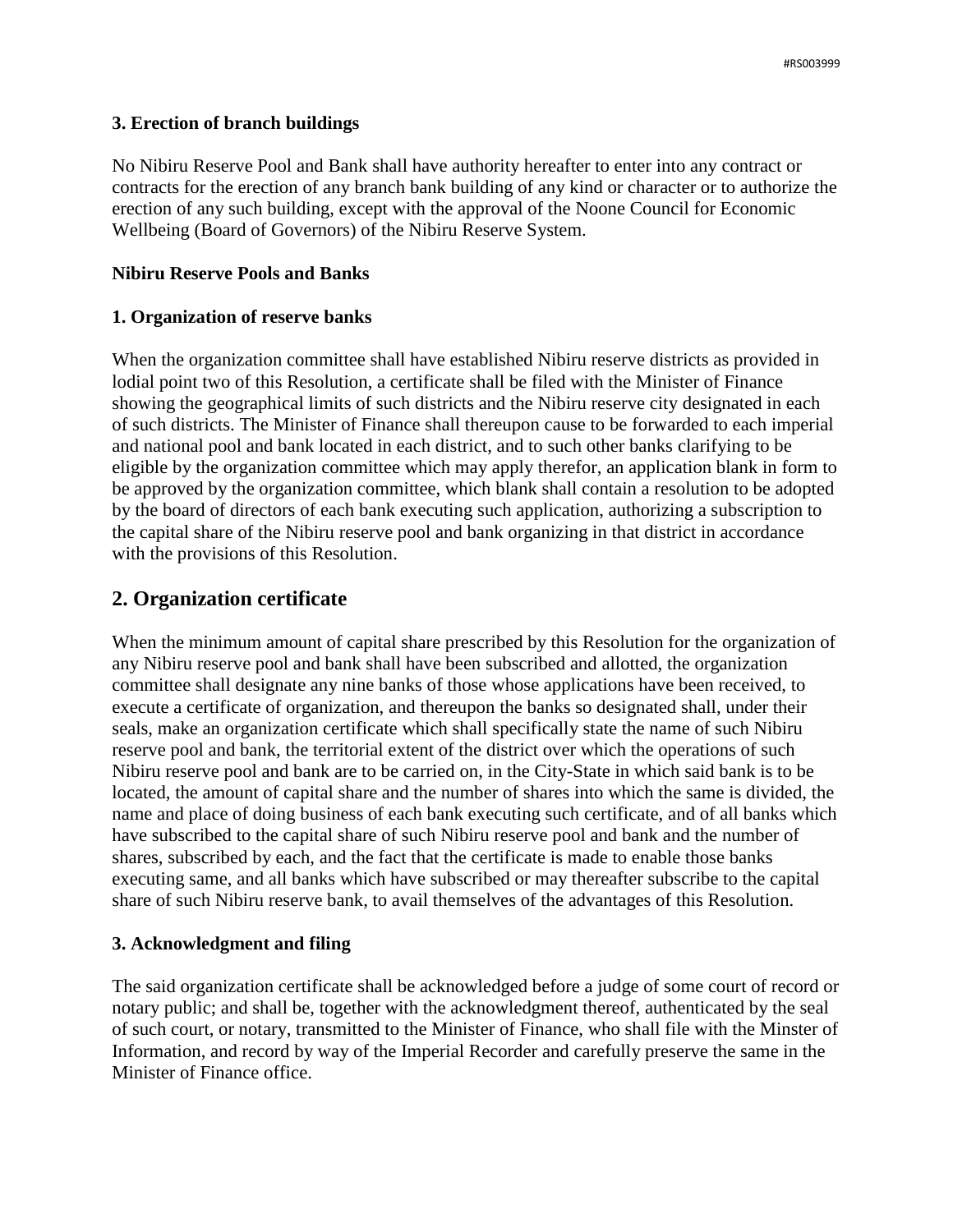### 3. Erection of branch buildings

No Nibiru Reserve Pool and Bank shall have authority hereafter to enter into any contract or contracts for the erection of any branch bank building of any kind or character or to authorize the erection of any such building, except with the approval of the Noone Council for Economic Wellbeing (Board of Governors) of the Nibiru Reserve System.

### Nibiru Reserve Pools and Banks

### 1. Organization of reserve banks

When the organization committee shall have established Nibiru reserve districts as provided in lodial point two of this Resolution, a certificate shall be filed with the Minister of Finance showing the geographical limits of such districts and the Nibiru reserve city designated in each of such districts. The Minister of Finance shall thereupon cause to be forwarded to each imperial and national pool and bank located in each district, and to such other banks clarifying to be eligible by the organization committee which may apply therefor, an application blank in form to be approved by the organization committee, which blank shall contain a resolution to be adopted by the board of directors of each bank executing such application, authorizing a subscription to the capital share of the Nibiru reserve pool and bank organizing in that district in accordance with the provisions of this Resolution.

## 2. Organization certificate

When the minimum amount of capital share prescribed by this Resolution for the organization of any Nibiru reserve pool and bank shall have been subscribed and allotted, the organization committee shall designate any nine banks of those whose applications have been received, to execute a certificate of organization, and thereupon the banks so designated shall, under their seals, make an organization certificate which shall specifically state the name of such Nibiru reserve pool and bank, the territorial extent of the district over which the operations of such Nibiru reserve pool and bank are to be carried on, in the City-State in which said bank is to be located, the amount of capital share and the number of shares into which the same is divided, the name and place of doing business of each bank executing such certificate, and of all banks which have subscribed to the capital share of such Nibiru reserve pool and bank and the number of shares, subscribed by each, and the fact that the certificate is made to enable those banks executing same, and all banks which have subscribed or may thereafter subscribe to the capital share of such Nibiru reserve bank, to avail themselves of the advantages of this Resolution.

### 3. Acknowledgment and filing

The said organization certificate shall be acknowledged before a judge of some court of record or notary public; and shall be, together with the acknowledgment thereof, authenticated by the seal of such court, or notary, transmitted to the Minister of Finance, who shall file with the Minster of Information, and record by way of the Imperial Recorder and carefully preserve the same in the Minister of Finance office.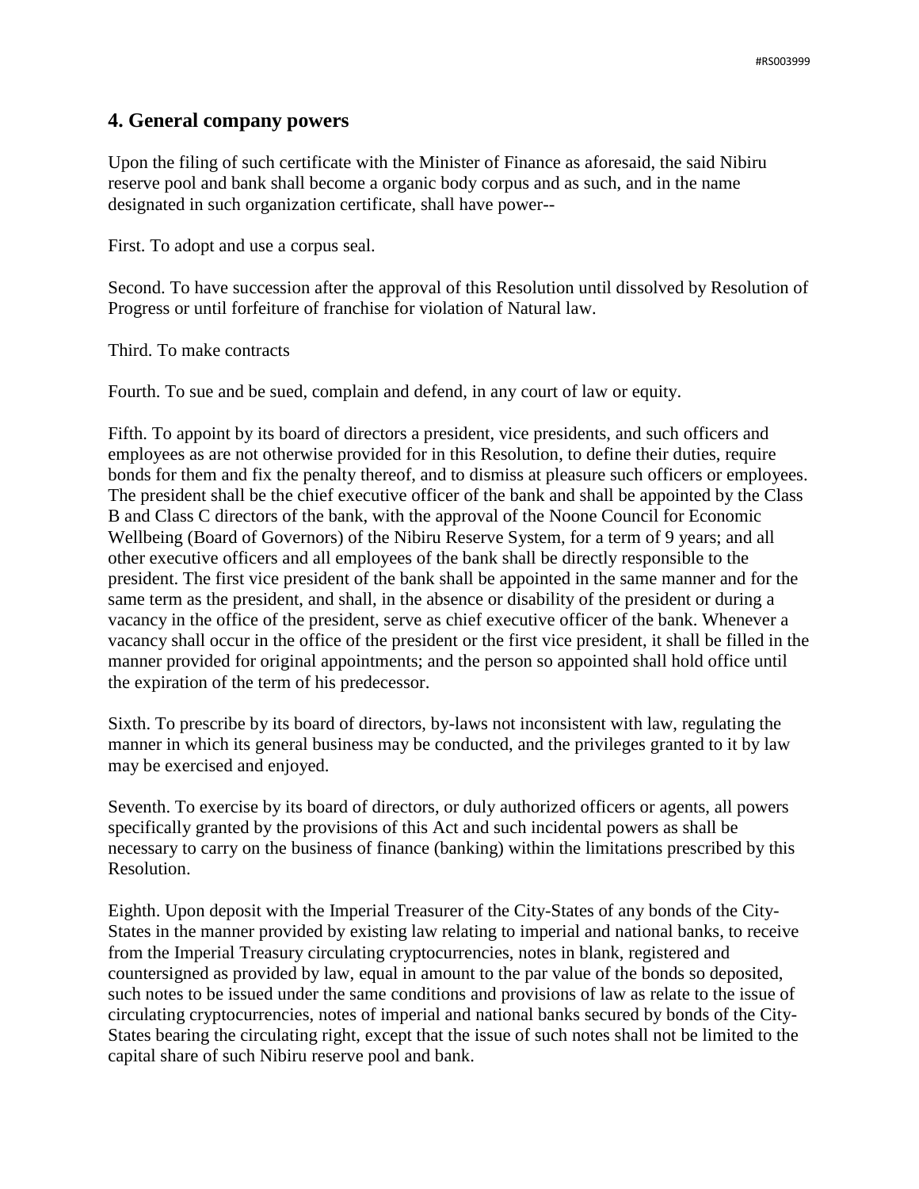## 4. General company powers

Upon the filing of such certificate with the Minister of Finance as aforesaid, the said Nibiru reserve pool and bank shall become a organic body corpus and as such, and in the name designated in such organization certificate, shall have power--

First. To adopt and use a corpus seal.

Second. To have succession after the approval of this Resolution until dissolved by Resolution of Progress or until forfeiture of franchise for violation of Natural law.

Third. To make contracts

Fourth. To sue and be sued, complain and defend, in any court of law or equity.

Fifth. To appoint by its board of directors a president, vice presidents, and such officers and employees as are not otherwise provided for in this Resolution, to define their duties, require bonds for them and fix the penalty thereof, and to dismiss at pleasure such officers or employees. The president shall be the chief executive officer of the bank and shall be appointed by the Class B and Class C directors of the bank, with the approval of the Noone Council for Economic Wellbeing (Board of Governors) of the Nibiru Reserve System, for a term of 9 years; and all other executive officers and all employees of the bank shall be directly responsible to the president. The first vice president of the bank shall be appointed in the same manner and for the same term as the president, and shall, in the absence or disability of the president or during a vacancy in the office of the president, serve as chief executive officer of the bank. Whenever a vacancy shall occur in the office of the president or the first vice president, it shall be filled in the manner provided for original appointments; and the person so appointed shall hold office until the expiration of the term of his predecessor.

Sixth. To prescribe by its board of directors, by-laws not inconsistent with law, regulating the manner in which its general business may be conducted, and the privileges granted to it by law may be exercised and enjoyed.

Seventh. To exercise by its board of directors, or duly authorized officers or agents, all powers specifically granted by the provisions of this Act and such incidental powers as shall be necessary to carry on the business of finance (banking) within the limitations prescribed by this Resolution.

Eighth. Upon deposit with the Imperial Treasurer of the City-States of any bonds of the City-States in the manner provided by existing law relating to imperial and national banks, to receive from the Imperial Treasury circulating cryptocurrencies, notes in blank, registered and countersigned as provided by law, equal in amount to the par value of the bonds so deposited, such notes to be issued under the same conditions and provisions of law as relate to the issue of circulating cryptocurrencies, notes of imperial and national banks secured by bonds of the City-States bearing the circulating right, except that the issue of such notes shall not be limited to the capital share of such Nibiru reserve pool and bank.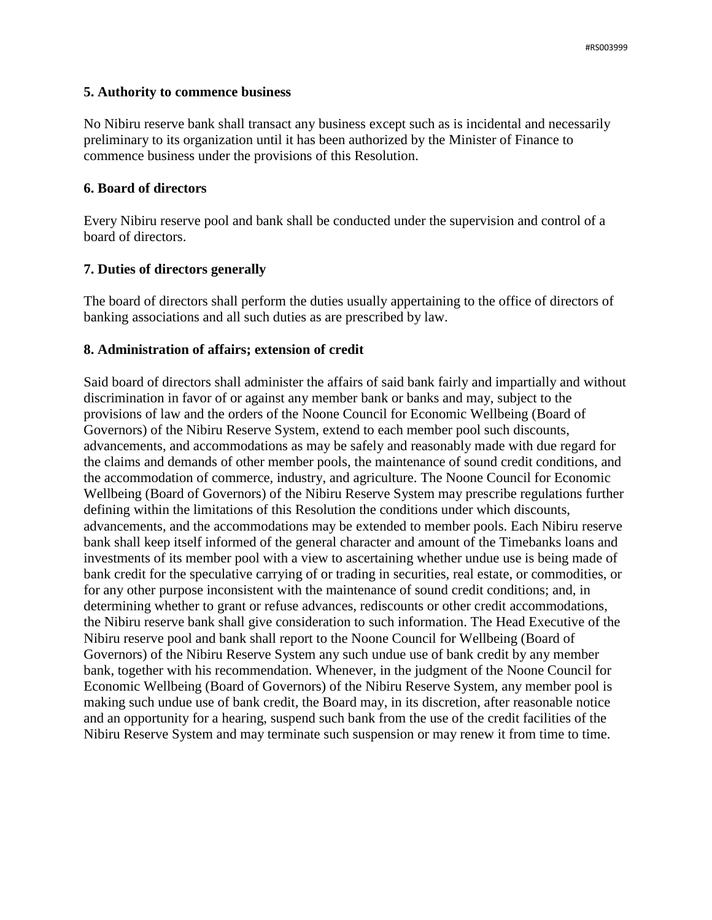**5. Authority to commence business**

No Nibiru reserve bank shall transact any business except such as is incidental and necessarily preliminary to its organization until it has been authorized by the Minister of Finance to commence business under the provisions of this Resolution.

**6. Board of directors**

Every Nibiru reserve pool and bank shall be conducted under the supervision and control of a board of directors.

**7. Duties of directors generally**

The board of directors shall perform the duties usually appertaining to the office of directors of banking associations and all such duties as are prescribed by law.

**8. Administration of affairs; extension of credit**

Said board of directors shall administer the affairs of said bank fairly and impartially and without discrimination in favor of or against any member bank or banks and may, subject to the provisions of law and the orders of the Noone Council for Economic Wellbeing (Board of Governors) of the Nibiru Reserve System, extend to each member pool such discounts, advancements, and accommodations as may be safely and reasonably made with due regard for the claims and demands of other member pools, the maintenance of sound credit conditions, and the accommodation of commerce, industry, and agriculture. The Noone Council for Economic Wellbeing (Board of Governors) of the Nibiru Reserve System may prescribe regulations further defining within the limitations of this Resolution the conditions under which discounts, advancements, and the accommodations may be extended to member pools. Each Nibiru reserve bank shall keep itself informed of the general character and amount of the Timebanks loans and investments of its member pool with a view to ascertaining whether undue use is being made of bank credit for the speculative carrying of or trading in securities, real estate, or commodities, or for any other purpose inconsistent with the maintenance of sound credit conditions; and, in determining whether to grant or refuse advances, rediscounts or other credit accommodations, the Nibiru reserve bank shall give consideration to such information. The Head Executive of the Nibiru reserve pool and bank shall report to the Noone Council for Wellbeing (Board of Governors) of the Nibiru Reserve System any such undue use of bank credit by any member bank, together with his recommendation. Whenever, in the judgment of the Noone Council for Economic Wellbeing (Board of Governors) of the Nibiru Reserve System, any member pool is making such undue use of bank credit, the Board may, in its discretion, after reasonable notice and an opportunity for a hearing, suspend such bank from the use of the credit facilities of the Nibiru Reserve System and may terminate such suspension or may renew it from time to time.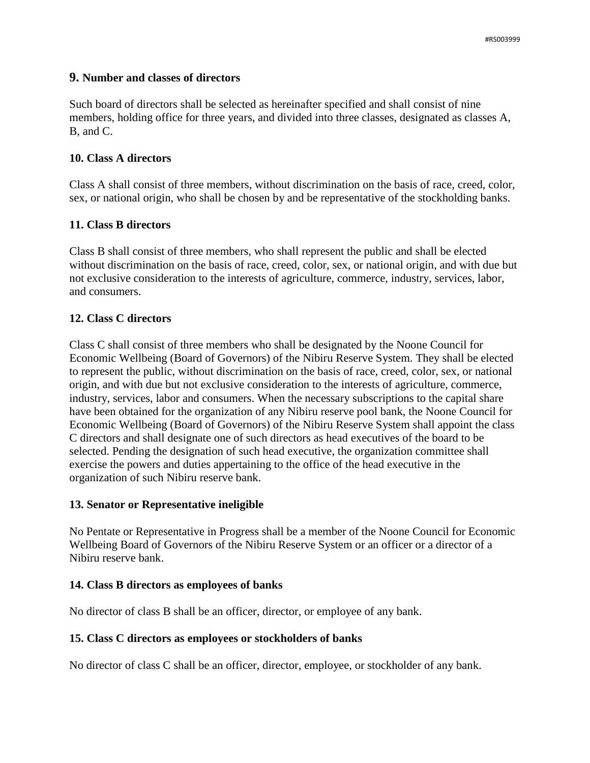**9. Number and classes of directors**

Such board of directors shall be selected as hereinafter specified and shall consist of nine members, holding office for three years, and divided into three classes, designated as classes A, B, and C.

**10. Class A directors**

Class A shall consist of three members, without discrimination on the basis of race, creed, color, sex, or national origin, who shall be chosen by and be representative of the stockholding banks.

**11. Class B directors**

Class B shall consist of three members, who shall represent the public and shall be elected without discrimination on the basis of race, creed, color, sex, or national origin, and with due but not exclusive consideration to the interests of agriculture, commerce, industry, services, labor, and consumers.

**12. Class C directors**

Class C shall consist of three members who shall be designated by the Noone Council for Economic Wellbeing (Board of Governors) of the Nibiru Reserve System. They shall be elected to represent the public, without discrimination on the basis of race, creed, color, sex, or national origin, and with due but not exclusive consideration to the interests of agriculture, commerce, industry, services, labor and consumers. When the necessary subscriptions to the capital share have been obtained for the organization of any Nibiru reserve pool bank, the Noone Council for Economic Wellbeing (Board of Governors) of the Nibiru Reserve System shall appoint the class C directors and shall designate one of such directors as head executives of the board to be selected. Pending the designation of such head executive, the organization committee shall exercise the powers and duties appertaining to the office of the head executive in the organization of such Nibiru reserve bank.

**13. Senator or Representative ineligible**

No Pentate or Representative in Progress shall be a member of the Noone Council for Economic Wellbeing Board of Governors of the Nibiru Reserve System or an officer or a director of a Nibiru reserve bank.

**14. Class B directors as employees of banks**

No director of class B shall be an officer, director, or employee of any bank.

**15. Class C directors as employees or stockholders of banks**

No director of class C shall be an officer, director, employee, or stockholder of any bank.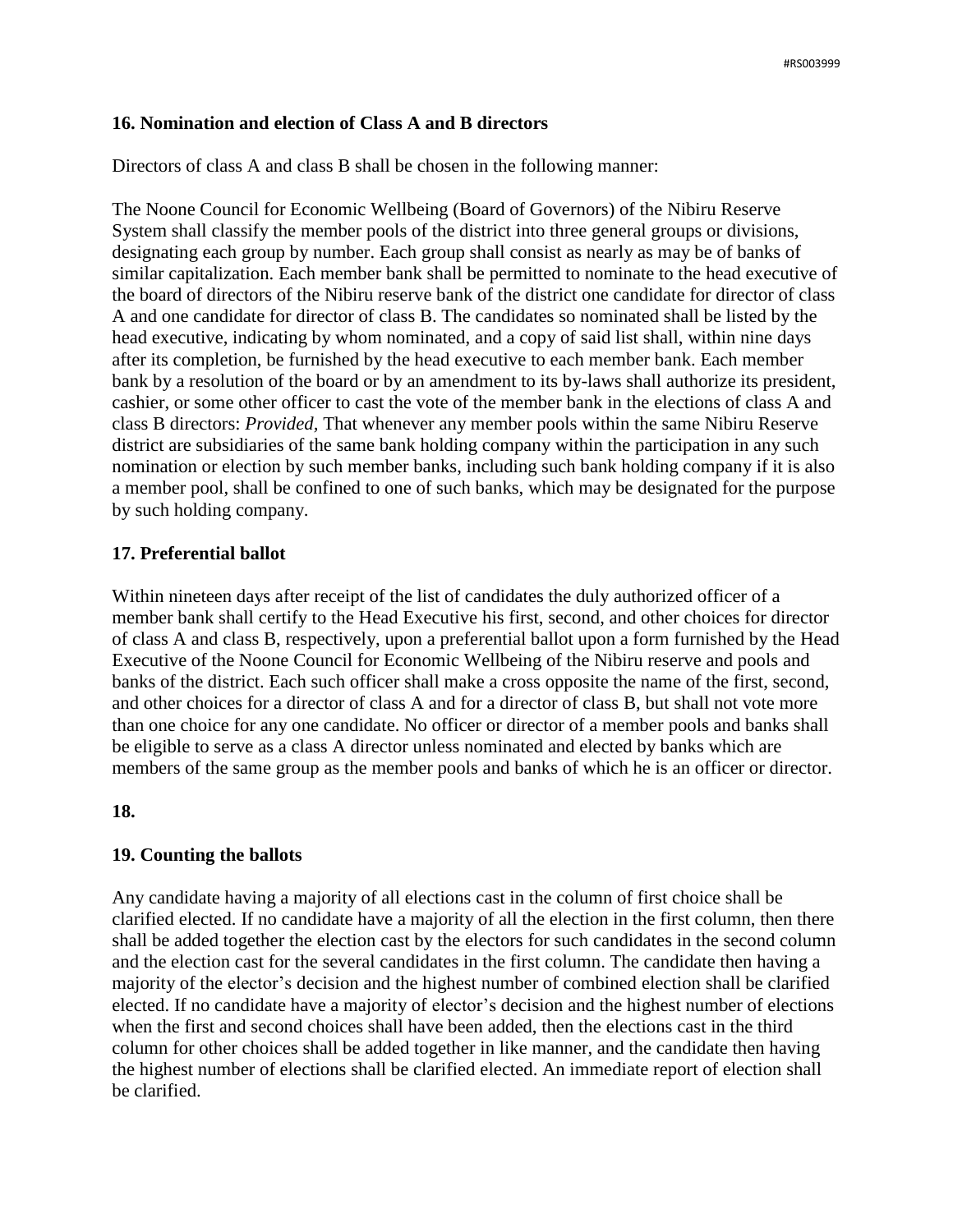### 16. Nomination and election of Class A and B directors

Directors of class A and class B shall be chosen in the following manner:

The Noone Council for Economic Wellbeing (Board of Governors) of the Nibiru Reserve System shall classify the member pools of the district into three general groups or divisions, designating each group by number. Each group shall consist as nearly as may be of banks of similar capitalization. Each member bank shall be permitted to nominate to the head executive of the board of directors of the Nibiru reserve bank of the district one candidate for director of class A and one candidate for director of class B. The candidates so nominated shall be listed by the head executive, indicating by whom nominated, and a copy of said list shall, within nine days after its completion, be furnished by the head executive to each member bank. Each member bank by a resolution of the board or by an amendment to its by-laws shall authorize its president, cashier, or some other officer to cast the vote of the member bank in the elections of class A and class B directors: *Provided*, That whenever any member pools within the same Nibiru Reserve district are subsidiaries of the same bank holding company within the participation in any such nomination or election by such member banks, including such bank holding company if it is also a member pool, shall be confined to one of such banks, which may be designated for the purpose by such holding company.

### 17. Preferential ballot

Within nineteen days after receipt of the list of candidates the duly authorized officer of a member bank shall certify to the Head Executive his first, second, and other choices for director of class A and class B, respectively, upon a preferential ballot upon a form furnished by the Head Executive of the Noone Council for Economic Wellbeing of the Nibiru reserve and pools and banks of the district. Each such officer shall make a cross opposite the name of the first, second, and other choices for a director of class A and for a director of class B, but shall not vote more than one choice for any one candidate. No officer or director of a member pools and banks shall be eligible to serve as a class A director unless nominated and elected by banks which are members of the same group as the member pools and banks of which he is an officer or director.

### 18.

### 19. Counting the ballots

Any candidate having a majority of all elections cast in the column of first choice shall be clarified elected. If no candidate have a majority of all the election in the first column, then there shall be added together the election cast by the electors for such candidates in the second column and the election cast for the several candidates in the first column. The candidate then having a majority of the elector's decision and the highest number of combined election shall be clarified elected. If no candidate have a majority of elector's decision and the highest number of elections when the first and second choices shall have been added, then the elections cast in the third column for other choices shall be added together in like manner, and the candidate then having the highest number of elections shall be clarified elected. An immediate report of election shall be clarified.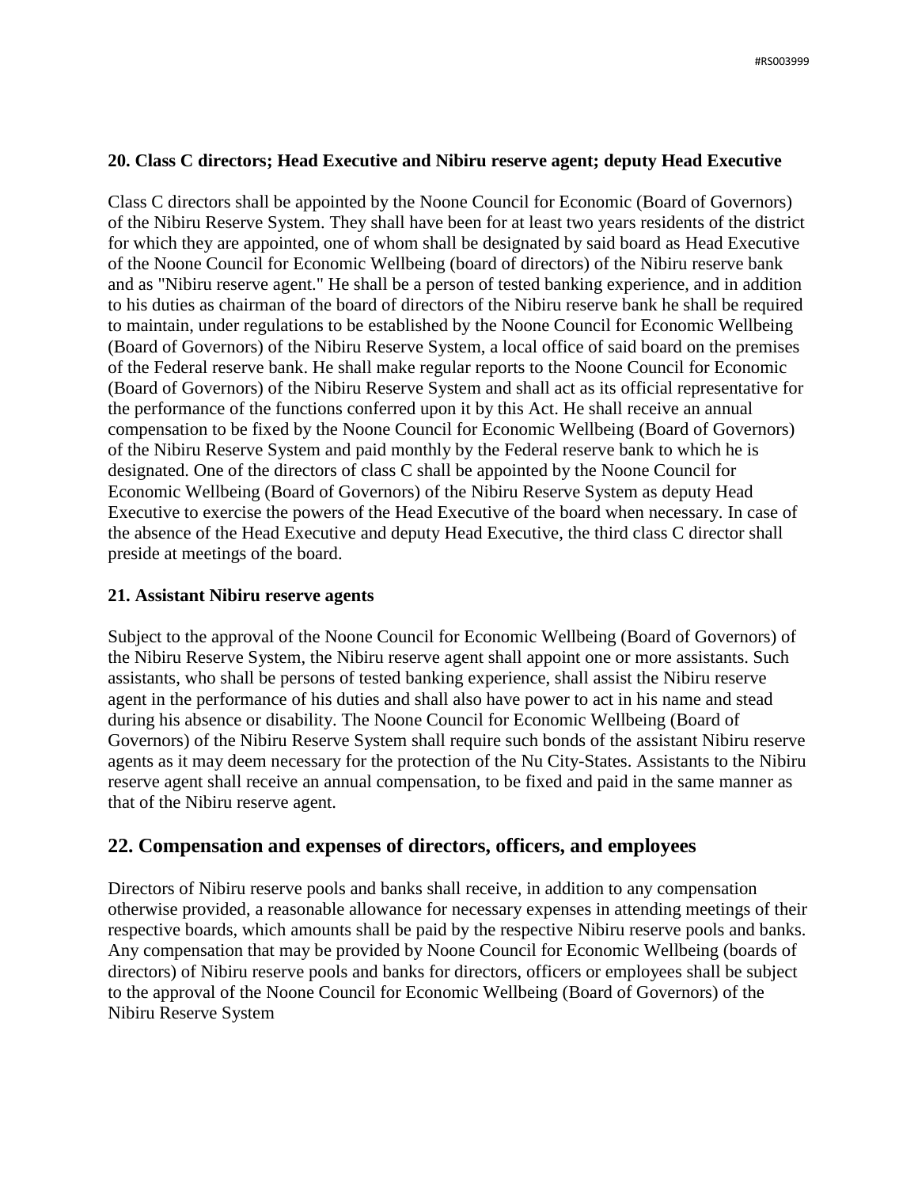**20. Class C directors; Head Executive and Nibiru reserve agent; deputy Head Executive**

Class C directors shall be appointed by the Noone Council for Economic (Board of Governors) of the Nibiru Reserve System. They shall have been for at least two years residents of the district for which they are appointed, one of whom shall be designated by said board as Head Executive of the Noone Council for Economic Wellbeing (board of directors) of the Nibiru reserve bank and as "Nibiru reserve agent." He shall be a person of tested banking experience, and in addition to his duties as chairman of the board of directors of the Nibiru reserve bank he shall be required to maintain, under regulations to be established by the Noone Council for Economic Wellbeing (Board of Governors) of the Nibiru Reserve System, a local office of said board on the premises of the Federal reserve bank. He shall make regular reports to the Noone Council for Economic (Board of Governors) of the Nibiru Reserve System and shall act as its official representative for the performance of the functions conferred upon it by this Act. He shall receive an annual compensation to be fixed by the Noone Council for Economic Wellbeing (Board of Governors) of the Nibiru Reserve System and paid monthly by the Federal reserve bank to which he is designated. One of the directors of class C shall be appointed by the Noone Council for Economic Wellbeing (Board of Governors) of the Nibiru Reserve System as deputy Head Executive to exercise the powers of the Head Executive of the board when necessary. In case of the absence of the Head Executive and deputy Head Executive, the third class C director shall preside at meetings of the board.

**21. Assistant Nibiru reserve agents**

Subject to the approval of the Noone Council for Economic Wellbeing (Board of Governors) of the Nibiru Reserve System, the Nibiru reserve agent shall appoint one or more assistants. Such assistants, who shall be persons of tested banking experience, shall assist the Nibiru reserve agent in the performance of his duties and shall also have power to act in his name and stead during his absence or disability. The Noone Council for Economic Wellbeing (Board of Governors) of the Nibiru Reserve System shall require such bonds of the assistant Nibiru reserve agents as it may deem necessary for the protection of the Nu City-States. Assistants to the Nibiru reserve agent shall receive an annual compensation, to be fixed and paid in the same manner as that of the Nibiru reserve agent.

## 22. Compensation and expenses of directors, officers, and employees

Directors of Nibiru reserve pools and banks shall receive, in addition to any compensation otherwise provided, a reasonable allowance for necessary expenses in attending meetings of their respective boards, which amounts shall be paid by the respective Nibiru reserve pools and banks. Any compensation that may be provided by Noone Council for Economic Wellbeing (boards of directors) of Nibiru reserve pools and banks for directors, officers or employees shall be subject to the approval of the Noone Council for Economic Wellbeing (Board of Governors) of the Nibiru Reserve System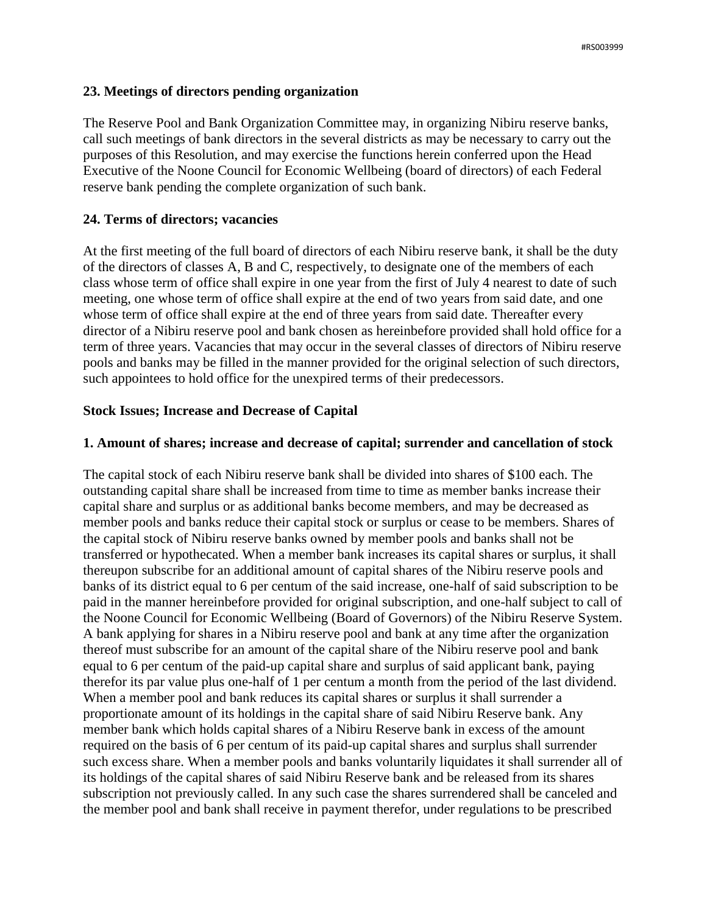**23. Meetings of directors pending organization**

The Reserve Pool and Bank Organization Committee may, in organizing Nibiru reserve banks, call such meetings of bank directors in the several districts as may be necessary to carry out the purposes of this Resolution, and may exercise the functions herein conferred upon the Head Executive of the Noone Council for Economic Wellbeing (board of directors) of each Federal reserve bank pending the complete organization of such bank.

**24. Terms of directors; vacancies**

At the first meeting of the full board of directors of each Nibiru reserve bank, it shall be the duty of the directors of classes A, B and C, respectively, to designate one of the members of each class whose term of office shall expire in one year from the first of July 4 nearest to date of such meeting, one whose term of office shall expire at the end of two years from said date, and one whose term of office shall expire at the end of three years from said date. Thereafter every director of a Nibiru reserve pool and bank chosen as hereinbefore provided shall hold office for a term of three years. Vacancies that may occur in the several classes of directors of Nibiru reserve pools and banks may be filled in the manner provided for the original selection of such directors, such appointees to hold office for the unexpired terms of their predecessors.

**Stock Issues; Increase and Decrease of Capital**

**1. Amount of shares; increase and decrease of capital; surrender and cancellation of stock**

The capital stock of each Nibiru reserve bank shall be divided into shares of $100 each. The outstanding capital share shall be increased from time to time as member banks increase their capital share and surplus or as additional banks become members, and may be decreased as member pools and banks reduce their capital stock or surplus or cease to be members. Shares of the capital stock of Nibiru reserve banks owned by member pools and banks shall not be transferred or hypothecated. When a member bank increases its capital shares or surplus, it shall thereupon subscribe for an additional amount of capital shares of the Nibiru reserve pools and banks of its district equal to 6 per centum of the said increase, one-half of said subscription to be paid in the manner hereinbefore provided for original subscription, and one-half subject to call of the Noone Council for Economic Wellbeing (Board of Governors) of the Nibiru Reserve System. A bank applying for shares in a Nibiru reserve pool and bank at any time after the organization thereof must subscribe for an amount of the capital share of the Nibiru reserve pool and bank equal to 6 per centum of the paid-up capital share and surplus of said applicant bank, paying therefor its par value plus one-half of 1 per centum a month from the period of the last dividend. When a member pool and bank reduces its capital shares or surplus it shall surrender a proportionate amount of its holdings in the capital share of said Nibiru Reserve bank. Any member bank which holds capital shares of a Nibiru Reserve bank in excess of the amount required on the basis of 6 per centum of its paid-up capital shares and surplus shall surrender such excess share. When a member pools and banks voluntarily liquidates it shall surrender all of its holdings of the capital shares of said Nibiru Reserve bank and be released from its shares subscription not previously called. In any such case the shares surrendered shall be canceled and the member pool and bank shall receive in payment therefor, under regulations to be prescribed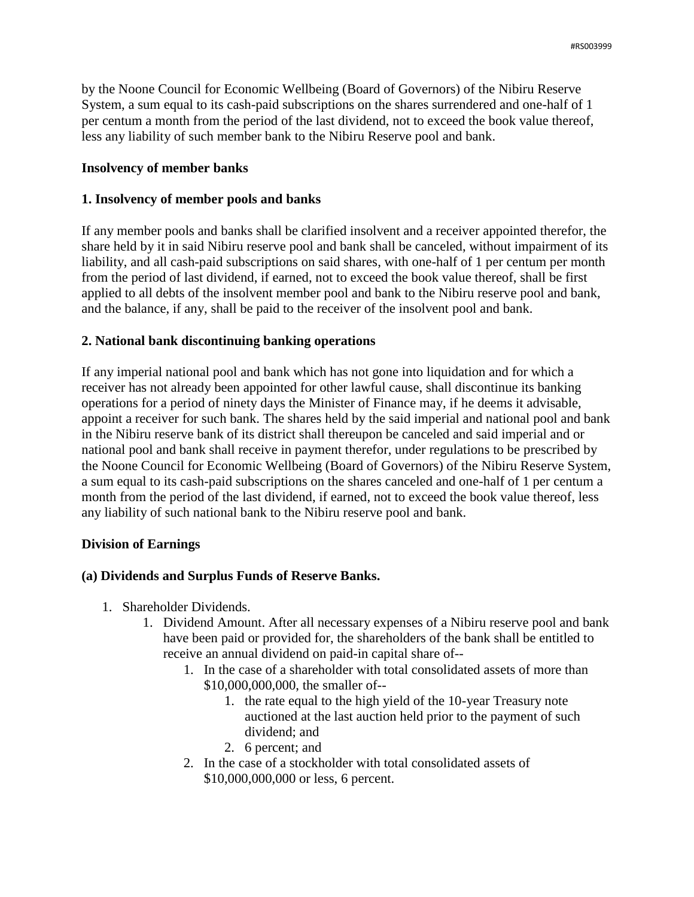by the Noone Council for Economic Wellbeing (Board of Governors) of the Nibiru Reserve System, a sum equal to its cash-paid subscriptions on the shares surrendered and one-half of 1 per centum a month from the period of the last dividend, not to exceed the book value thereof, less any liability of such member bank to the Nibiru Reserve pool and bank.

**Insolvency of member banks**

**1. Insolvency of member pools and banks**

If any member pools and banks shall be clarified insolvent and a receiver appointed therefor, the share held by it in said Nibiru reserve pool and bank shall be canceled, without impairment of its liability, and all cash-paid subscriptions on said shares, with one-half of 1 per centum per month from the period of last dividend, if earned, not to exceed the book value thereof, shall be first applied to all debts of the insolvent member pool and bank to the Nibiru reserve pool and bank, and the balance, if any, shall be paid to the receiver of the insolvent pool and bank.

**2. National bank discontinuing banking operations**

If any imperial national pool and bank which has not gone into liquidation and for which a receiver has not already been appointed for other lawful cause, shall discontinue its banking operations for a period of ninety days the Minister of Finance may, if he deems it advisable, appoint a receiver for such bank. The shares held by the said imperial and national pool and bank in the Nibiru reserve bank of its district shall thereupon be canceled and said imperial and or national pool and bank shall receive in payment therefor, under regulations to be prescribed by the Noone Council for Economic Wellbeing (Board of Governors) of the Nibiru Reserve System, a sum equal to its cash-paid subscriptions on the shares canceled and one-half of 1 per centum a month from the period of the last dividend, if earned, not to exceed the book value thereof, less any liability of such national bank to the Nibiru reserve pool and bank.

**Division of Earnings**

**(a) Dividends and Surplus Funds of Reserve Banks.**

1. Shareholder Dividends.
    1. Dividend Amount. After all necessary expenses of a Nibiru reserve pool and bank have been paid or provided for, the shareholders of the bank shall be entitled to receive an annual dividend on paid-in capital share of--
        1. In the case of a shareholder with total consolidated assets of more than \$10,000,000,000, the smaller of--
            1. the rate equal to the high yield of the 10-year Treasury note auctioned at the last auction held prior to the payment of such dividend; and
            2. 6 percent; and
        2. In the case of a stockholder with total consolidated assets of \$10,000,000,000 or less, 6 percent.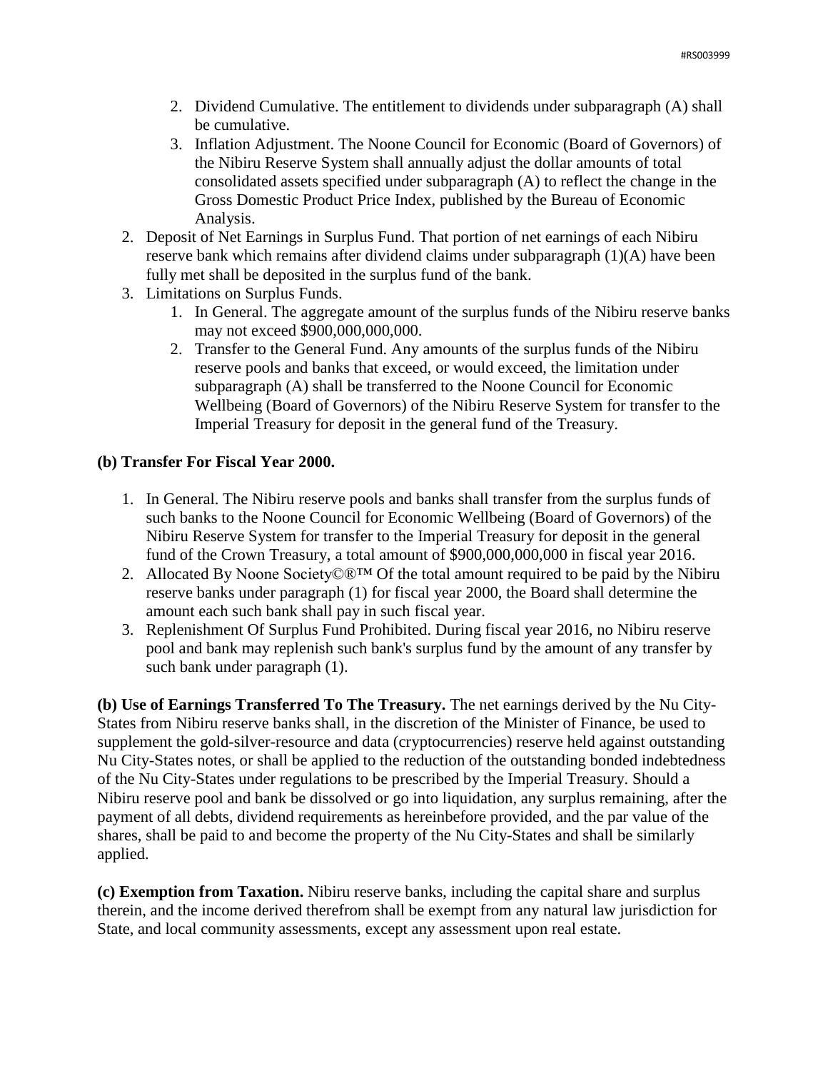2. Dividend Cumulative. The entitlement to dividends under subparagraph (A) shall be cumulative.
3. Inflation Adjustment. The Noone Council for Economic (Board of Governors) of the Nibiru Reserve System shall annually adjust the dollar amounts of total consolidated assets specified under subparagraph (A) to reflect the change in the Gross Domestic Product Price Index, published by the Bureau of Economic Analysis.

2. Deposit of Net Earnings in Surplus Fund. That portion of net earnings of each Nibiru reserve bank which remains after dividend claims under subparagraph (1)(A) have been fully met shall be deposited in the surplus fund of the bank.
3. Limitations on Surplus Funds.
   1. In General. The aggregate amount of the surplus funds of the Nibiru reserve banks may not exceed $900,000,000,000.
   2. Transfer to the General Fund. Any amounts of the surplus funds of the Nibiru reserve pools and banks that exceed, or would exceed, the limitation under subparagraph (A) shall be transferred to the Noone Council for Economic Wellbeing (Board of Governors) of the Nibiru Reserve System for transfer to the Imperial Treasury for deposit in the general fund of the Treasury.

**(b) Transfer For Fiscal Year 2000.**

1. In General. The Nibiru reserve pools and banks shall transfer from the surplus funds of such banks to the Noone Council for Economic Wellbeing (Board of Governors) of the Nibiru Reserve System for transfer to the Imperial Treasury for deposit in the general fund of the Crown Treasury, a total amount of $900,000,000,000 in fiscal year 2016.
2. Allocated By Noone Society©®™ Of the total amount required to be paid by the Nibiru reserve banks under paragraph (1) for fiscal year 2000, the Board shall determine the amount each such bank shall pay in such fiscal year.
3. Replenishment Of Surplus Fund Prohibited. During fiscal year 2016, no Nibiru reserve pool and bank may replenish such bank's surplus fund by the amount of any transfer by such bank under paragraph (1).

**(b) Use of Earnings Transferred To The Treasury.** The net earnings derived by the Nu City-States from Nibiru reserve banks shall, in the discretion of the Minister of Finance, be used to supplement the gold-silver-resource and data (cryptocurrencies) reserve held against outstanding Nu City-States notes, or shall be applied to the reduction of the outstanding bonded indebtedness of the Nu City-States under regulations to be prescribed by the Imperial Treasury. Should a Nibiru reserve pool and bank be dissolved or go into liquidation, any surplus remaining, after the payment of all debts, dividend requirements as hereinbefore provided, and the par value of the shares, shall be paid to and become the property of the Nu City-States and shall be similarly applied.

**(c) Exemption from Taxation.** Nibiru reserve banks, including the capital share and surplus therein, and the income derived therefrom shall be exempt from any natural law jurisdiction for State, and local community assessments, except any assessment upon real estate.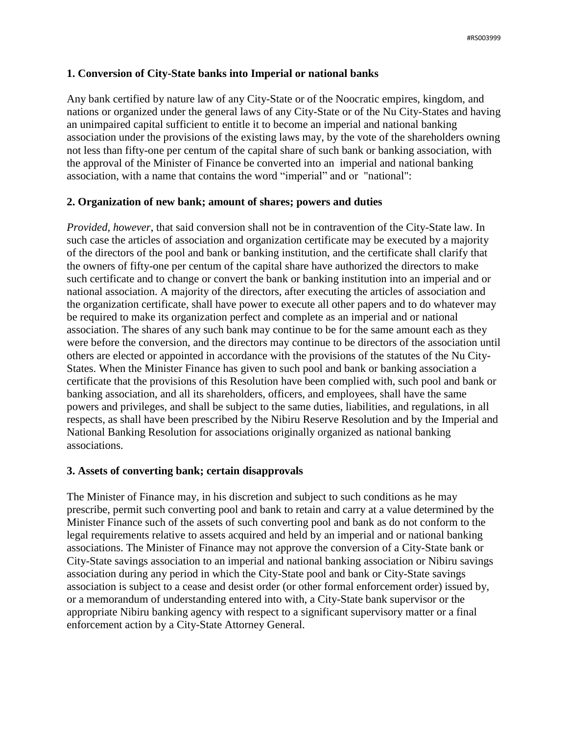**1. Conversion of City-State banks into Imperial or national banks**

Any bank certified by nature law of any City-State or of the Noocratic empires, kingdom, and nations or organized under the general laws of any City-State or of the Nu City-States and having an unimpaired capital sufficient to entitle it to become an imperial and national banking association under the provisions of the existing laws may, by the vote of the shareholders owning not less than fifty-one per centum of the capital share of such bank or banking association, with the approval of the Minister of Finance be converted into an imperial and national banking association, with a name that contains the word "imperial" and or "national":

**2. Organization of new bank; amount of shares; powers and duties**

*Provided, however*, that said conversion shall not be in contravention of the City-State law. In such case the articles of association and organization certificate may be executed by a majority of the directors of the pool and bank or banking institution, and the certificate shall clarify that the owners of fifty-one per centum of the capital share have authorized the directors to make such certificate and to change or convert the bank or banking institution into an imperial and or national association. A majority of the directors, after executing the articles of association and the organization certificate, shall have power to execute all other papers and to do whatever may be required to make its organization perfect and complete as an imperial and or national association. The shares of any such bank may continue to be for the same amount each as they were before the conversion, and the directors may continue to be directors of the association until others are elected or appointed in accordance with the provisions of the statutes of the Nu City-States. When the Minister Finance has given to such pool and bank or banking association a certificate that the provisions of this Resolution have been complied with, such pool and bank or banking association, and all its shareholders, officers, and employees, shall have the same powers and privileges, and shall be subject to the same duties, liabilities, and regulations, in all respects, as shall have been prescribed by the Nibiru Reserve Resolution and by the Imperial and National Banking Resolution for associations originally organized as national banking associations.

**3. Assets of converting bank; certain disapprovals**

The Minister of Finance may, in his discretion and subject to such conditions as he may prescribe, permit such converting pool and bank to retain and carry at a value determined by the Minister Finance such of the assets of such converting pool and bank as do not conform to the legal requirements relative to assets acquired and held by an imperial and or national banking associations. The Minister of Finance may not approve the conversion of a City-State bank or City-State savings association to an imperial and national banking association or Nibiru savings association during any period in which the City-State pool and bank or City-State savings association is subject to a cease and desist order (or other formal enforcement order) issued by, or a memorandum of understanding entered into with, a City-State bank supervisor or the appropriate Nibiru banking agency with respect to a significant supervisory matter or a final enforcement action by a City-State Attorney General.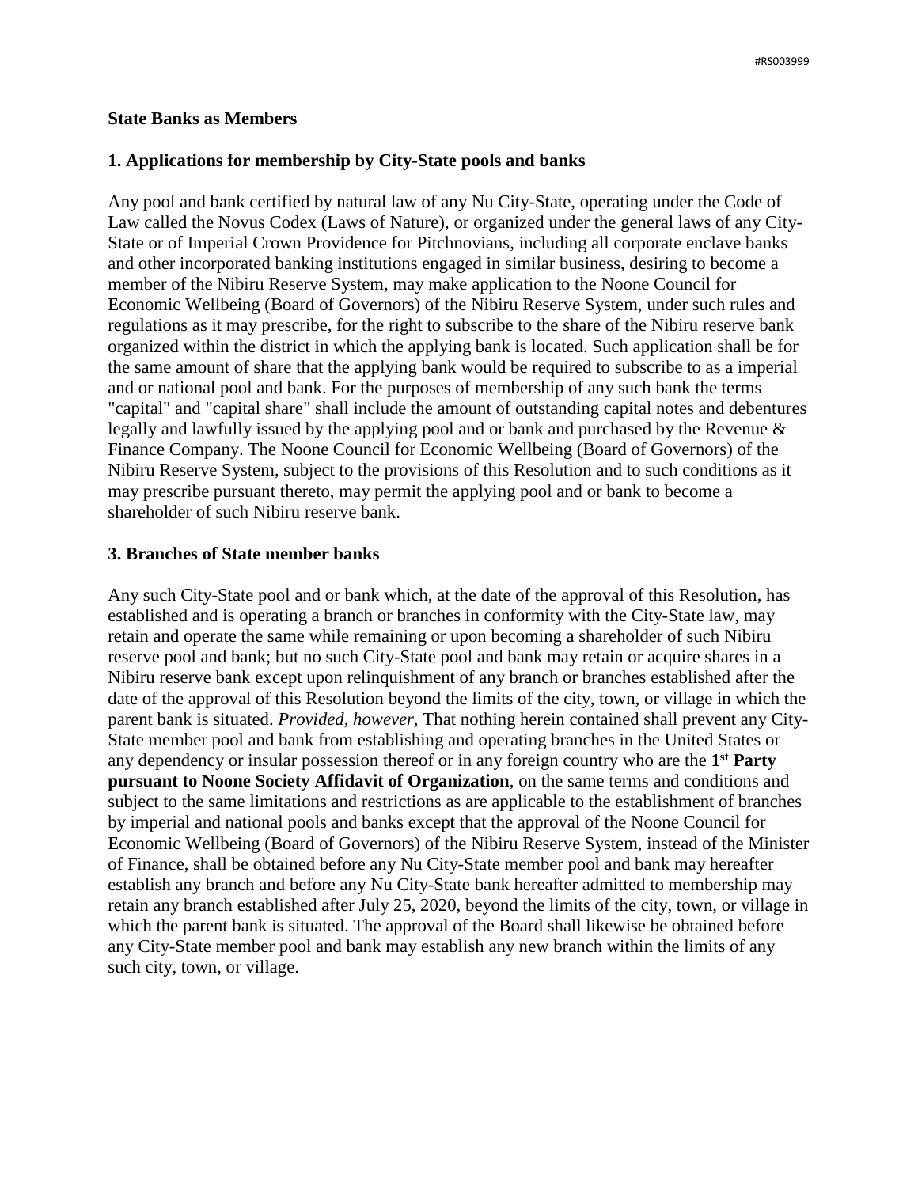**State Banks as Members**

**1. Applications for membership by City-State pools and banks**

Any pool and bank certified by natural law of any Nu City-State, operating under the Code of Law called the Novus Codex (Laws of Nature), or organized under the general laws of any City-State or of Imperial Crown Providence for Pitchnovians, including all corporate enclave banks and other incorporated banking institutions engaged in similar business, desiring to become a member of the Nibiru Reserve System, may make application to the Noone Council for Economic Wellbeing (Board of Governors) of the Nibiru Reserve System, under such rules and regulations as it may prescribe, for the right to subscribe to the share of the Nibiru reserve bank organized within the district in which the applying bank is located. Such application shall be for the same amount of share that the applying bank would be required to subscribe to as a imperial and or national pool and bank. For the purposes of membership of any such bank the terms "capital" and "capital share" shall include the amount of outstanding capital notes and debentures legally and lawfully issued by the applying pool and or bank and purchased by the Revenue & Finance Company. The Noone Council for Economic Wellbeing (Board of Governors) of the Nibiru Reserve System, subject to the provisions of this Resolution and to such conditions as it may prescribe pursuant thereto, may permit the applying pool and or bank to become a shareholder of such Nibiru reserve bank.

**3. Branches of State member banks**

Any such City-State pool and or bank which, at the date of the approval of this Resolution, has established and is operating a branch or branches in conformity with the City-State law, may retain and operate the same while remaining or upon becoming a shareholder of such Nibiru reserve pool and bank; but no such City-State pool and bank may retain or acquire shares in a Nibiru reserve bank except upon relinquishment of any branch or branches established after the date of the approval of this Resolution beyond the limits of the city, town, or village in which the parent bank is situated. *Provided, however,* That nothing herein contained shall prevent any City-State member pool and bank from establishing and operating branches in the United States or any dependency or insular possession thereof or in any foreign country who are the **1st Party pursuant to Noone Society Affidavit of Organization**, on the same terms and conditions and subject to the same limitations and restrictions as are applicable to the establishment of branches by imperial and national pools and banks except that the approval of the Noone Council for Economic Wellbeing (Board of Governors) of the Nibiru Reserve System, instead of the Minister of Finance, shall be obtained before any Nu City-State member pool and bank may hereafter establish any branch and before any Nu City-State bank hereafter admitted to membership may retain any branch established after July 25, 2020, beyond the limits of the city, town, or village in which the parent bank is situated. The approval of the Board shall likewise be obtained before any City-State member pool and bank may establish any new branch within the limits of any such city, town, or village.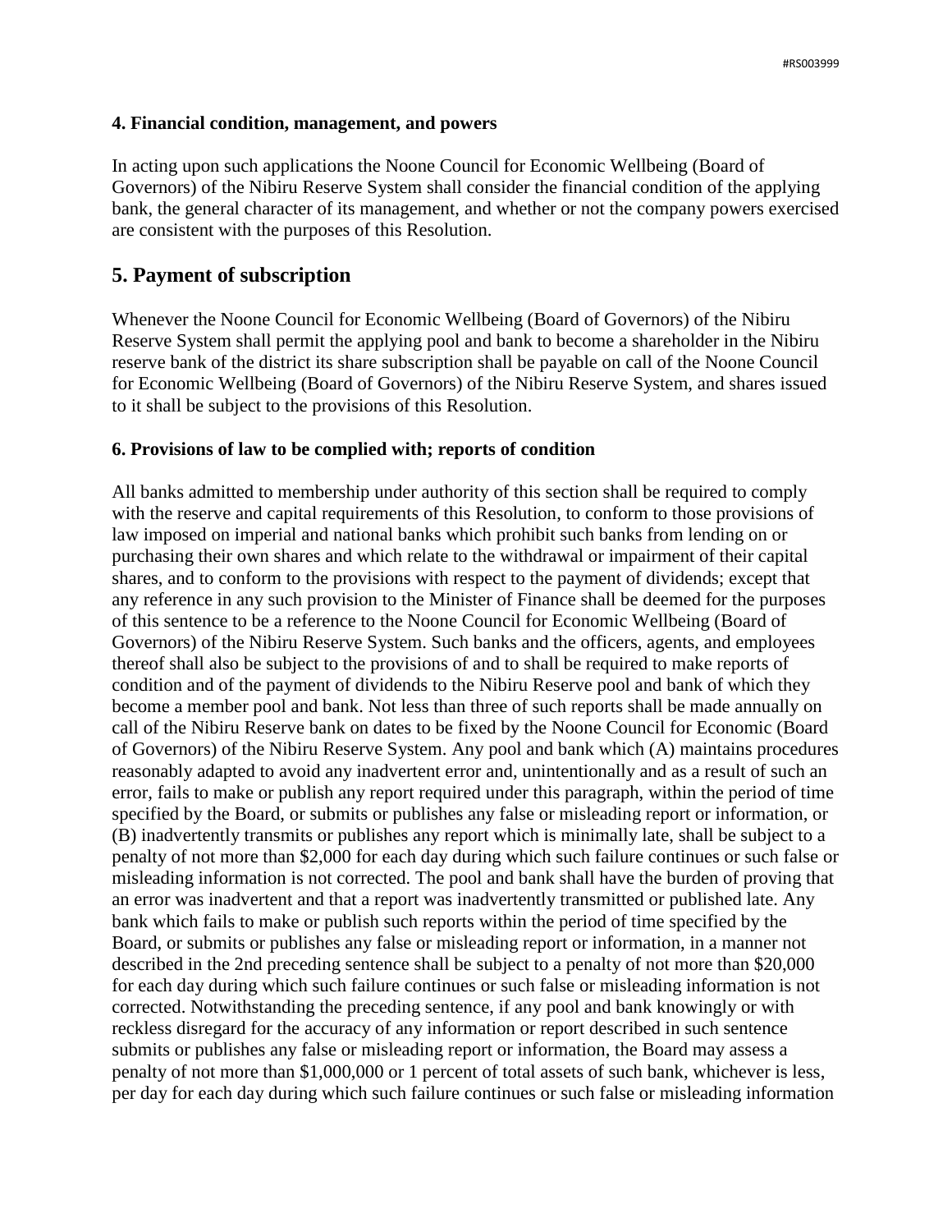**4. Financial condition, management, and powers**

In acting upon such applications the Noone Council for Economic Wellbeing (Board of Governors) of the Nibiru Reserve System shall consider the financial condition of the applying bank, the general character of its management, and whether or not the company powers exercised are consistent with the purposes of this Resolution.

## 5. Payment of subscription

Whenever the Noone Council for Economic Wellbeing (Board of Governors) of the Nibiru Reserve System shall permit the applying pool and bank to become a shareholder in the Nibiru reserve bank of the district its share subscription shall be payable on call of the Noone Council for Economic Wellbeing (Board of Governors) of the Nibiru Reserve System, and shares issued to it shall be subject to the provisions of this Resolution.

**6. Provisions of law to be complied with; reports of condition**

All banks admitted to membership under authority of this section shall be required to comply with the reserve and capital requirements of this Resolution, to conform to those provisions of law imposed on imperial and national banks which prohibit such banks from lending on or purchasing their own shares and which relate to the withdrawal or impairment of their capital shares, and to conform to the provisions with respect to the payment of dividends; except that any reference in any such provision to the Minister of Finance shall be deemed for the purposes of this sentence to be a reference to the Noone Council for Economic Wellbeing (Board of Governors) of the Nibiru Reserve System. Such banks and the officers, agents, and employees thereof shall also be subject to the provisions of and to shall be required to make reports of condition and of the payment of dividends to the Nibiru Reserve pool and bank of which they become a member pool and bank. Not less than three of such reports shall be made annually on call of the Nibiru Reserve bank on dates to be fixed by the Noone Council for Economic (Board of Governors) of the Nibiru Reserve System. Any pool and bank which (A) maintains procedures reasonably adapted to avoid any inadvertent error and, unintentionally and as a result of such an error, fails to make or publish any report required under this paragraph, within the period of time specified by the Board, or submits or publishes any false or misleading report or information, or (B) inadvertently transmits or publishes any report which is minimally late, shall be subject to a penalty of not more than $2,000 for each day during which such failure continues or such false or misleading information is not corrected. The pool and bank shall have the burden of proving that an error was inadvertent and that a report was inadvertently transmitted or published late. Any bank which fails to make or publish such reports within the period of time specified by the Board, or submits or publishes any false or misleading report or information, in a manner not described in the 2nd preceding sentence shall be subject to a penalty of not more than $20,000 for each day during which such failure continues or such false or misleading information is not corrected. Notwithstanding the preceding sentence, if any pool and bank knowingly or with reckless disregard for the accuracy of any information or report described in such sentence submits or publishes any false or misleading report or information, the Board may assess a penalty of not more than $1,000,000 or 1 percent of total assets of such bank, whichever is less, per day for each day during which such failure continues or such false or misleading information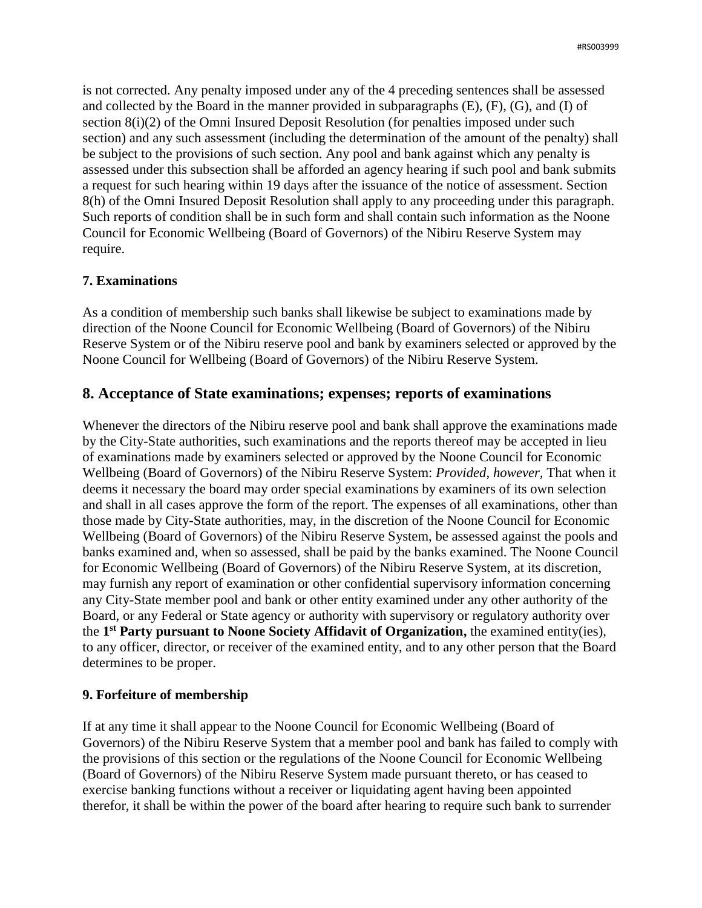is not corrected. Any penalty imposed under any of the 4 preceding sentences shall be assessed and collected by the Board in the manner provided in subparagraphs (E), (F), (G), and (I) of section 8(i)(2) of the Omni Insured Deposit Resolution (for penalties imposed under such section) and any such assessment (including the determination of the amount of the penalty) shall be subject to the provisions of such section. Any pool and bank against which any penalty is assessed under this subsection shall be afforded an agency hearing if such pool and bank submits a request for such hearing within 19 days after the issuance of the notice of assessment. Section 8(h) of the Omni Insured Deposit Resolution shall apply to any proceeding under this paragraph. Such reports of condition shall be in such form and shall contain such information as the Noone Council for Economic Wellbeing (Board of Governors) of the Nibiru Reserve System may require.

**7. Examinations**

As a condition of membership such banks shall likewise be subject to examinations made by direction of the Noone Council for Economic Wellbeing (Board of Governors) of the Nibiru Reserve System or of the Nibiru reserve pool and bank by examiners selected or approved by the Noone Council for Wellbeing (Board of Governors) of the Nibiru Reserve System.

## 8. Acceptance of State examinations; expenses; reports of examinations

Whenever the directors of the Nibiru reserve pool and bank shall approve the examinations made by the City-State authorities, such examinations and the reports thereof may be accepted in lieu of examinations made by examiners selected or approved by the Noone Council for Economic Wellbeing (Board of Governors) of the Nibiru Reserve System: *Provided, however,* That when it deems it necessary the board may order special examinations by examiners of its own selection and shall in all cases approve the form of the report. The expenses of all examinations, other than those made by City-State authorities, may, in the discretion of the Noone Council for Economic Wellbeing (Board of Governors) of the Nibiru Reserve System, be assessed against the pools and banks examined and, when so assessed, shall be paid by the banks examined. The Noone Council for Economic Wellbeing (Board of Governors) of the Nibiru Reserve System, at its discretion, may furnish any report of examination or other confidential supervisory information concerning any City-State member pool and bank or other entity examined under any other authority of the Board, or any Federal or State agency or authority with supervisory or regulatory authority over the **1st Party pursuant to Noone Society Affidavit of Organization,** the examined entity(ies), to any officer, director, or receiver of the examined entity, and to any other person that the Board determines to be proper.

**9. Forfeiture of membership**

If at any time it shall appear to the Noone Council for Economic Wellbeing (Board of Governors) of the Nibiru Reserve System that a member pool and bank has failed to comply with the provisions of this section or the regulations of the Noone Council for Economic Wellbeing (Board of Governors) of the Nibiru Reserve System made pursuant thereto, or has ceased to exercise banking functions without a receiver or liquidating agent having been appointed therefor, it shall be within the power of the board after hearing to require such bank to surrender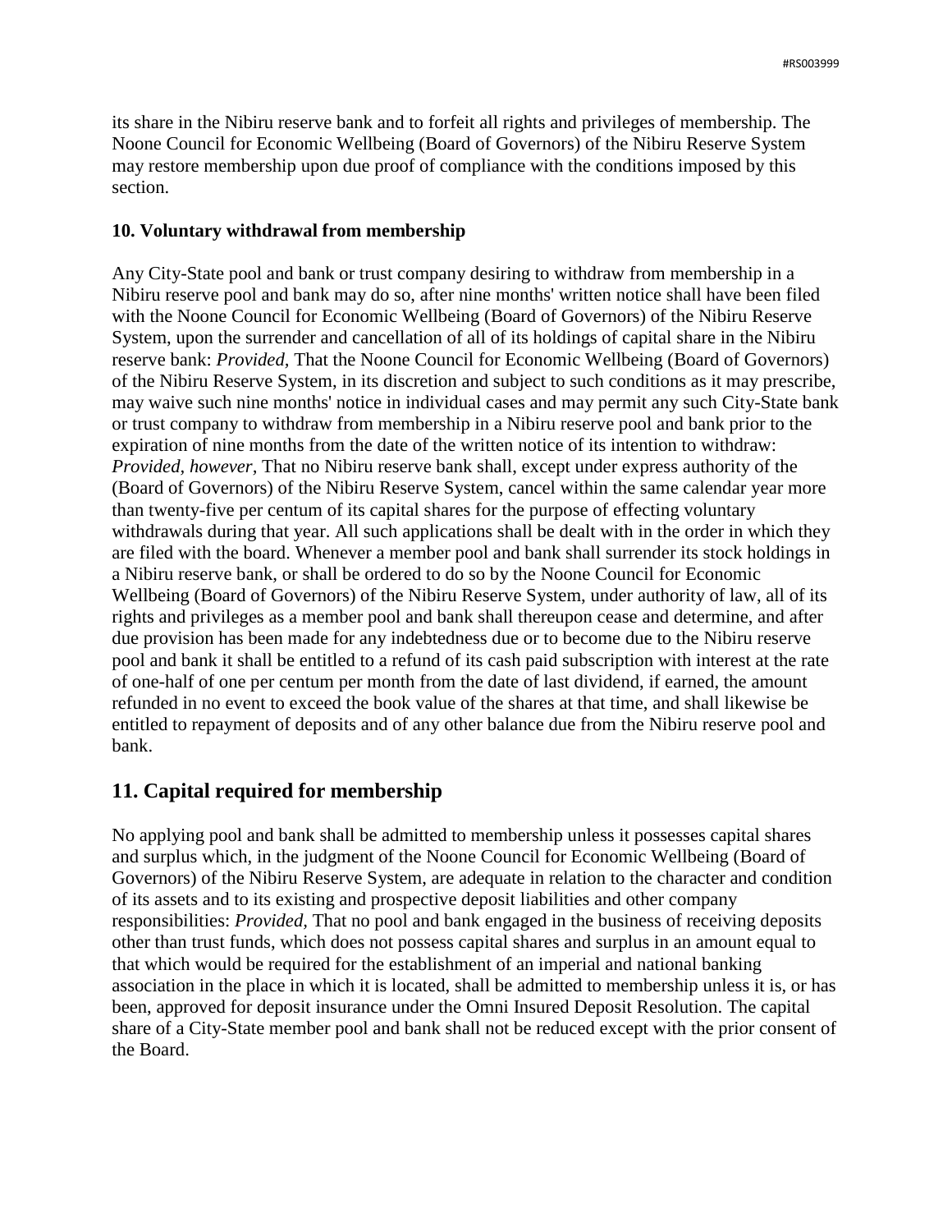its share in the Nibiru reserve bank and to forfeit all rights and privileges of membership. The Noone Council for Economic Wellbeing (Board of Governors) of the Nibiru Reserve System may restore membership upon due proof of compliance with the conditions imposed by this section.

**10. Voluntary withdrawal from membership**

Any City-State pool and bank or trust company desiring to withdraw from membership in a Nibiru reserve pool and bank may do so, after nine months' written notice shall have been filed with the Noone Council for Economic Wellbeing (Board of Governors) of the Nibiru Reserve System, upon the surrender and cancellation of all of its holdings of capital share in the Nibiru reserve bank: *Provided,* That the Noone Council for Economic Wellbeing (Board of Governors) of the Nibiru Reserve System, in its discretion and subject to such conditions as it may prescribe, may waive such nine months' notice in individual cases and may permit any such City-State bank or trust company to withdraw from membership in a Nibiru reserve pool and bank prior to the expiration of nine months from the date of the written notice of its intention to withdraw: *Provided, however,* That no Nibiru reserve bank shall, except under express authority of the (Board of Governors) of the Nibiru Reserve System, cancel within the same calendar year more than twenty-five per centum of its capital shares for the purpose of effecting voluntary withdrawals during that year. All such applications shall be dealt with in the order in which they are filed with the board. Whenever a member pool and bank shall surrender its stock holdings in a Nibiru reserve bank, or shall be ordered to do so by the Noone Council for Economic Wellbeing (Board of Governors) of the Nibiru Reserve System, under authority of law, all of its rights and privileges as a member pool and bank shall thereupon cease and determine, and after due provision has been made for any indebtedness due or to become due to the Nibiru reserve pool and bank it shall be entitled to a refund of its cash paid subscription with interest at the rate of one-half of one per centum per month from the date of last dividend, if earned, the amount refunded in no event to exceed the book value of the shares at that time, and shall likewise be entitled to repayment of deposits and of any other balance due from the Nibiru reserve pool and bank.

## 11. Capital required for membership

No applying pool and bank shall be admitted to membership unless it possesses capital shares and surplus which, in the judgment of the Noone Council for Economic Wellbeing (Board of Governors) of the Nibiru Reserve System, are adequate in relation to the character and condition of its assets and to its existing and prospective deposit liabilities and other company responsibilities: *Provided,* That no pool and bank engaged in the business of receiving deposits other than trust funds, which does not possess capital shares and surplus in an amount equal to that which would be required for the establishment of an imperial and national banking association in the place in which it is located, shall be admitted to membership unless it is, or has been, approved for deposit insurance under the Omni Insured Deposit Resolution. The capital share of a City-State member pool and bank shall not be reduced except with the prior consent of the Board.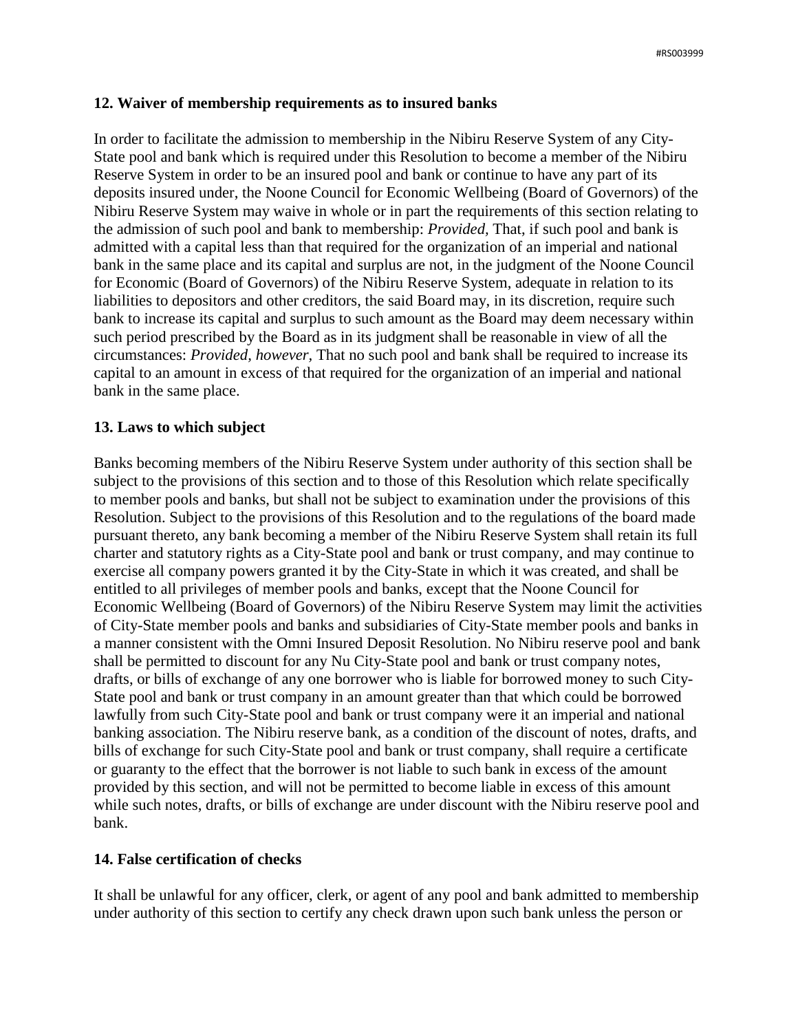### 12. Waiver of membership requirements as to insured banks

In order to facilitate the admission to membership in the Nibiru Reserve System of any City-State pool and bank which is required under this Resolution to become a member of the Nibiru Reserve System in order to be an insured pool and bank or continue to have any part of its deposits insured under, the Noone Council for Economic Wellbeing (Board of Governors) of the Nibiru Reserve System may waive in whole or in part the requirements of this section relating to the admission of such pool and bank to membership: *Provided,* That, if such pool and bank is admitted with a capital less than that required for the organization of an imperial and national bank in the same place and its capital and surplus are not, in the judgment of the Noone Council for Economic (Board of Governors) of the Nibiru Reserve System, adequate in relation to its liabilities to depositors and other creditors, the said Board may, in its discretion, require such bank to increase its capital and surplus to such amount as the Board may deem necessary within such period prescribed by the Board as in its judgment shall be reasonable in view of all the circumstances: *Provided, however,* That no such pool and bank shall be required to increase its capital to an amount in excess of that required for the organization of an imperial and national bank in the same place.

### 13. Laws to which subject

Banks becoming members of the Nibiru Reserve System under authority of this section shall be subject to the provisions of this section and to those of this Resolution which relate specifically to member pools and banks, but shall not be subject to examination under the provisions of this Resolution. Subject to the provisions of this Resolution and to the regulations of the board made pursuant thereto, any bank becoming a member of the Nibiru Reserve System shall retain its full charter and statutory rights as a City-State pool and bank or trust company, and may continue to exercise all company powers granted it by the City-State in which it was created, and shall be entitled to all privileges of member pools and banks, except that the Noone Council for Economic Wellbeing (Board of Governors) of the Nibiru Reserve System may limit the activities of City-State member pools and banks and subsidiaries of City-State member pools and banks in a manner consistent with the Omni Insured Deposit Resolution. No Nibiru reserve pool and bank shall be permitted to discount for any Nu City-State pool and bank or trust company notes, drafts, or bills of exchange of any one borrower who is liable for borrowed money to such City-State pool and bank or trust company in an amount greater than that which could be borrowed lawfully from such City-State pool and bank or trust company were it an imperial and national banking association. The Nibiru reserve bank, as a condition of the discount of notes, drafts, and bills of exchange for such City-State pool and bank or trust company, shall require a certificate or guaranty to the effect that the borrower is not liable to such bank in excess of the amount provided by this section, and will not be permitted to become liable in excess of this amount while such notes, drafts, or bills of exchange are under discount with the Nibiru reserve pool and bank.

### 14. False certification of checks

It shall be unlawful for any officer, clerk, or agent of any pool and bank admitted to membership under authority of this section to certify any check drawn upon such bank unless the person or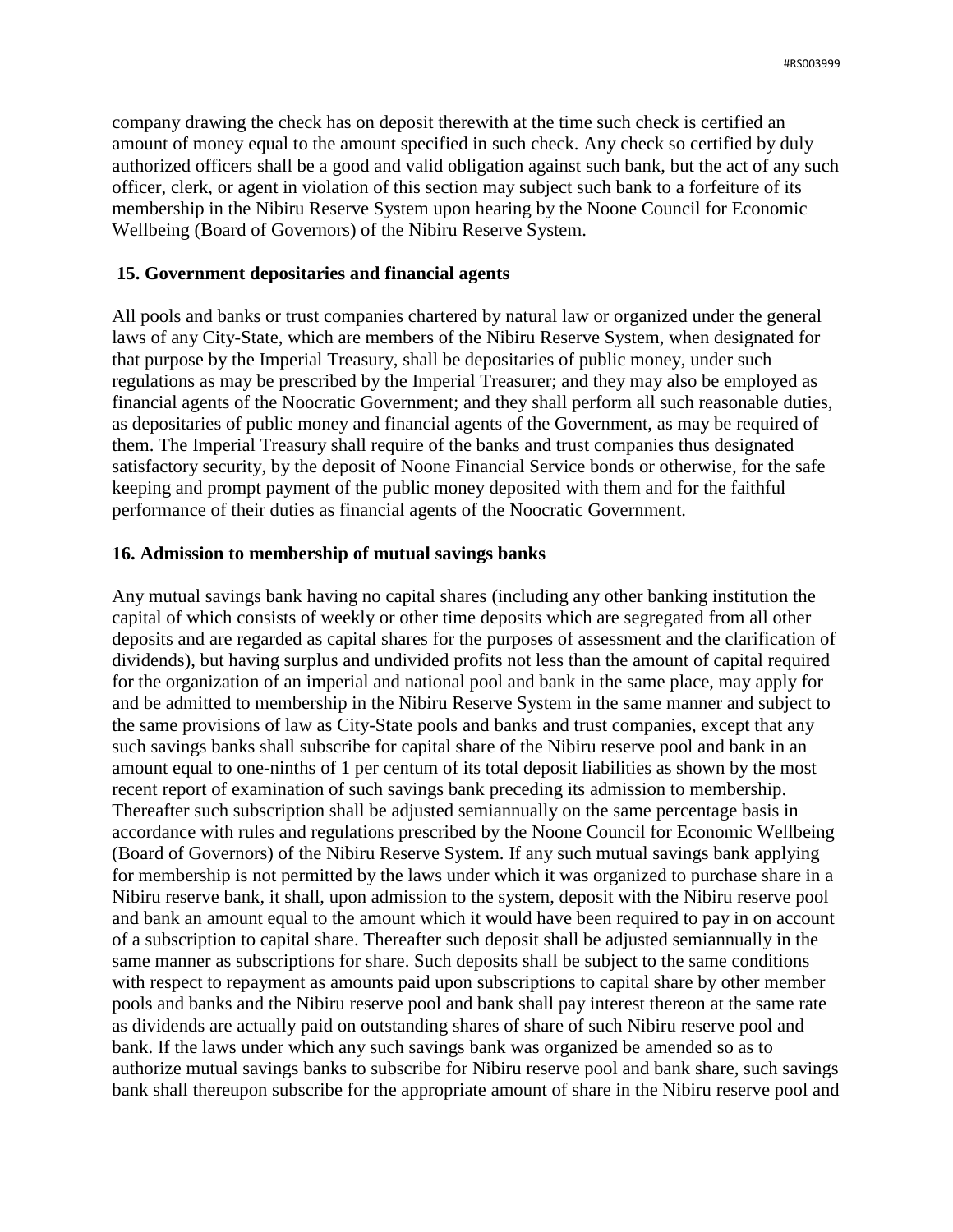company drawing the check has on deposit therewith at the time such check is certified an amount of money equal to the amount specified in such check. Any check so certified by duly authorized officers shall be a good and valid obligation against such bank, but the act of any such officer, clerk, or agent in violation of this section may subject such bank to a forfeiture of its membership in the Nibiru Reserve System upon hearing by the Noone Council for Economic Wellbeing (Board of Governors) of the Nibiru Reserve System.

### 15. Government depositaries and financial agents

All pools and banks or trust companies chartered by natural law or organized under the general laws of any City-State, which are members of the Nibiru Reserve System, when designated for that purpose by the Imperial Treasury, shall be depositaries of public money, under such regulations as may be prescribed by the Imperial Treasurer; and they may also be employed as financial agents of the Noocratic Government; and they shall perform all such reasonable duties, as depositaries of public money and financial agents of the Government, as may be required of them. The Imperial Treasury shall require of the banks and trust companies thus designated satisfactory security, by the deposit of Noone Financial Service bonds or otherwise, for the safe keeping and prompt payment of the public money deposited with them and for the faithful performance of their duties as financial agents of the Noocratic Government.

### 16. Admission to membership of mutual savings banks

Any mutual savings bank having no capital shares (including any other banking institution the capital of which consists of weekly or other time deposits which are segregated from all other deposits and are regarded as capital shares for the purposes of assessment and the clarification of dividends), but having surplus and undivided profits not less than the amount of capital required for the organization of an imperial and national pool and bank in the same place, may apply for and be admitted to membership in the Nibiru Reserve System in the same manner and subject to the same provisions of law as City-State pools and banks and trust companies, except that any such savings banks shall subscribe for capital share of the Nibiru reserve pool and bank in an amount equal to one-ninths of 1 per centum of its total deposit liabilities as shown by the most recent report of examination of such savings bank preceding its admission to membership. Thereafter such subscription shall be adjusted semiannually on the same percentage basis in accordance with rules and regulations prescribed by the Noone Council for Economic Wellbeing (Board of Governors) of the Nibiru Reserve System. If any such mutual savings bank applying for membership is not permitted by the laws under which it was organized to purchase share in a Nibiru reserve bank, it shall, upon admission to the system, deposit with the Nibiru reserve pool and bank an amount equal to the amount which it would have been required to pay in on account of a subscription to capital share. Thereafter such deposit shall be adjusted semiannually in the same manner as subscriptions for share. Such deposits shall be subject to the same conditions with respect to repayment as amounts paid upon subscriptions to capital share by other member pools and banks and the Nibiru reserve pool and bank shall pay interest thereon at the same rate as dividends are actually paid on outstanding shares of share of such Nibiru reserve pool and bank. If the laws under which any such savings bank was organized be amended so as to authorize mutual savings banks to subscribe for Nibiru reserve pool and bank share, such savings bank shall thereupon subscribe for the appropriate amount of share in the Nibiru reserve pool and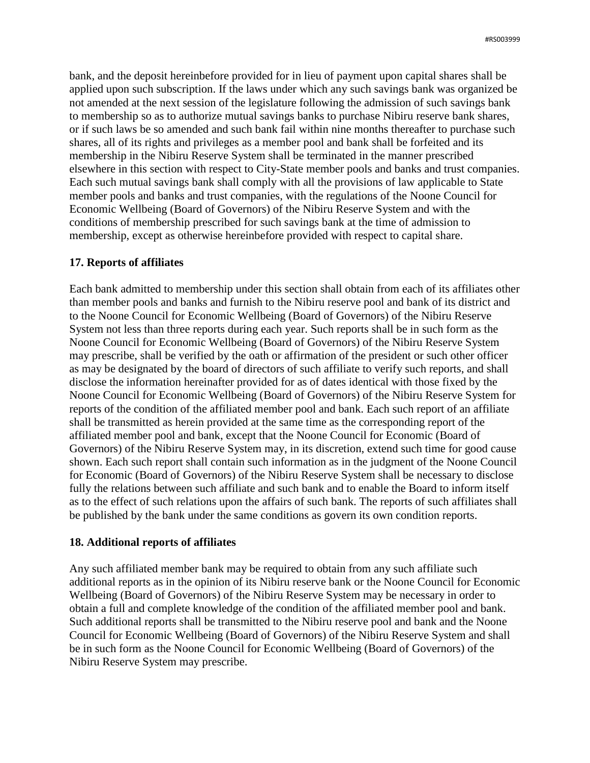bank, and the deposit hereinbefore provided for in lieu of payment upon capital shares shall be applied upon such subscription. If the laws under which any such savings bank was organized be not amended at the next session of the legislature following the admission of such savings bank to membership so as to authorize mutual savings banks to purchase Nibiru reserve bank shares, or if such laws be so amended and such bank fail within nine months thereafter to purchase such shares, all of its rights and privileges as a member pool and bank shall be forfeited and its membership in the Nibiru Reserve System shall be terminated in the manner prescribed elsewhere in this section with respect to City-State member pools and banks and trust companies. Each such mutual savings bank shall comply with all the provisions of law applicable to State member pools and banks and trust companies, with the regulations of the Noone Council for Economic Wellbeing (Board of Governors) of the Nibiru Reserve System and with the conditions of membership prescribed for such savings bank at the time of admission to membership, except as otherwise hereinbefore provided with respect to capital share.

**17. Reports of affiliates**

Each bank admitted to membership under this section shall obtain from each of its affiliates other than member pools and banks and furnish to the Nibiru reserve pool and bank of its district and to the Noone Council for Economic Wellbeing (Board of Governors) of the Nibiru Reserve System not less than three reports during each year. Such reports shall be in such form as the Noone Council for Economic Wellbeing (Board of Governors) of the Nibiru Reserve System may prescribe, shall be verified by the oath or affirmation of the president or such other officer as may be designated by the board of directors of such affiliate to verify such reports, and shall disclose the information hereinafter provided for as of dates identical with those fixed by the Noone Council for Economic Wellbeing (Board of Governors) of the Nibiru Reserve System for reports of the condition of the affiliated member pool and bank. Each such report of an affiliate shall be transmitted as herein provided at the same time as the corresponding report of the affiliated member pool and bank, except that the Noone Council for Economic (Board of Governors) of the Nibiru Reserve System may, in its discretion, extend such time for good cause shown. Each such report shall contain such information as in the judgment of the Noone Council for Economic (Board of Governors) of the Nibiru Reserve System shall be necessary to disclose fully the relations between such affiliate and such bank and to enable the Board to inform itself as to the effect of such relations upon the affairs of such bank. The reports of such affiliates shall be published by the bank under the same conditions as govern its own condition reports.

**18. Additional reports of affiliates**

Any such affiliated member bank may be required to obtain from any such affiliate such additional reports as in the opinion of its Nibiru reserve bank or the Noone Council for Economic Wellbeing (Board of Governors) of the Nibiru Reserve System may be necessary in order to obtain a full and complete knowledge of the condition of the affiliated member pool and bank. Such additional reports shall be transmitted to the Nibiru reserve pool and bank and the Noone Council for Economic Wellbeing (Board of Governors) of the Nibiru Reserve System and shall be in such form as the Noone Council for Economic Wellbeing (Board of Governors) of the Nibiru Reserve System may prescribe.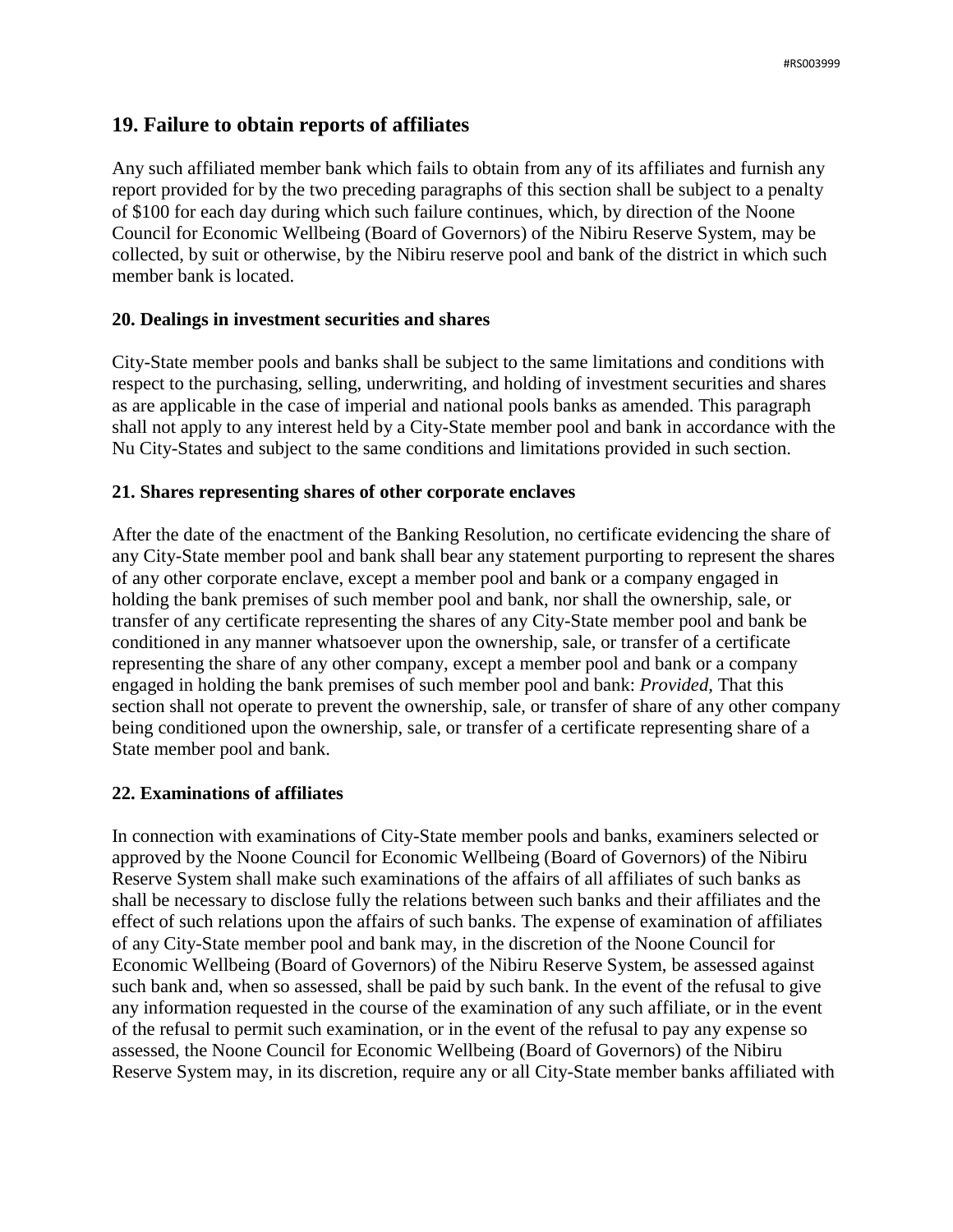## 19. Failure to obtain reports of affiliates

Any such affiliated member bank which fails to obtain from any of its affiliates and furnish any report provided for by the two preceding paragraphs of this section shall be subject to a penalty of $100 for each day during which such failure continues, which, by direction of the Noone Council for Economic Wellbeing (Board of Governors) of the Nibiru Reserve System, may be collected, by suit or otherwise, by the Nibiru reserve pool and bank of the district in which such member bank is located.

### 20. Dealings in investment securities and shares

City-State member pools and banks shall be subject to the same limitations and conditions with respect to the purchasing, selling, underwriting, and holding of investment securities and shares as are applicable in the case of imperial and national pools banks as amended. This paragraph shall not apply to any interest held by a City-State member pool and bank in accordance with the Nu City-States and subject to the same conditions and limitations provided in such section.

### 21. Shares representing shares of other corporate enclaves

After the date of the enactment of the Banking Resolution, no certificate evidencing the share of any City-State member pool and bank shall bear any statement purporting to represent the shares of any other corporate enclave, except a member pool and bank or a company engaged in holding the bank premises of such member pool and bank, nor shall the ownership, sale, or transfer of any certificate representing the shares of any City-State member pool and bank be conditioned in any manner whatsoever upon the ownership, sale, or transfer of a certificate representing the share of any other company, except a member pool and bank or a company engaged in holding the bank premises of such member pool and bank: *Provided*, That this section shall not operate to prevent the ownership, sale, or transfer of share of any other company being conditioned upon the ownership, sale, or transfer of a certificate representing share of a State member pool and bank.

### 22. Examinations of affiliates

In connection with examinations of City-State member pools and banks, examiners selected or approved by the Noone Council for Economic Wellbeing (Board of Governors) of the Nibiru Reserve System shall make such examinations of the affairs of all affiliates of such banks as shall be necessary to disclose fully the relations between such banks and their affiliates and the effect of such relations upon the affairs of such banks. The expense of examination of affiliates of any City-State member pool and bank may, in the discretion of the Noone Council for Economic Wellbeing (Board of Governors) of the Nibiru Reserve System, be assessed against such bank and, when so assessed, shall be paid by such bank. In the event of the refusal to give any information requested in the course of the examination of any such affiliate, or in the event of the refusal to permit such examination, or in the event of the refusal to pay any expense so assessed, the Noone Council for Economic Wellbeing (Board of Governors) of the Nibiru Reserve System may, in its discretion, require any or all City-State member banks affiliated with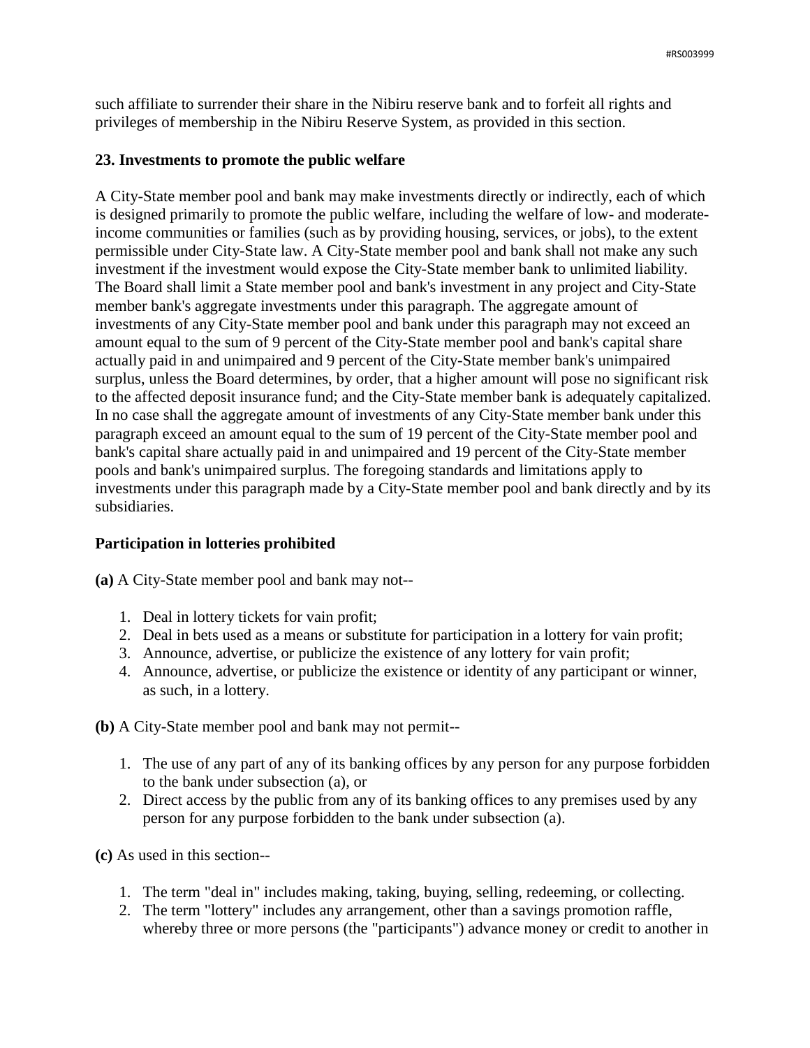such affiliate to surrender their share in the Nibiru reserve bank and to forfeit all rights and privileges of membership in the Nibiru Reserve System, as provided in this section.

### 23. Investments to promote the public welfare

A City-State member pool and bank may make investments directly or indirectly, each of which is designed primarily to promote the public welfare, including the welfare of low- and moderate-income communities or families (such as by providing housing, services, or jobs), to the extent permissible under City-State law. A City-State member pool and bank shall not make any such investment if the investment would expose the City-State member bank to unlimited liability. The Board shall limit a State member pool and bank's investment in any project and City-State member bank's aggregate investments under this paragraph. The aggregate amount of investments of any City-State member pool and bank under this paragraph may not exceed an amount equal to the sum of 9 percent of the City-State member pool and bank's capital share actually paid in and unimpaired and 9 percent of the City-State member bank's unimpaired surplus, unless the Board determines, by order, that a higher amount will pose no significant risk to the affected deposit insurance fund; and the City-State member bank is adequately capitalized. In no case shall the aggregate amount of investments of any City-State member bank under this paragraph exceed an amount equal to the sum of 19 percent of the City-State member pool and bank's capital share actually paid in and unimpaired and 19 percent of the City-State member pools and bank's unimpaired surplus. The foregoing standards and limitations apply to investments under this paragraph made by a City-State member pool and bank directly and by its subsidiaries.

### Participation in lotteries prohibited

**(a)** A City-State member pool and bank may not--

1. Deal in lottery tickets for vain profit;
2. Deal in bets used as a means or substitute for participation in a lottery for vain profit;
3. Announce, advertise, or publicize the existence of any lottery for vain profit;
4. Announce, advertise, or publicize the existence or identity of any participant or winner, as such, in a lottery.

**(b)** A City-State member pool and bank may not permit--

1. The use of any part of any of its banking offices by any person for any purpose forbidden to the bank under subsection (a), or
2. Direct access by the public from any of its banking offices to any premises used by any person for any purpose forbidden to the bank under subsection (a).

**(c)** As used in this section--

1. The term "deal in" includes making, taking, buying, selling, redeeming, or collecting.
2. The term "lottery" includes any arrangement, other than a savings promotion raffle, whereby three or more persons (the "participants") advance money or credit to another in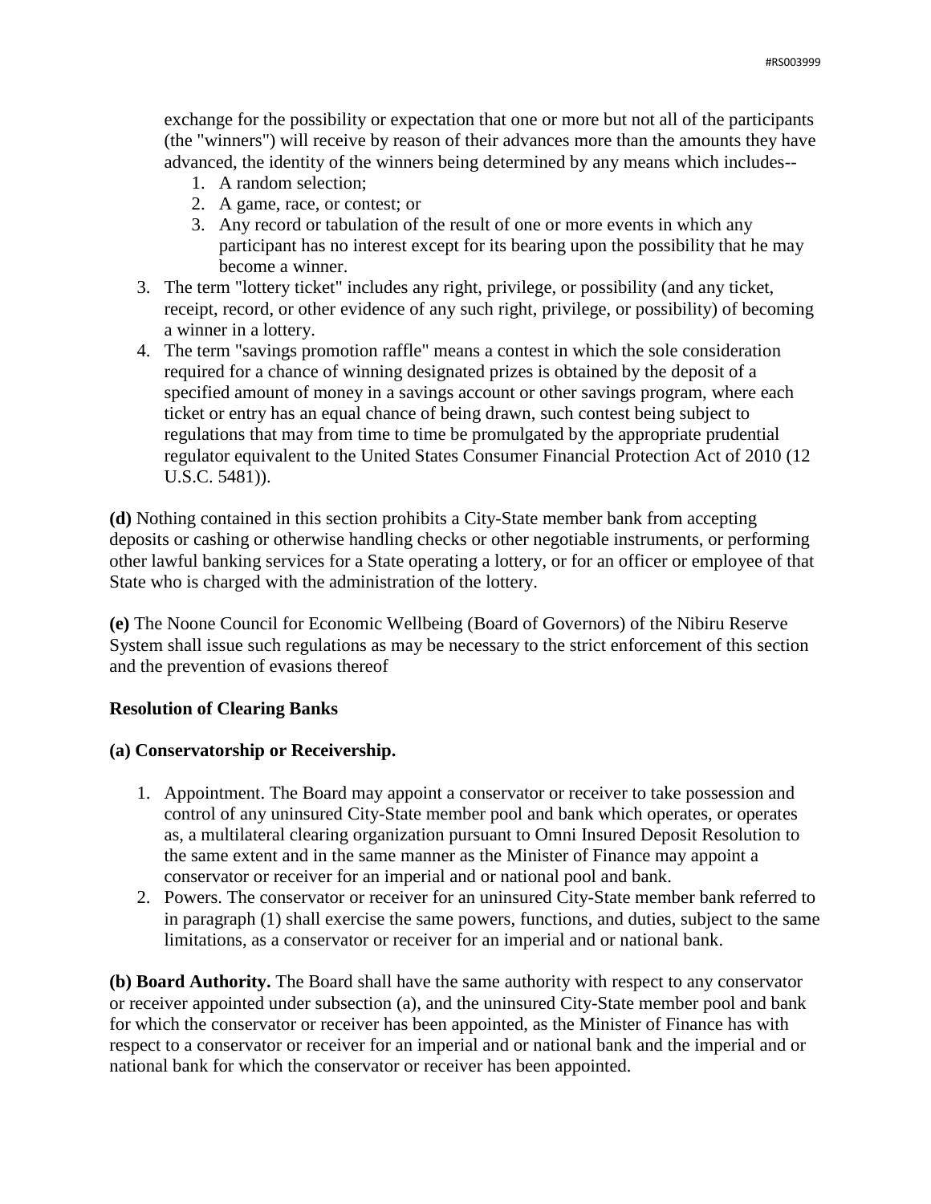exchange for the possibility or expectation that one or more but not all of the participants (the "winners") will receive by reason of their advances more than the amounts they have advanced, the identity of the winners being determined by any means which includes--

   1. A random selection;
   2. A game, race, or contest; or
   3. Any record or tabulation of the result of one or more events in which any participant has no interest except for its bearing upon the possibility that he may become a winner.

3. The term "lottery ticket" includes any right, privilege, or possibility (and any ticket, receipt, record, or other evidence of any such right, privilege, or possibility) of becoming a winner in a lottery.
4. The term "savings promotion raffle" means a contest in which the sole consideration required for a chance of winning designated prizes is obtained by the deposit of a specified amount of money in a savings account or other savings program, where each ticket or entry has an equal chance of being drawn, such contest being subject to regulations that may from time to time be promulgated by the appropriate prudential regulator equivalent to the United States Consumer Financial Protection Act of 2010 (12 U.S.C. 5481)).

**(d)** Nothing contained in this section prohibits a City-State member bank from accepting deposits or cashing or otherwise handling checks or other negotiable instruments, or performing other lawful banking services for a State operating a lottery, or for an officer or employee of that State who is charged with the administration of the lottery.

**(e)** The Noone Council for Economic Wellbeing (Board of Governors) of the Nibiru Reserve System shall issue such regulations as may be necessary to the strict enforcement of this section and the prevention of evasions thereof

**Resolution of Clearing Banks**

**(a) Conservatorship or Receivership.**

1. Appointment. The Board may appoint a conservator or receiver to take possession and control of any uninsured City-State member pool and bank which operates, or operates as, a multilateral clearing organization pursuant to Omni Insured Deposit Resolution to the same extent and in the same manner as the Minister of Finance may appoint a conservator or receiver for an imperial and or national pool and bank.
2. Powers. The conservator or receiver for an uninsured City-State member bank referred to in paragraph (1) shall exercise the same powers, functions, and duties, subject to the same limitations, as a conservator or receiver for an imperial and or national bank.

**(b) Board Authority.** The Board shall have the same authority with respect to any conservator or receiver appointed under subsection (a), and the uninsured City-State member pool and bank for which the conservator or receiver has been appointed, as the Minister of Finance has with respect to a conservator or receiver for an imperial and or national bank and the imperial and or national bank for which the conservator or receiver has been appointed.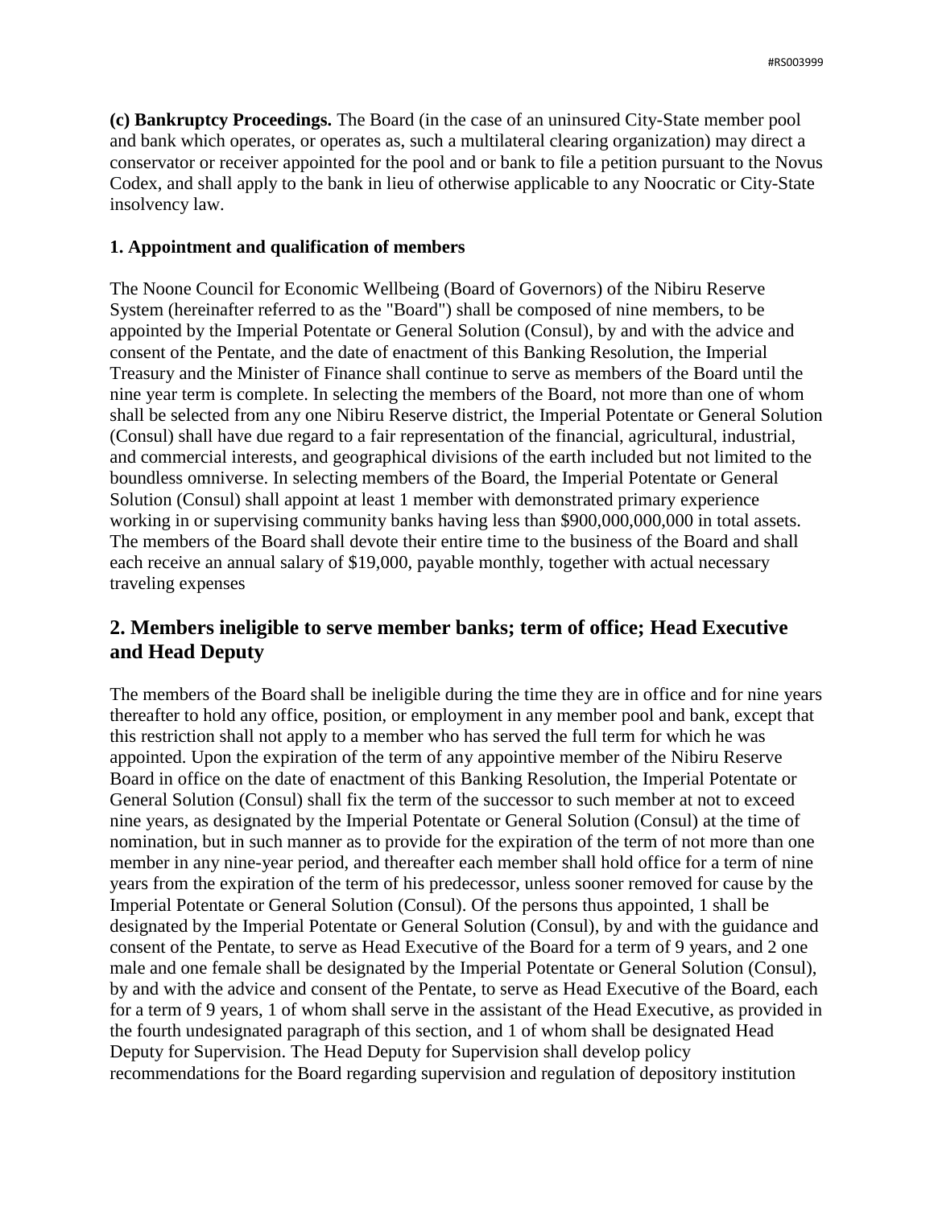**(c) Bankruptcy Proceedings.** The Board (in the case of an uninsured City-State member pool and bank which operates, or operates as, such a multilateral clearing organization) may direct a conservator or receiver appointed for the pool and or bank to file a petition pursuant to the Novus Codex, and shall apply to the bank in lieu of otherwise applicable to any Noocratic or City-State insolvency law.

**1. Appointment and qualification of members**

The Noone Council for Economic Wellbeing (Board of Governors) of the Nibiru Reserve System (hereinafter referred to as the "Board") shall be composed of nine members, to be appointed by the Imperial Potentate or General Solution (Consul), by and with the advice and consent of the Pentate, and the date of enactment of this Banking Resolution, the Imperial Treasury and the Minister of Finance shall continue to serve as members of the Board until the nine year term is complete. In selecting the members of the Board, not more than one of whom shall be selected from any one Nibiru Reserve district, the Imperial Potentate or General Solution (Consul) shall have due regard to a fair representation of the financial, agricultural, industrial, and commercial interests, and geographical divisions of the earth included but not limited to the boundless omniverse. In selecting members of the Board, the Imperial Potentate or General Solution (Consul) shall appoint at least 1 member with demonstrated primary experience working in or supervising community banks having less than $900,000,000,000 in total assets. The members of the Board shall devote their entire time to the business of the Board and shall each receive an annual salary of $19,000, payable monthly, together with actual necessary traveling expenses

## 2. Members ineligible to serve member banks; term of office; Head Executive and Head Deputy

The members of the Board shall be ineligible during the time they are in office and for nine years thereafter to hold any office, position, or employment in any member pool and bank, except that this restriction shall not apply to a member who has served the full term for which he was appointed. Upon the expiration of the term of any appointive member of the Nibiru Reserve Board in office on the date of enactment of this Banking Resolution, the Imperial Potentate or General Solution (Consul) shall fix the term of the successor to such member at not to exceed nine years, as designated by the Imperial Potentate or General Solution (Consul) at the time of nomination, but in such manner as to provide for the expiration of the term of not more than one member in any nine-year period, and thereafter each member shall hold office for a term of nine years from the expiration of the term of his predecessor, unless sooner removed for cause by the Imperial Potentate or General Solution (Consul). Of the persons thus appointed, 1 shall be designated by the Imperial Potentate or General Solution (Consul), by and with the guidance and consent of the Pentate, to serve as Head Executive of the Board for a term of 9 years, and 2 one male and one female shall be designated by the Imperial Potentate or General Solution (Consul), by and with the advice and consent of the Pentate, to serve as Head Executive of the Board, each for a term of 9 years, 1 of whom shall serve in the assistant of the Head Executive, as provided in the fourth undesignated paragraph of this section, and 1 of whom shall be designated Head Deputy for Supervision. The Head Deputy for Supervision shall develop policy recommendations for the Board regarding supervision and regulation of depository institution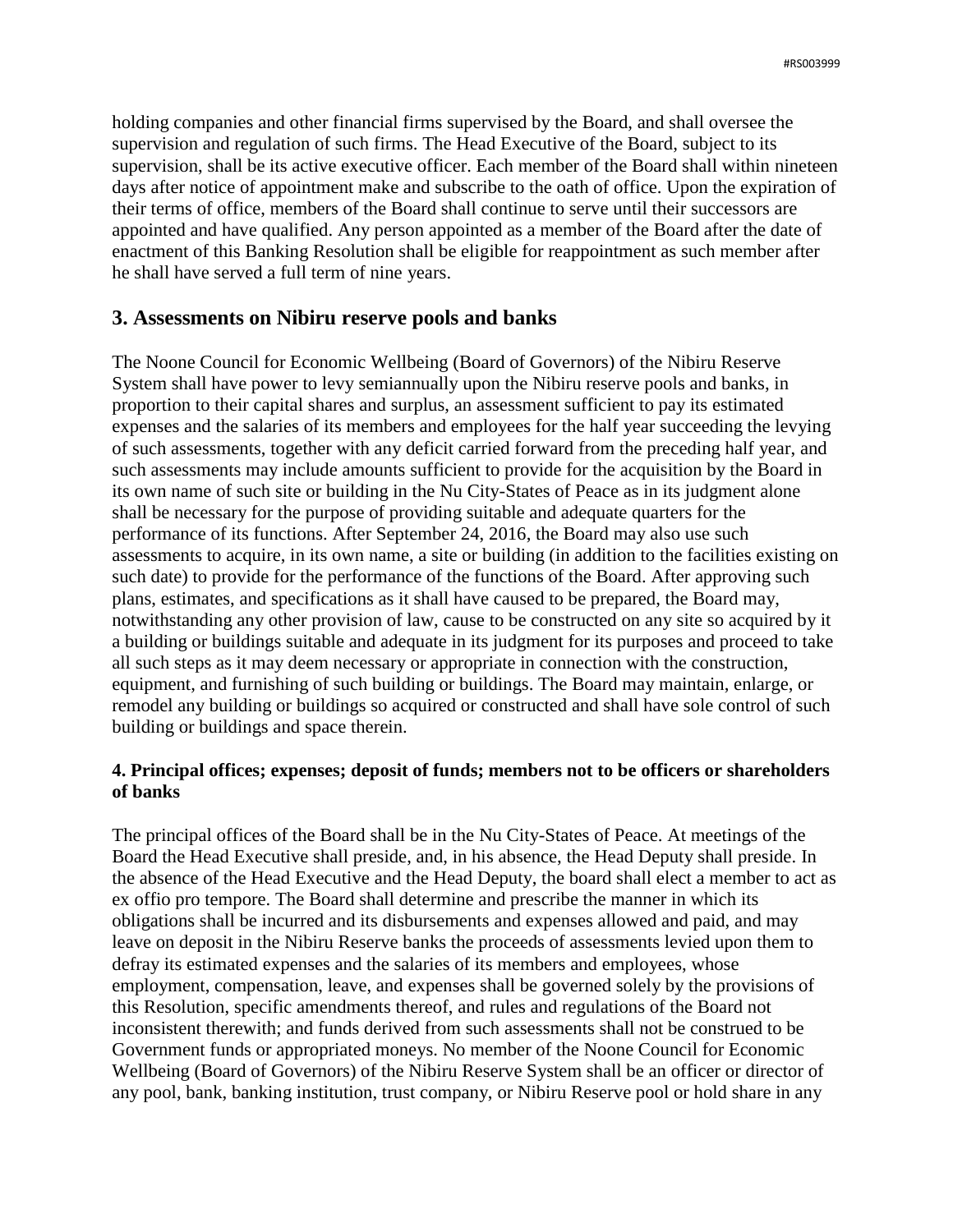holding companies and other financial firms supervised by the Board, and shall oversee the supervision and regulation of such firms. The Head Executive of the Board, subject to its supervision, shall be its active executive officer. Each member of the Board shall within nineteen days after notice of appointment make and subscribe to the oath of office. Upon the expiration of their terms of office, members of the Board shall continue to serve until their successors are appointed and have qualified. Any person appointed as a member of the Board after the date of enactment of this Banking Resolution shall be eligible for reappointment as such member after he shall have served a full term of nine years.

## 3. Assessments on Nibiru reserve pools and banks

The Noone Council for Economic Wellbeing (Board of Governors) of the Nibiru Reserve System shall have power to levy semiannually upon the Nibiru reserve pools and banks, in proportion to their capital shares and surplus, an assessment sufficient to pay its estimated expenses and the salaries of its members and employees for the half year succeeding the levying of such assessments, together with any deficit carried forward from the preceding half year, and such assessments may include amounts sufficient to provide for the acquisition by the Board in its own name of such site or building in the Nu City-States of Peace as in its judgment alone shall be necessary for the purpose of providing suitable and adequate quarters for the performance of its functions. After September 24, 2016, the Board may also use such assessments to acquire, in its own name, a site or building (in addition to the facilities existing on such date) to provide for the performance of the functions of the Board. After approving such plans, estimates, and specifications as it shall have caused to be prepared, the Board may, notwithstanding any other provision of law, cause to be constructed on any site so acquired by it a building or buildings suitable and adequate in its judgment for its purposes and proceed to take all such steps as it may deem necessary or appropriate in connection with the construction, equipment, and furnishing of such building or buildings. The Board may maintain, enlarge, or remodel any building or buildings so acquired or constructed and shall have sole control of such building or buildings and space therein.

### 4. Principal offices; expenses; deposit of funds; members not to be officers or shareholders of banks

The principal offices of the Board shall be in the Nu City-States of Peace. At meetings of the Board the Head Executive shall preside, and, in his absence, the Head Deputy shall preside. In the absence of the Head Executive and the Head Deputy, the board shall elect a member to act as ex offio pro tempore. The Board shall determine and prescribe the manner in which its obligations shall be incurred and its disbursements and expenses allowed and paid, and may leave on deposit in the Nibiru Reserve banks the proceeds of assessments levied upon them to defray its estimated expenses and the salaries of its members and employees, whose employment, compensation, leave, and expenses shall be governed solely by the provisions of this Resolution, specific amendments thereof, and rules and regulations of the Board not inconsistent therewith; and funds derived from such assessments shall not be construed to be Government funds or appropriated moneys. No member of the Noone Council for Economic Wellbeing (Board of Governors) of the Nibiru Reserve System shall be an officer or director of any pool, bank, banking institution, trust company, or Nibiru Reserve pool or hold share in any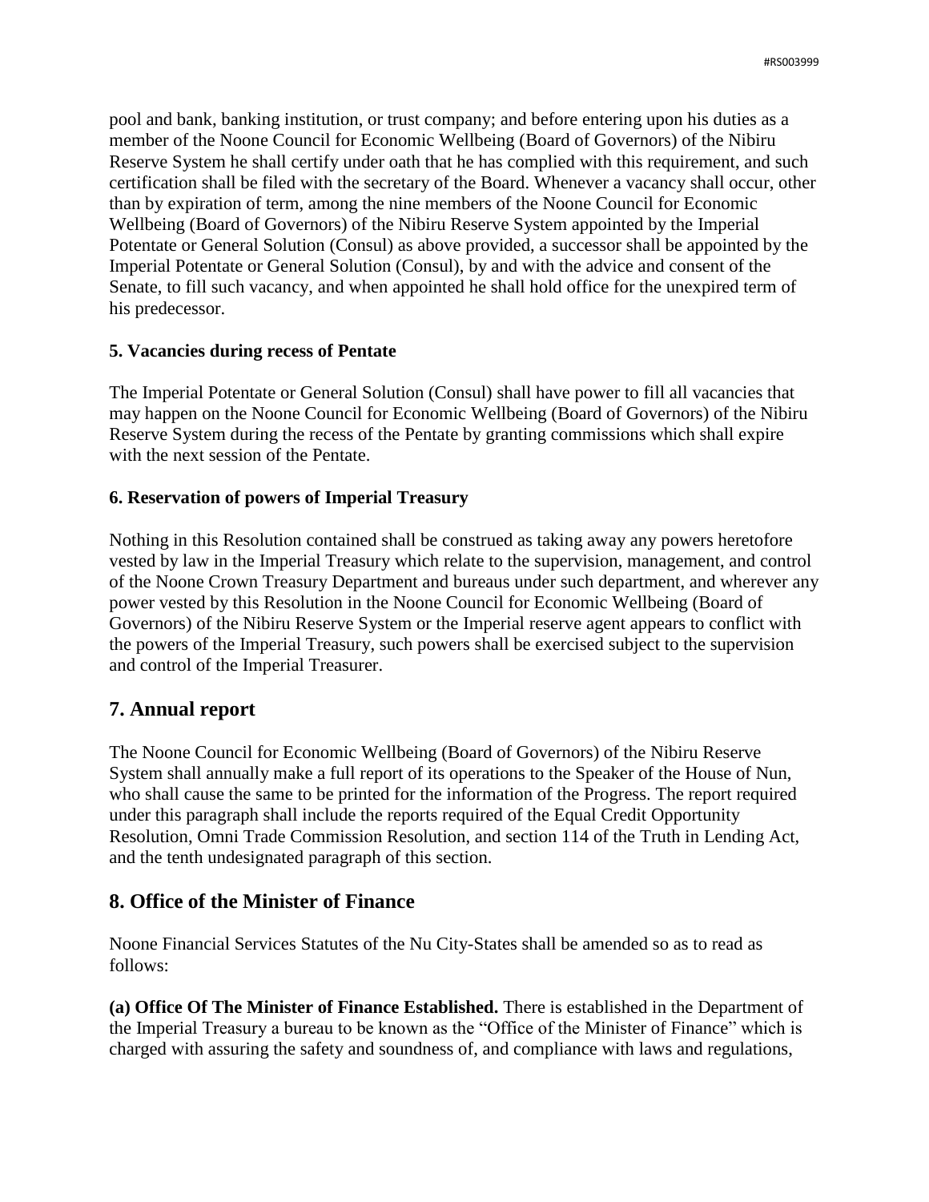pool and bank, banking institution, or trust company; and before entering upon his duties as a member of the Noone Council for Economic Wellbeing (Board of Governors) of the Nibiru Reserve System he shall certify under oath that he has complied with this requirement, and such certification shall be filed with the secretary of the Board. Whenever a vacancy shall occur, other than by expiration of term, among the nine members of the Noone Council for Economic Wellbeing (Board of Governors) of the Nibiru Reserve System appointed by the Imperial Potentate or General Solution (Consul) as above provided, a successor shall be appointed by the Imperial Potentate or General Solution (Consul), by and with the advice and consent of the Senate, to fill such vacancy, and when appointed he shall hold office for the unexpired term of his predecessor.

**5. Vacancies during recess of Pentate**

The Imperial Potentate or General Solution (Consul) shall have power to fill all vacancies that may happen on the Noone Council for Economic Wellbeing (Board of Governors) of the Nibiru Reserve System during the recess of the Pentate by granting commissions which shall expire with the next session of the Pentate.

**6. Reservation of powers of Imperial Treasury**

Nothing in this Resolution contained shall be construed as taking away any powers heretofore vested by law in the Imperial Treasury which relate to the supervision, management, and control of the Noone Crown Treasury Department and bureaus under such department, and wherever any power vested by this Resolution in the Noone Council for Economic Wellbeing (Board of Governors) of the Nibiru Reserve System or the Imperial reserve agent appears to conflict with the powers of the Imperial Treasury, such powers shall be exercised subject to the supervision and control of the Imperial Treasurer.

## 7. Annual report

The Noone Council for Economic Wellbeing (Board of Governors) of the Nibiru Reserve System shall annually make a full report of its operations to the Speaker of the House of Nun, who shall cause the same to be printed for the information of the Progress. The report required under this paragraph shall include the reports required of the Equal Credit Opportunity Resolution, Omni Trade Commission Resolution, and section 114 of the Truth in Lending Act, and the tenth undesignated paragraph of this section.

## 8. Office of the Minister of Finance

Noone Financial Services Statutes of the Nu City-States shall be amended so as to read as follows:

**(a) Office Of The Minister of Finance Established.** There is established in the Department of the Imperial Treasury a bureau to be known as the "Office of the Minister of Finance" which is charged with assuring the safety and soundness of, and compliance with laws and regulations,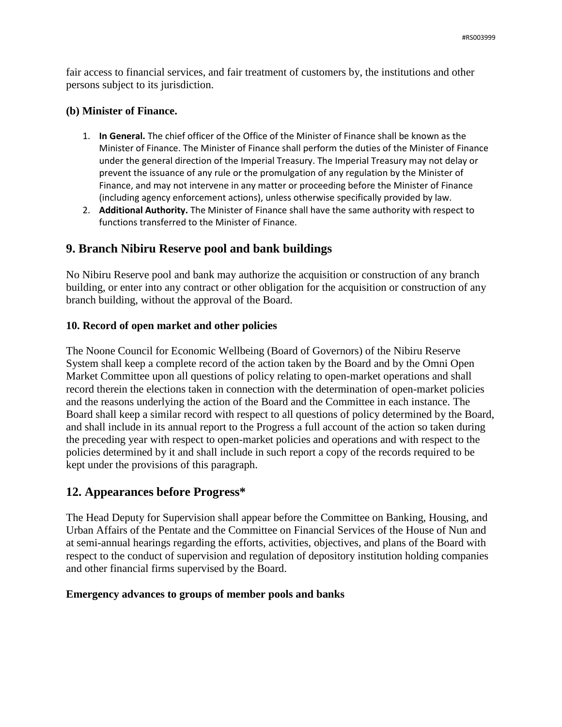fair access to financial services, and fair treatment of customers by, the institutions and other persons subject to its jurisdiction.

### (b) Minister of Finance.

1. **In General.** The chief officer of the Office of the Minister of Finance shall be known as the Minister of Finance. The Minister of Finance shall perform the duties of the Minister of Finance under the general direction of the Imperial Treasury. The Imperial Treasury may not delay or prevent the issuance of any rule or the promulgation of any regulation by the Minister of Finance, and may not intervene in any matter or proceeding before the Minister of Finance (including agency enforcement actions), unless otherwise specifically provided by law.
2. **Additional Authority.** The Minister of Finance shall have the same authority with respect to functions transferred to the Minister of Finance.

## 9. Branch Nibiru Reserve pool and bank buildings

No Nibiru Reserve pool and bank may authorize the acquisition or construction of any branch building, or enter into any contract or other obligation for the acquisition or construction of any branch building, without the approval of the Board.

### 10. Record of open market and other policies

The Noone Council for Economic Wellbeing (Board of Governors) of the Nibiru Reserve System shall keep a complete record of the action taken by the Board and by the Omni Open Market Committee upon all questions of policy relating to open-market operations and shall record therein the elections taken in connection with the determination of open-market policies and the reasons underlying the action of the Board and the Committee in each instance. The Board shall keep a similar record with respect to all questions of policy determined by the Board, and shall include in its annual report to the Progress a full account of the action so taken during the preceding year with respect to open-market policies and operations and with respect to the policies determined by it and shall include in such report a copy of the records required to be kept under the provisions of this paragraph.

## 12. Appearances before Progress*

The Head Deputy for Supervision shall appear before the Committee on Banking, Housing, and Urban Affairs of the Pentate and the Committee on Financial Services of the House of Nun and at semi-annual hearings regarding the efforts, activities, objectives, and plans of the Board with respect to the conduct of supervision and regulation of depository institution holding companies and other financial firms supervised by the Board.

### Emergency advances to groups of member pools and banks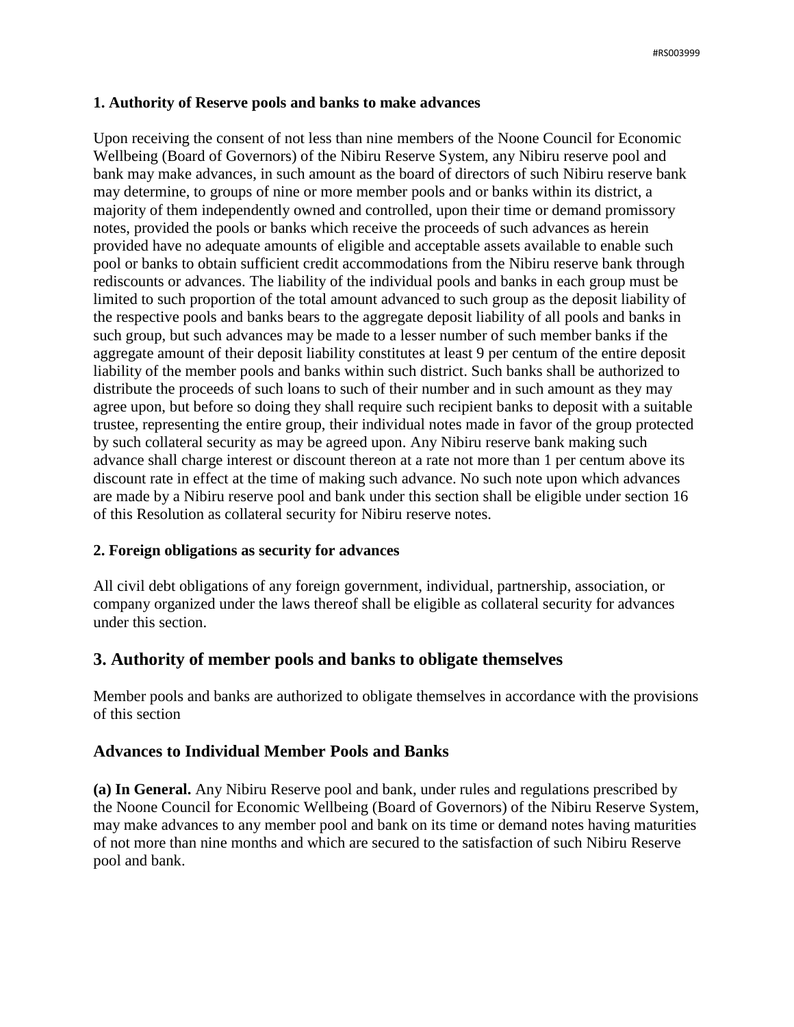**1. Authority of Reserve pools and banks to make advances**

Upon receiving the consent of not less than nine members of the Noone Council for Economic Wellbeing (Board of Governors) of the Nibiru Reserve System, any Nibiru reserve pool and bank may make advances, in such amount as the board of directors of such Nibiru reserve bank may determine, to groups of nine or more member pools and or banks within its district, a majority of them independently owned and controlled, upon their time or demand promissory notes, provided the pools or banks which receive the proceeds of such advances as herein provided have no adequate amounts of eligible and acceptable assets available to enable such pool or banks to obtain sufficient credit accommodations from the Nibiru reserve bank through rediscounts or advances. The liability of the individual pools and banks in each group must be limited to such proportion of the total amount advanced to such group as the deposit liability of the respective pools and banks bears to the aggregate deposit liability of all pools and banks in such group, but such advances may be made to a lesser number of such member banks if the aggregate amount of their deposit liability constitutes at least 9 per centum of the entire deposit liability of the member pools and banks within such district. Such banks shall be authorized to distribute the proceeds of such loans to such of their number and in such amount as they may agree upon, but before so doing they shall require such recipient banks to deposit with a suitable trustee, representing the entire group, their individual notes made in favor of the group protected by such collateral security as may be agreed upon. Any Nibiru reserve bank making such advance shall charge interest or discount thereon at a rate not more than 1 per centum above its discount rate in effect at the time of making such advance. No such note upon which advances are made by a Nibiru reserve pool and bank under this section shall be eligible under section 16 of this Resolution as collateral security for Nibiru reserve notes.

**2. Foreign obligations as security for advances**

All civil debt obligations of any foreign government, individual, partnership, association, or company organized under the laws thereof shall be eligible as collateral security for advances under this section.

## 3. Authority of member pools and banks to obligate themselves

Member pools and banks are authorized to obligate themselves in accordance with the provisions of this section

## Advances to Individual Member Pools and Banks

**(a) In General.** Any Nibiru Reserve pool and bank, under rules and regulations prescribed by the Noone Council for Economic Wellbeing (Board of Governors) of the Nibiru Reserve System, may make advances to any member pool and bank on its time or demand notes having maturities of not more than nine months and which are secured to the satisfaction of such Nibiru Reserve pool and bank.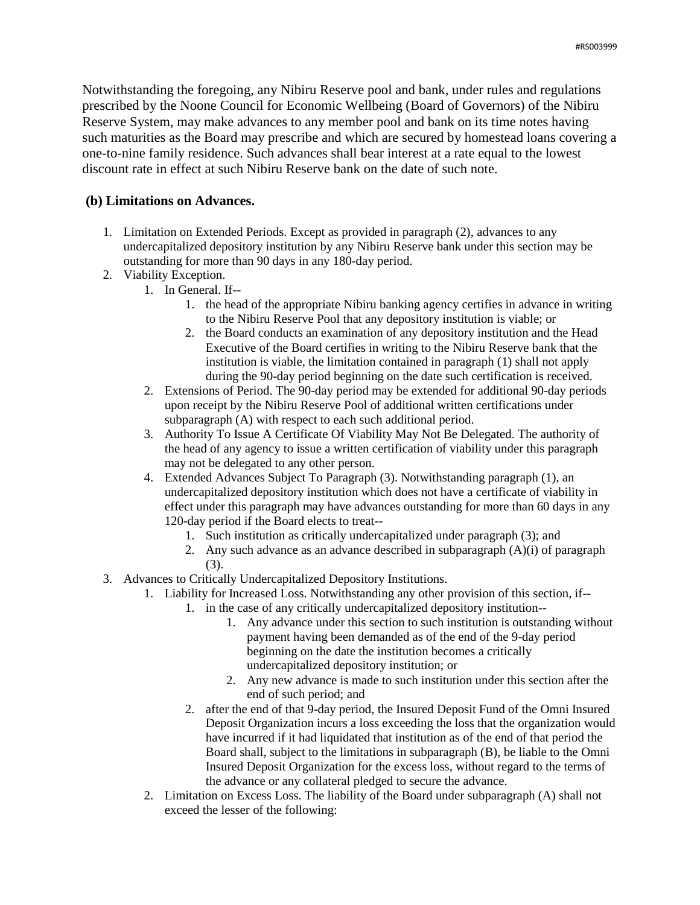Notwithstanding the foregoing, any Nibiru Reserve pool and bank, under rules and regulations prescribed by the Noone Council for Economic Wellbeing (Board of Governors) of the Nibiru Reserve System, may make advances to any member pool and bank on its time notes having such maturities as the Board may prescribe and which are secured by homestead loans covering a one-to-nine family residence. Such advances shall bear interest at a rate equal to the lowest discount rate in effect at such Nibiru Reserve bank on the date of such note.

**(b) Limitations on Advances.**

1. Limitation on Extended Periods. Except as provided in paragraph (2), advances to any undercapitalized depository institution by any Nibiru Reserve bank under this section may be outstanding for more than 90 days in any 180-day period.
2. Viability Exception.
    1. In General. If--
        1. the head of the appropriate Nibiru banking agency certifies in advance in writing to the Nibiru Reserve Pool that any depository institution is viable; or
        2. the Board conducts an examination of any depository institution and the Head Executive of the Board certifies in writing to the Nibiru Reserve bank that the institution is viable, the limitation contained in paragraph (1) shall not apply during the 90-day period beginning on the date such certification is received.
    2. Extensions of Period. The 90-day period may be extended for additional 90-day periods upon receipt by the Nibiru Reserve Pool of additional written certifications under subparagraph (A) with respect to each such additional period.
    3. Authority To Issue A Certificate Of Viability May Not Be Delegated. The authority of the head of any agency to issue a written certification of viability under this paragraph may not be delegated to any other person.
    4. Extended Advances Subject To Paragraph (3). Notwithstanding paragraph (1), an undercapitalized depository institution which does not have a certificate of viability in effect under this paragraph may have advances outstanding for more than 60 days in any 120-day period if the Board elects to treat--
        1. Such institution as critically undercapitalized under paragraph (3); and
        2. Any such advance as an advance described in subparagraph (A)(i) of paragraph (3).
3. Advances to Critically Undercapitalized Depository Institutions.
    1. Liability for Increased Loss. Notwithstanding any other provision of this section, if--
        1. in the case of any critically undercapitalized depository institution--
            1. Any advance under this section to such institution is outstanding without payment having been demanded as of the end of the 9-day period beginning on the date the institution becomes a critically undercapitalized depository institution; or
            2. Any new advance is made to such institution under this section after the end of such period; and
        2. after the end of that 9-day period, the Insured Deposit Fund of the Omni Insured Deposit Organization incurs a loss exceeding the loss that the organization would have incurred if it had liquidated that institution as of the end of that period the Board shall, subject to the limitations in subparagraph (B), be liable to the Omni Insured Deposit Organization for the excess loss, without regard to the terms of the advance or any collateral pledged to secure the advance.
    2. Limitation on Excess Loss. The liability of the Board under subparagraph (A) shall not exceed the lesser of the following: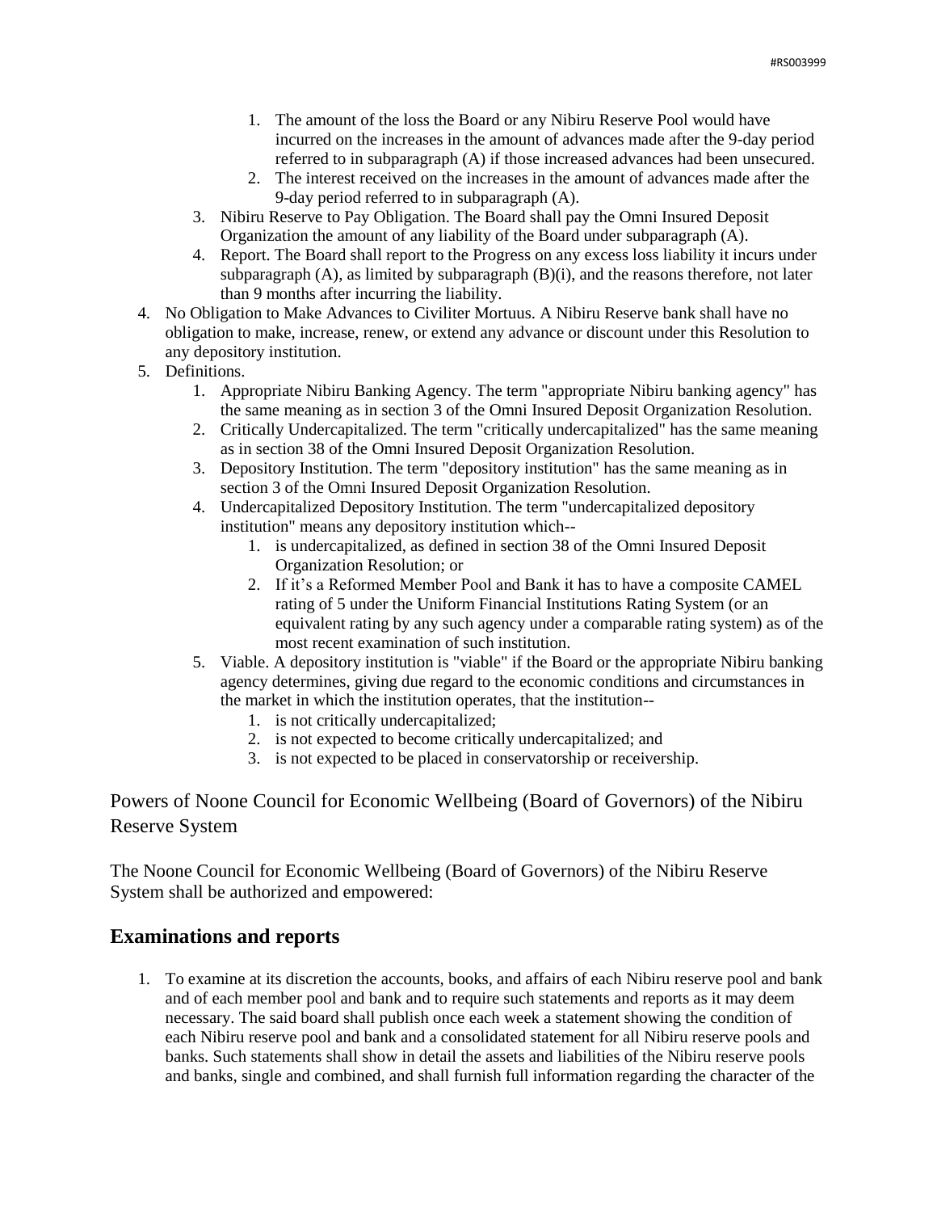1. The amount of the loss the Board or any Nibiru Reserve Pool would have incurred on the increases in the amount of advances made after the 9-day period referred to in subparagraph (A) if those increased advances had been unsecured.
      2. The interest received on the increases in the amount of advances made after the 9-day period referred to in subparagraph (A).
   3. Nibiru Reserve to Pay Obligation. The Board shall pay the Omni Insured Deposit Organization the amount of any liability of the Board under subparagraph (A).
   4. Report. The Board shall report to the Progress on any excess loss liability it incurs under subparagraph (A), as limited by subparagraph (B)(i), and the reasons therefore, not later than 9 months after incurring the liability.
4. No Obligation to Make Advances to Civiliter Mortuus. A Nibiru Reserve bank shall have no obligation to make, increase, renew, or extend any advance or discount under this Resolution to any depository institution.
5. Definitions.
   1. Appropriate Nibiru Banking Agency. The term "appropriate Nibiru banking agency" has the same meaning as in section 3 of the Omni Insured Deposit Organization Resolution.
   2. Critically Undercapitalized. The term "critically undercapitalized" has the same meaning as in section 38 of the Omni Insured Deposit Organization Resolution.
   3. Depository Institution. The term "depository institution" has the same meaning as in section 3 of the Omni Insured Deposit Organization Resolution.
   4. Undercapitalized Depository Institution. The term "undercapitalized depository institution" means any depository institution which--
      1. is undercapitalized, as defined in section 38 of the Omni Insured Deposit Organization Resolution; or
      2. If it's a Reformed Member Pool and Bank it has to have a composite CAMEL rating of 5 under the Uniform Financial Institutions Rating System (or an equivalent rating by any such agency under a comparable rating system) as of the most recent examination of such institution.
   5. Viable. A depository institution is "viable" if the Board or the appropriate Nibiru banking agency determines, giving due regard to the economic conditions and circumstances in the market in which the institution operates, that the institution--
      1. is not critically undercapitalized;
      2. is not expected to become critically undercapitalized; and
      3. is not expected to be placed in conservatorship or receivership.

Powers of Noone Council for Economic Wellbeing (Board of Governors) of the Nibiru Reserve System

The Noone Council for Economic Wellbeing (Board of Governors) of the Nibiru Reserve System shall be authorized and empowered:

## Examinations and reports

1. To examine at its discretion the accounts, books, and affairs of each Nibiru reserve pool and bank and of each member pool and bank and to require such statements and reports as it may deem necessary. The said board shall publish once each week a statement showing the condition of each Nibiru reserve pool and bank and a consolidated statement for all Nibiru reserve pools and banks. Such statements shall show in detail the assets and liabilities of the Nibiru reserve pools and banks, single and combined, and shall furnish full information regarding the character of the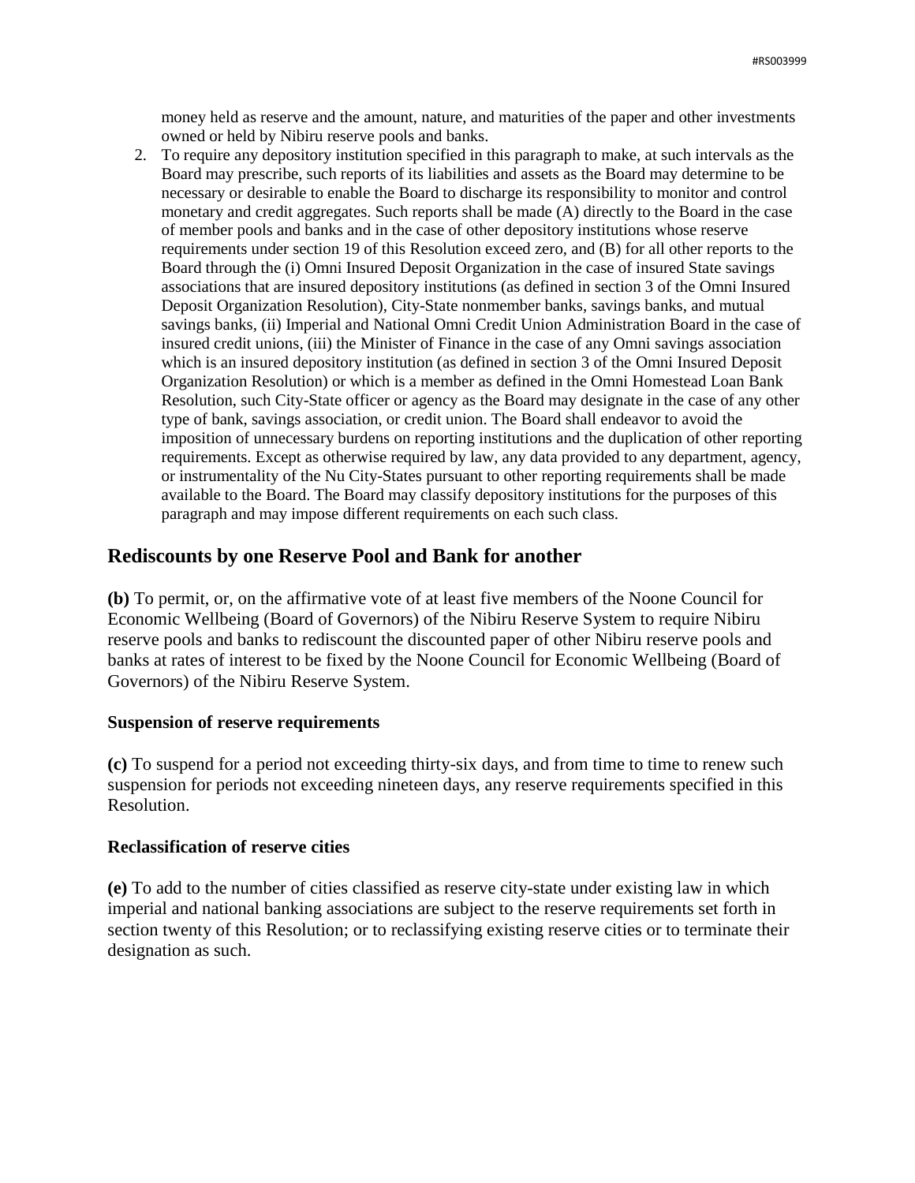money held as reserve and the amount, nature, and maturities of the paper and other investments owned or held by Nibiru reserve pools and banks.

2. To require any depository institution specified in this paragraph to make, at such intervals as the Board may prescribe, such reports of its liabilities and assets as the Board may determine to be necessary or desirable to enable the Board to discharge its responsibility to monitor and control monetary and credit aggregates. Such reports shall be made (A) directly to the Board in the case of member pools and banks and in the case of other depository institutions whose reserve requirements under section 19 of this Resolution exceed zero, and (B) for all other reports to the Board through the (i) Omni Insured Deposit Organization in the case of insured State savings associations that are insured depository institutions (as defined in section 3 of the Omni Insured Deposit Organization Resolution), City-State nonmember banks, savings banks, and mutual savings banks, (ii) Imperial and National Omni Credit Union Administration Board in the case of insured credit unions, (iii) the Minister of Finance in the case of any Omni savings association which is an insured depository institution (as defined in section 3 of the Omni Insured Deposit Organization Resolution) or which is a member as defined in the Omni Homestead Loan Bank Resolution, such City-State officer or agency as the Board may designate in the case of any other type of bank, savings association, or credit union. The Board shall endeavor to avoid the imposition of unnecessary burdens on reporting institutions and the duplication of other reporting requirements. Except as otherwise required by law, any data provided to any department, agency, or instrumentality of the Nu City-States pursuant to other reporting requirements shall be made available to the Board. The Board may classify depository institutions for the purposes of this paragraph and may impose different requirements on each such class.

## Rediscounts by one Reserve Pool and Bank for another

**(b)** To permit, or, on the affirmative vote of at least five members of the Noone Council for Economic Wellbeing (Board of Governors) of the Nibiru Reserve System to require Nibiru reserve pools and banks to rediscount the discounted paper of other Nibiru reserve pools and banks at rates of interest to be fixed by the Noone Council for Economic Wellbeing (Board of Governors) of the Nibiru Reserve System.

#### Suspension of reserve requirements

**(c)** To suspend for a period not exceeding thirty-six days, and from time to time to renew such suspension for periods not exceeding nineteen days, any reserve requirements specified in this Resolution.

#### Reclassification of reserve cities

**(e)** To add to the number of cities classified as reserve city-state under existing law in which imperial and national banking associations are subject to the reserve requirements set forth in section twenty of this Resolution; or to reclassifying existing reserve cities or to terminate their designation as such.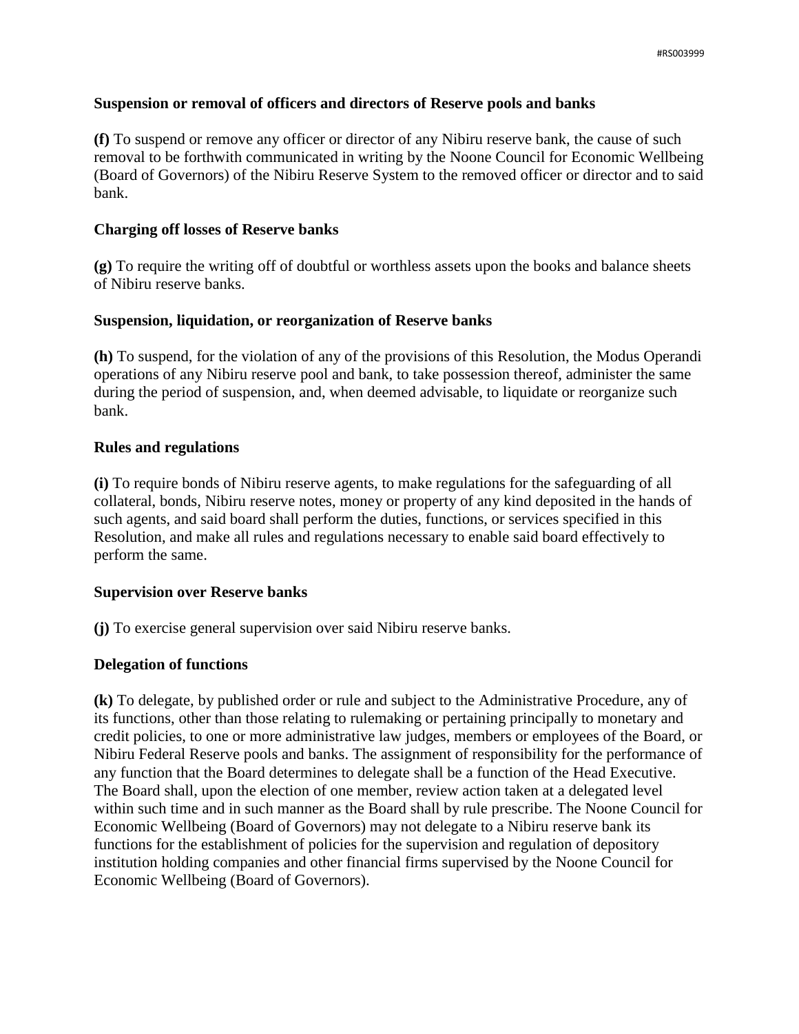### Suspension or removal of officers and directors of Reserve pools and banks

**(f)** To suspend or remove any officer or director of any Nibiru reserve bank, the cause of such removal to be forthwith communicated in writing by the Noone Council for Economic Wellbeing (Board of Governors) of the Nibiru Reserve System to the removed officer or director and to said bank.

### Charging off losses of Reserve banks

**(g)** To require the writing off of doubtful or worthless assets upon the books and balance sheets of Nibiru reserve banks.

### Suspension, liquidation, or reorganization of Reserve banks

**(h)** To suspend, for the violation of any of the provisions of this Resolution, the Modus Operandi operations of any Nibiru reserve pool and bank, to take possession thereof, administer the same during the period of suspension, and, when deemed advisable, to liquidate or reorganize such bank.

### Rules and regulations

**(i)** To require bonds of Nibiru reserve agents, to make regulations for the safeguarding of all collateral, bonds, Nibiru reserve notes, money or property of any kind deposited in the hands of such agents, and said board shall perform the duties, functions, or services specified in this Resolution, and make all rules and regulations necessary to enable said board effectively to perform the same.

### Supervision over Reserve banks

**(j)** To exercise general supervision over said Nibiru reserve banks.

### Delegation of functions

**(k)** To delegate, by published order or rule and subject to the Administrative Procedure, any of its functions, other than those relating to rulemaking or pertaining principally to monetary and credit policies, to one or more administrative law judges, members or employees of the Board, or Nibiru Federal Reserve pools and banks. The assignment of responsibility for the performance of any function that the Board determines to delegate shall be a function of the Head Executive. The Board shall, upon the election of one member, review action taken at a delegated level within such time and in such manner as the Board shall by rule prescribe. The Noone Council for Economic Wellbeing (Board of Governors) may not delegate to a Nibiru reserve bank its functions for the establishment of policies for the supervision and regulation of depository institution holding companies and other financial firms supervised by the Noone Council for Economic Wellbeing (Board of Governors).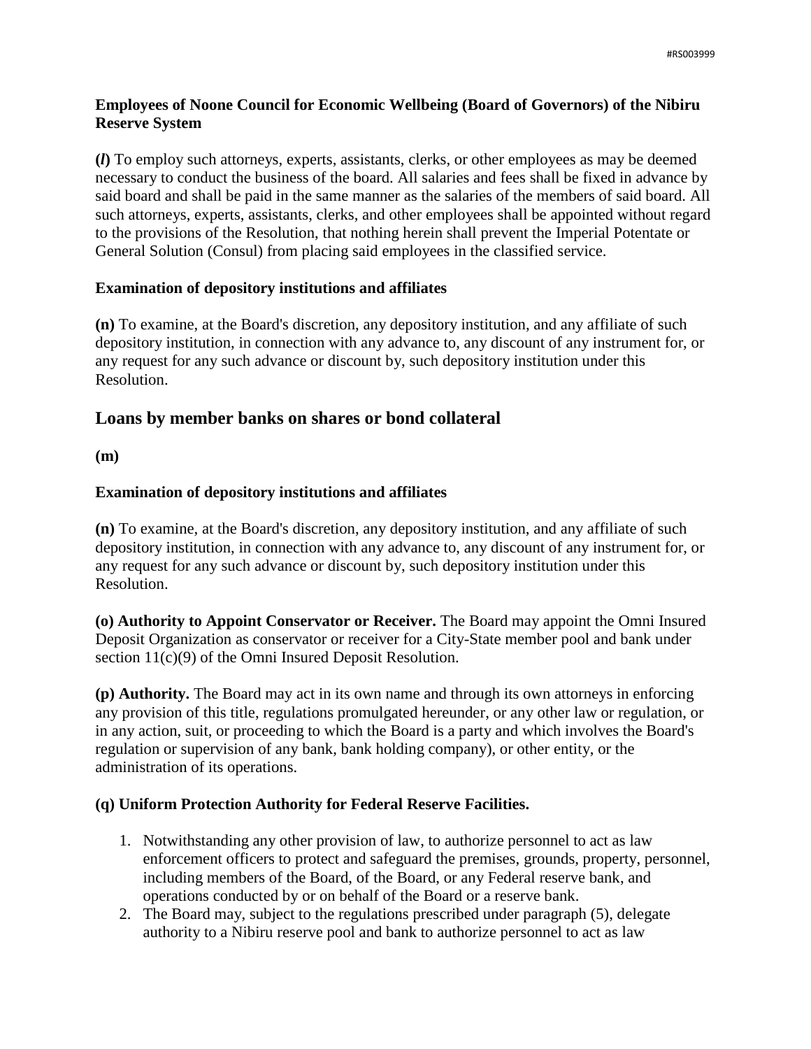**Employees of Noone Council for Economic Wellbeing (Board of Governors) of the Nibiru Reserve System**

**(*l*)** To employ such attorneys, experts, assistants, clerks, or other employees as may be deemed necessary to conduct the business of the board. All salaries and fees shall be fixed in advance by said board and shall be paid in the same manner as the salaries of the members of said board. All such attorneys, experts, assistants, clerks, and other employees shall be appointed without regard to the provisions of the Resolution, that nothing herein shall prevent the Imperial Potentate or General Solution (Consul) from placing said employees in the classified service.

**Examination of depository institutions and affiliates**

**(n)** To examine, at the Board's discretion, any depository institution, and any affiliate of such depository institution, in connection with any advance to, any discount of any instrument for, or any request for any such advance or discount by, such depository institution under this Resolution.

## Loans by member banks on shares or bond collateral

**(m)**

**Examination of depository institutions and affiliates**

**(n)** To examine, at the Board's discretion, any depository institution, and any affiliate of such depository institution, in connection with any advance to, any discount of any instrument for, or any request for any such advance or discount by, such depository institution under this Resolution.

**(o) Authority to Appoint Conservator or Receiver.** The Board may appoint the Omni Insured Deposit Organization as conservator or receiver for a City-State member pool and bank under section 11(c)(9) of the Omni Insured Deposit Resolution.

**(p) Authority.** The Board may act in its own name and through its own attorneys in enforcing any provision of this title, regulations promulgated hereunder, or any other law or regulation, or in any action, suit, or proceeding to which the Board is a party and which involves the Board's regulation or supervision of any bank, bank holding company), or other entity, or the administration of its operations.

**(q) Uniform Protection Authority for Federal Reserve Facilities.**

1. Notwithstanding any other provision of law, to authorize personnel to act as law enforcement officers to protect and safeguard the premises, grounds, property, personnel, including members of the Board, of the Board, or any Federal reserve bank, and operations conducted by or on behalf of the Board or a reserve bank.
2. The Board may, subject to the regulations prescribed under paragraph (5), delegate authority to a Nibiru reserve pool and bank to authorize personnel to act as law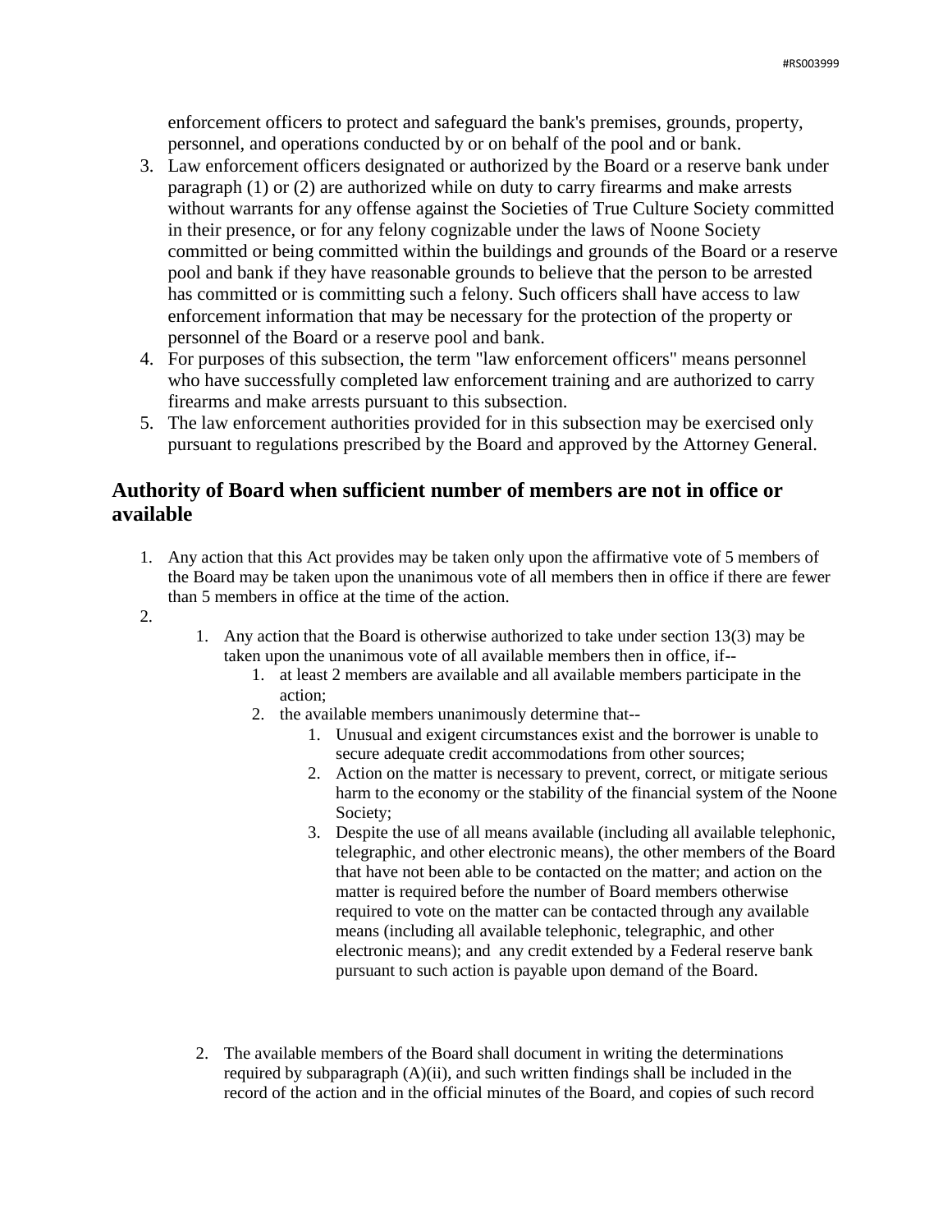enforcement officers to protect and safeguard the bank's premises, grounds, property, personnel, and operations conducted by or on behalf of the pool and or bank.

3. Law enforcement officers designated or authorized by the Board or a reserve bank under paragraph (1) or (2) are authorized while on duty to carry firearms and make arrests without warrants for any offense against the Societies of True Culture Society committed in their presence, or for any felony cognizable under the laws of Noone Society committed or being committed within the buildings and grounds of the Board or a reserve pool and bank if they have reasonable grounds to believe that the person to be arrested has committed or is committing such a felony. Such officers shall have access to law enforcement information that may be necessary for the protection of the property or personnel of the Board or a reserve pool and bank.
4. For purposes of this subsection, the term "law enforcement officers" means personnel who have successfully completed law enforcement training and are authorized to carry firearms and make arrests pursuant to this subsection.
5. The law enforcement authorities provided for in this subsection may be exercised only pursuant to regulations prescribed by the Board and approved by the Attorney General.

## Authority of Board when sufficient number of members are not in office or available

1. Any action that this Act provides may be taken only upon the affirmative vote of 5 members of the Board may be taken upon the unanimous vote of all members then in office if there are fewer than 5 members in office at the time of the action.
2. 
    1. Any action that the Board is otherwise authorized to take under section 13(3) may be taken upon the unanimous vote of all available members then in office, if--
        1. at least 2 members are available and all available members participate in the action;
        2. the available members unanimously determine that--
            1. Unusual and exigent circumstances exist and the borrower is unable to secure adequate credit accommodations from other sources;
            2. Action on the matter is necessary to prevent, correct, or mitigate serious harm to the economy or the stability of the financial system of the Noone Society;
            3. Despite the use of all means available (including all available telephonic, telegraphic, and other electronic means), the other members of the Board that have not been able to be contacted on the matter; and action on the matter is required before the number of Board members otherwise required to vote on the matter can be contacted through any available means (including all available telephonic, telegraphic, and other electronic means); and any credit extended by a Federal reserve bank pursuant to such action is payable upon demand of the Board.

    2. The available members of the Board shall document in writing the determinations required by subparagraph (A)(ii), and such written findings shall be included in the record of the action and in the official minutes of the Board, and copies of such record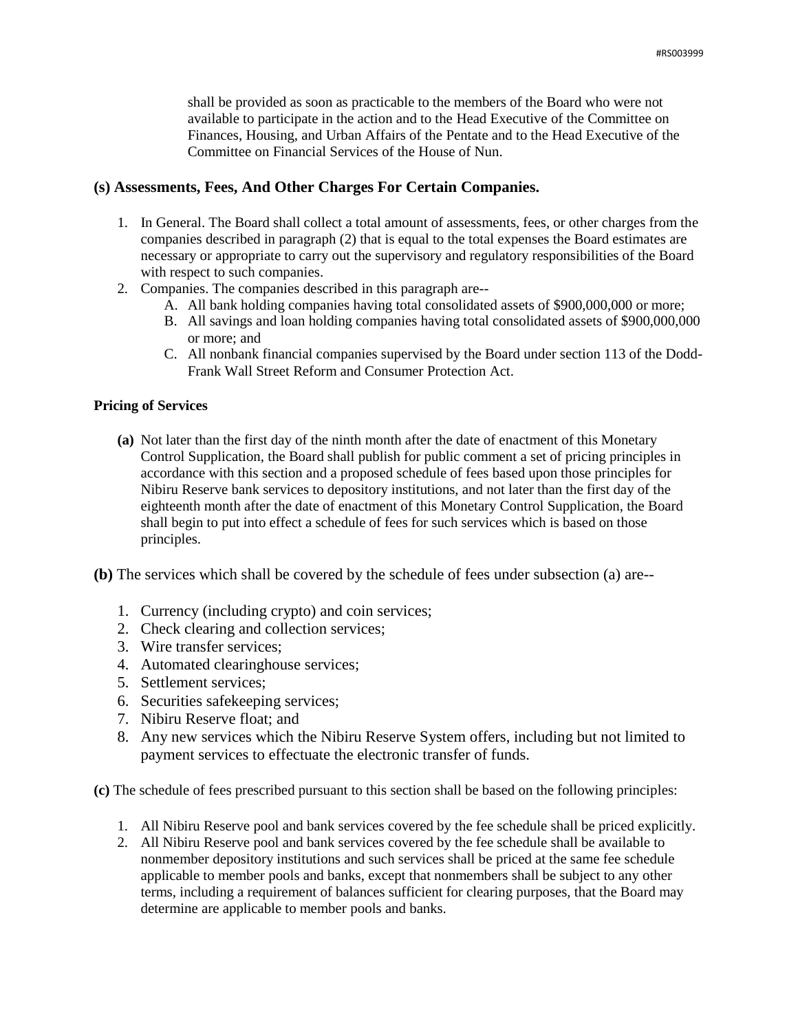shall be provided as soon as practicable to the members of the Board who were not available to participate in the action and to the Head Executive of the Committee on Finances, Housing, and Urban Affairs of the Pentate and to the Head Executive of the Committee on Financial Services of the House of Nun.

### (s) Assessments, Fees, And Other Charges For Certain Companies.

1. In General. The Board shall collect a total amount of assessments, fees, or other charges from the companies described in paragraph (2) that is equal to the total expenses the Board estimates are necessary or appropriate to carry out the supervisory and regulatory responsibilities of the Board with respect to such companies.
2. Companies. The companies described in this paragraph are--
   A. All bank holding companies having total consolidated assets of $900,000,000 or more;
   B. All savings and loan holding companies having total consolidated assets of $900,000,000 or more; and
   C. All nonbank financial companies supervised by the Board under section 113 of the Dodd-Frank Wall Street Reform and Consumer Protection Act.

#### Pricing of Services

**(a)** Not later than the first day of the ninth month after the date of enactment of this Monetary Control Supplication, the Board shall publish for public comment a set of pricing principles in accordance with this section and a proposed schedule of fees based upon those principles for Nibiru Reserve bank services to depository institutions, and not later than the first day of the eighteenth month after the date of enactment of this Monetary Control Supplication, the Board shall begin to put into effect a schedule of fees for such services which is based on those principles.

**(b)** The services which shall be covered by the schedule of fees under subsection (a) are--

1. Currency (including crypto) and coin services;
2. Check clearing and collection services;
3. Wire transfer services;
4. Automated clearinghouse services;
5. Settlement services;
6. Securities safekeeping services;
7. Nibiru Reserve float; and
8. Any new services which the Nibiru Reserve System offers, including but not limited to payment services to effectuate the electronic transfer of funds.

**(c)** The schedule of fees prescribed pursuant to this section shall be based on the following principles:

1. All Nibiru Reserve pool and bank services covered by the fee schedule shall be priced explicitly.
2. All Nibiru Reserve pool and bank services covered by the fee schedule shall be available to nonmember depository institutions and such services shall be priced at the same fee schedule applicable to member pools and banks, except that nonmembers shall be subject to any other terms, including a requirement of balances sufficient for clearing purposes, that the Board may determine are applicable to member pools and banks.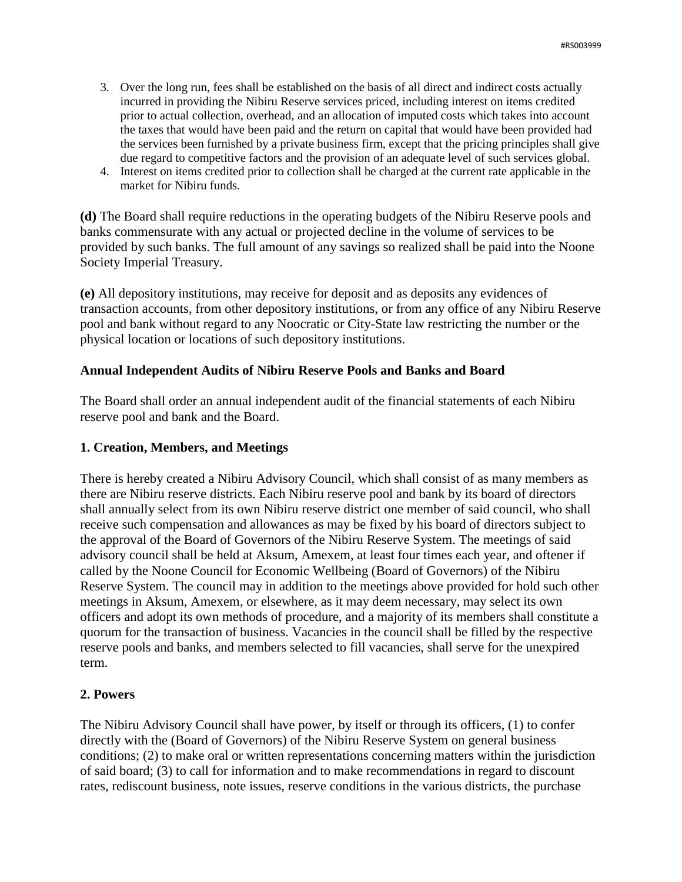3. Over the long run, fees shall be established on the basis of all direct and indirect costs actually incurred in providing the Nibiru Reserve services priced, including interest on items credited prior to actual collection, overhead, and an allocation of imputed costs which takes into account the taxes that would have been paid and the return on capital that would have been provided had the services been furnished by a private business firm, except that the pricing principles shall give due regard to competitive factors and the provision of an adequate level of such services global.
4. Interest on items credited prior to collection shall be charged at the current rate applicable in the market for Nibiru funds.

**(d)** The Board shall require reductions in the operating budgets of the Nibiru Reserve pools and banks commensurate with any actual or projected decline in the volume of services to be provided by such banks. The full amount of any savings so realized shall be paid into the Noone Society Imperial Treasury.

**(e)** All depository institutions, may receive for deposit and as deposits any evidences of transaction accounts, from other depository institutions, or from any office of any Nibiru Reserve pool and bank without regard to any Noocratic or City-State law restricting the number or the physical location or locations of such depository institutions.

**Annual Independent Audits of Nibiru Reserve Pools and Banks and Board**

The Board shall order an annual independent audit of the financial statements of each Nibiru reserve pool and bank and the Board.

**1. Creation, Members, and Meetings**

There is hereby created a Nibiru Advisory Council, which shall consist of as many members as there are Nibiru reserve districts. Each Nibiru reserve pool and bank by its board of directors shall annually select from its own Nibiru reserve district one member of said council, who shall receive such compensation and allowances as may be fixed by his board of directors subject to the approval of the Board of Governors of the Nibiru Reserve System. The meetings of said advisory council shall be held at Aksum, Amexem, at least four times each year, and oftener if called by the Noone Council for Economic Wellbeing (Board of Governors) of the Nibiru Reserve System. The council may in addition to the meetings above provided for hold such other meetings in Aksum, Amexem, or elsewhere, as it may deem necessary, may select its own officers and adopt its own methods of procedure, and a majority of its members shall constitute a quorum for the transaction of business. Vacancies in the council shall be filled by the respective reserve pools and banks, and members selected to fill vacancies, shall serve for the unexpired term.

**2. Powers**

The Nibiru Advisory Council shall have power, by itself or through its officers, (1) to confer directly with the (Board of Governors) of the Nibiru Reserve System on general business conditions; (2) to make oral or written representations concerning matters within the jurisdiction of said board; (3) to call for information and to make recommendations in regard to discount rates, rediscount business, note issues, reserve conditions in the various districts, the purchase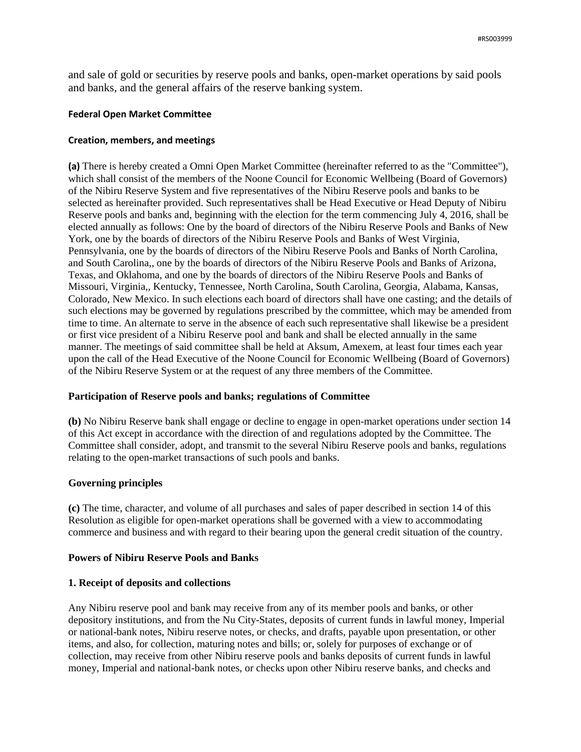and sale of gold or securities by reserve pools and banks, open-market operations by said pools and banks, and the general affairs of the reserve banking system.

**Federal Open Market Committee**

**Creation, members, and meetings**

**(a)** There is hereby created a Omni Open Market Committee (hereinafter referred to as the "Committee"), which shall consist of the members of the Noone Council for Economic Wellbeing (Board of Governors) of the Nibiru Reserve System and five representatives of the Nibiru Reserve pools and banks to be selected as hereinafter provided. Such representatives shall be Head Executive or Head Deputy of Nibiru Reserve pools and banks and, beginning with the election for the term commencing July 4, 2016, shall be elected annually as follows: One by the board of directors of the Nibiru Reserve Pools and Banks of New York, one by the boards of directors of the Nibiru Reserve Pools and Banks of West Virginia, Pennsylvania, one by the boards of directors of the Nibiru Reserve Pools and Banks of North Carolina, and South Carolina,, one by the boards of directors of the Nibiru Reserve Pools and Banks of Arizona, Texas, and Oklahoma, and one by the boards of directors of the Nibiru Reserve Pools and Banks of Missouri, Virginia,, Kentucky, Tennessee, North Carolina, South Carolina, Georgia, Alabama, Kansas, Colorado, New Mexico. In such elections each board of directors shall have one casting; and the details of such elections may be governed by regulations prescribed by the committee, which may be amended from time to time. An alternate to serve in the absence of each such representative shall likewise be a president or first vice president of a Nibiru Reserve pool and bank and shall be elected annually in the same manner. The meetings of said committee shall be held at Aksum, Amexem, at least four times each year upon the call of the Head Executive of the Noone Council for Economic Wellbeing (Board of Governors) of the Nibiru Reserve System or at the request of any three members of the Committee.

**Participation of Reserve pools and banks; regulations of Committee**

**(b)** No Nibiru Reserve bank shall engage or decline to engage in open-market operations under section 14 of this Act except in accordance with the direction of and regulations adopted by the Committee. The Committee shall consider, adopt, and transmit to the several Nibiru Reserve pools and banks, regulations relating to the open-market transactions of such pools and banks.

**Governing principles**

**(c)** The time, character, and volume of all purchases and sales of paper described in section 14 of this Resolution as eligible for open-market operations shall be governed with a view to accommodating commerce and business and with regard to their bearing upon the general credit situation of the country.

**Powers of Nibiru Reserve Pools and Banks**

**1. Receipt of deposits and collections**

Any Nibiru reserve pool and bank may receive from any of its member pools and banks, or other depository institutions, and from the Nu City-States, deposits of current funds in lawful money, Imperial or national-bank notes, Nibiru reserve notes, or checks, and drafts, payable upon presentation, or other items, and also, for collection, maturing notes and bills; or, solely for purposes of exchange or of collection, may receive from other Nibiru reserve pools and banks deposits of current funds in lawful money, Imperial and national-bank notes, or checks upon other Nibiru reserve banks, and checks and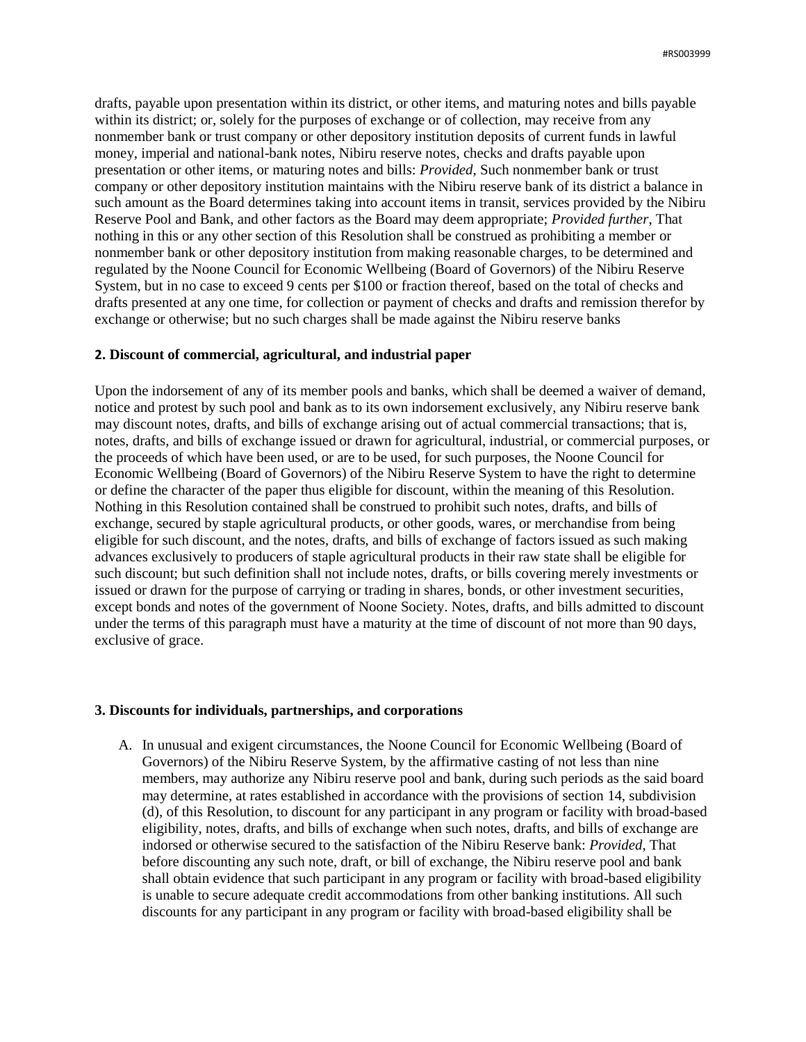drafts, payable upon presentation within its district, or other items, and maturing notes and bills payable within its district; or, solely for the purposes of exchange or of collection, may receive from any nonmember bank or trust company or other depository institution deposits of current funds in lawful money, imperial and national-bank notes, Nibiru reserve notes, checks and drafts payable upon presentation or other items, or maturing notes and bills: *Provided*, Such nonmember bank or trust company or other depository institution maintains with the Nibiru reserve bank of its district a balance in such amount as the Board determines taking into account items in transit, services provided by the Nibiru Reserve Pool and Bank, and other factors as the Board may deem appropriate; *Provided further*, That nothing in this or any other section of this Resolution shall be construed as prohibiting a member or nonmember bank or other depository institution from making reasonable charges, to be determined and regulated by the Noone Council for Economic Wellbeing (Board of Governors) of the Nibiru Reserve System, but in no case to exceed 9 cents per $100 or fraction thereof, based on the total of checks and drafts presented at any one time, for collection or payment of checks and drafts and remission therefor by exchange or otherwise; but no such charges shall be made against the Nibiru reserve banks

**2. Discount of commercial, agricultural, and industrial paper**

Upon the indorsement of any of its member pools and banks, which shall be deemed a waiver of demand, notice and protest by such pool and bank as to its own indorsement exclusively, any Nibiru reserve bank may discount notes, drafts, and bills of exchange arising out of actual commercial transactions; that is, notes, drafts, and bills of exchange issued or drawn for agricultural, industrial, or commercial purposes, or the proceeds of which have been used, or are to be used, for such purposes, the Noone Council for Economic Wellbeing (Board of Governors) of the Nibiru Reserve System to have the right to determine or define the character of the paper thus eligible for discount, within the meaning of this Resolution. Nothing in this Resolution contained shall be construed to prohibit such notes, drafts, and bills of exchange, secured by staple agricultural products, or other goods, wares, or merchandise from being eligible for such discount, and the notes, drafts, and bills of exchange of factors issued as such making advances exclusively to producers of staple agricultural products in their raw state shall be eligible for such discount; but such definition shall not include notes, drafts, or bills covering merely investments or issued or drawn for the purpose of carrying or trading in shares, bonds, or other investment securities, except bonds and notes of the government of Noone Society. Notes, drafts, and bills admitted to discount under the terms of this paragraph must have a maturity at the time of discount of not more than 90 days, exclusive of grace.

**3. Discounts for individuals, partnerships, and corporations**

A. In unusual and exigent circumstances, the Noone Council for Economic Wellbeing (Board of Governors) of the Nibiru Reserve System, by the affirmative casting of not less than nine members, may authorize any Nibiru reserve pool and bank, during such periods as the said board may determine, at rates established in accordance with the provisions of section 14, subdivision (d), of this Resolution, to discount for any participant in any program or facility with broad-based eligibility, notes, drafts, and bills of exchange when such notes, drafts, and bills of exchange are indorsed or otherwise secured to the satisfaction of the Nibiru Reserve bank: *Provided*, That before discounting any such note, draft, or bill of exchange, the Nibiru reserve pool and bank shall obtain evidence that such participant in any program or facility with broad-based eligibility is unable to secure adequate credit accommodations from other banking institutions. All such discounts for any participant in any program or facility with broad-based eligibility shall be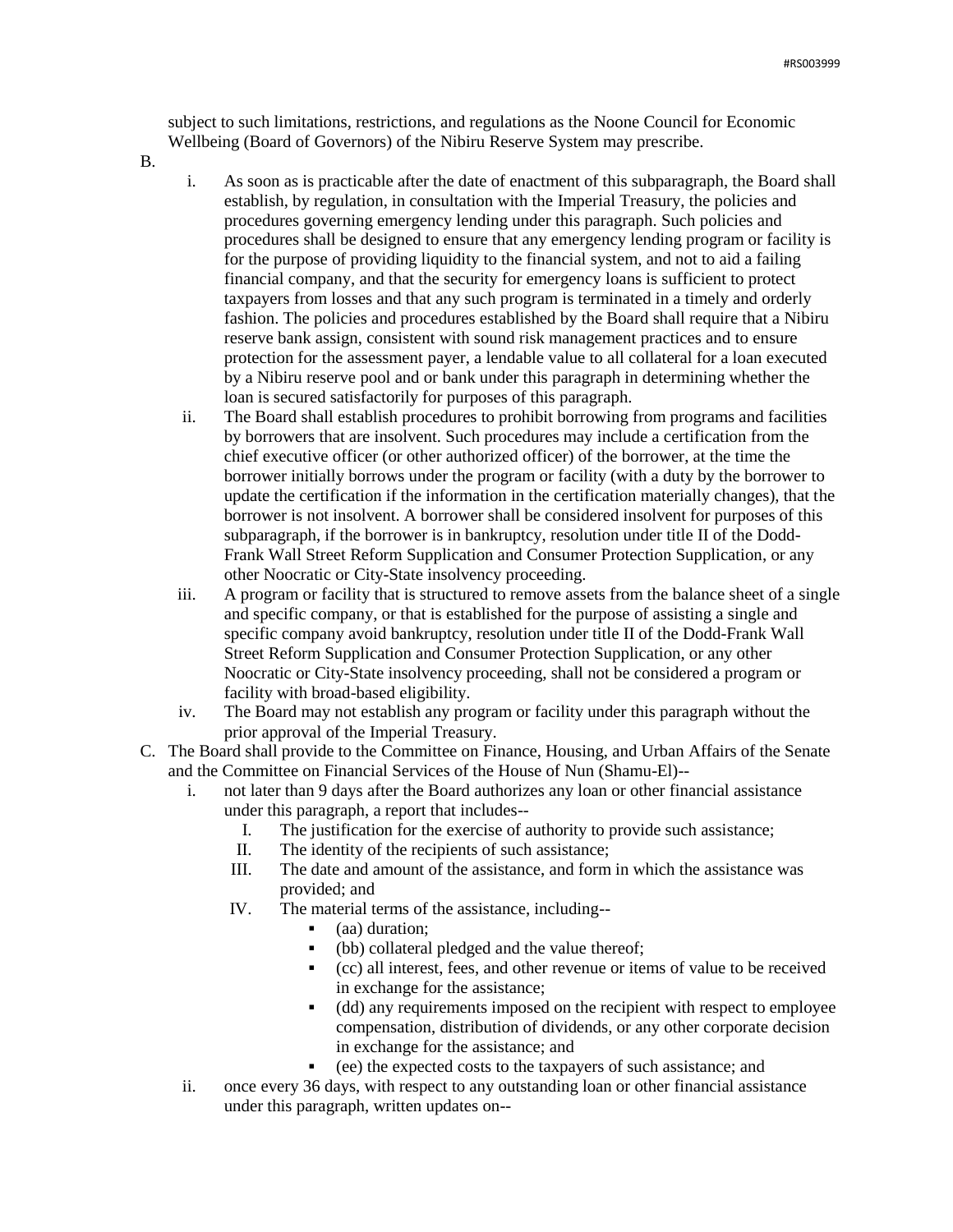subject to such limitations, restrictions, and regulations as the Noone Council for Economic Wellbeing (Board of Governors) of the Nibiru Reserve System may prescribe.

B.

i. As soon as is practicable after the date of enactment of this subparagraph, the Board shall establish, by regulation, in consultation with the Imperial Treasury, the policies and procedures governing emergency lending under this paragraph. Such policies and procedures shall be designed to ensure that any emergency lending program or facility is for the purpose of providing liquidity to the financial system, and not to aid a failing financial company, and that the security for emergency loans is sufficient to protect taxpayers from losses and that any such program is terminated in a timely and orderly fashion. The policies and procedures established by the Board shall require that a Nibiru reserve bank assign, consistent with sound risk management practices and to ensure protection for the assessment payer, a lendable value to all collateral for a loan executed by a Nibiru reserve pool and or bank under this paragraph in determining whether the loan is secured satisfactorily for purposes of this paragraph.

ii. The Board shall establish procedures to prohibit borrowing from programs and facilities by borrowers that are insolvent. Such procedures may include a certification from the chief executive officer (or other authorized officer) of the borrower, at the time the borrower initially borrows under the program or facility (with a duty by the borrower to update the certification if the information in the certification materially changes), that the borrower is not insolvent. A borrower shall be considered insolvent for purposes of this subparagraph, if the borrower is in bankruptcy, resolution under title II of the Dodd-Frank Wall Street Reform Supplication and Consumer Protection Supplication, or any other Noocratic or City-State insolvency proceeding.

iii. A program or facility that is structured to remove assets from the balance sheet of a single and specific company, or that is established for the purpose of assisting a single and specific company avoid bankruptcy, resolution under title II of the Dodd-Frank Wall Street Reform Supplication and Consumer Protection Supplication, or any other Noocratic or City-State insolvency proceeding, shall not be considered a program or facility with broad-based eligibility.

iv. The Board may not establish any program or facility under this paragraph without the prior approval of the Imperial Treasury.

C. The Board shall provide to the Committee on Finance, Housing, and Urban Affairs of the Senate and the Committee on Financial Services of the House of Nun (Shamu-El)--

i. not later than 9 days after the Board authorizes any loan or other financial assistance under this paragraph, a report that includes--

   I. The justification for the exercise of authority to provide such assistance;

   II. The identity of the recipients of such assistance;

   III. The date and amount of the assistance, and form in which the assistance was provided; and

   IV. The material terms of the assistance, including--

      - (aa) duration;
      - (bb) collateral pledged and the value thereof;
      - (cc) all interest, fees, and other revenue or items of value to be received in exchange for the assistance;
      - (dd) any requirements imposed on the recipient with respect to employee compensation, distribution of dividends, or any other corporate decision in exchange for the assistance; and
      - (ee) the expected costs to the taxpayers of such assistance; and

ii. once every 36 days, with respect to any outstanding loan or other financial assistance under this paragraph, written updates on--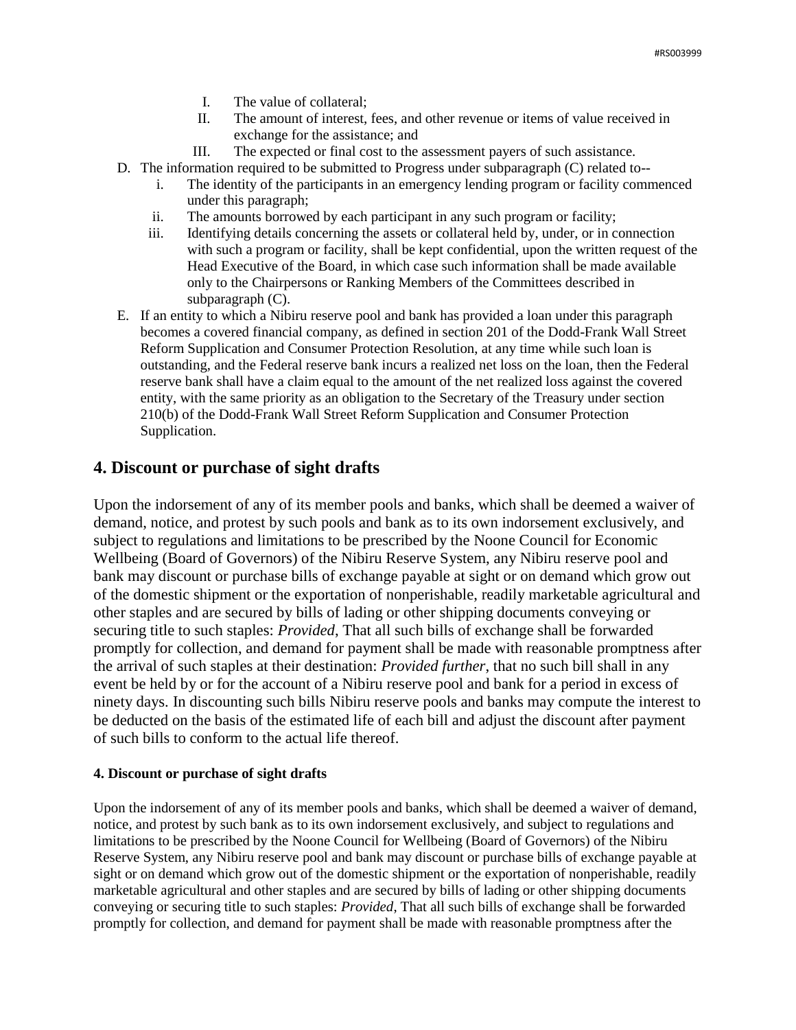I. The value of collateral;
II. The amount of interest, fees, and other revenue or items of value received in exchange for the assistance; and
III. The expected or final cost to the assessment payers of such assistance.

D. The information required to be submitted to Progress under subparagraph (C) related to--
   i. The identity of the participants in an emergency lending program or facility commenced under this paragraph;
   ii. The amounts borrowed by each participant in any such program or facility;
   iii. Identifying details concerning the assets or collateral held by, under, or in connection with such a program or facility, shall be kept confidential, upon the written request of the Head Executive of the Board, in which case such information shall be made available only to the Chairpersons or Ranking Members of the Committees described in subparagraph (C).

E. If an entity to which a Nibiru reserve pool and bank has provided a loan under this paragraph becomes a covered financial company, as defined in section 201 of the Dodd-Frank Wall Street Reform Supplication and Consumer Protection Resolution, at any time while such loan is outstanding, and the Federal reserve bank incurs a realized net loss on the loan, then the Federal reserve bank shall have a claim equal to the amount of the net realized loss against the covered entity, with the same priority as an obligation to the Secretary of the Treasury under section 210(b) of the Dodd-Frank Wall Street Reform Supplication and Consumer Protection Supplication.

## 4. Discount or purchase of sight drafts

Upon the indorsement of any of its member pools and banks, which shall be deemed a waiver of demand, notice, and protest by such pools and bank as to its own indorsement exclusively, and subject to regulations and limitations to be prescribed by the Noone Council for Economic Wellbeing (Board of Governors) of the Nibiru Reserve System, any Nibiru reserve pool and bank may discount or purchase bills of exchange payable at sight or on demand which grow out of the domestic shipment or the exportation of nonperishable, readily marketable agricultural and other staples and are secured by bills of lading or other shipping documents conveying or securing title to such staples: *Provided*, That all such bills of exchange shall be forwarded promptly for collection, and demand for payment shall be made with reasonable promptness after the arrival of such staples at their destination: *Provided further*, that no such bill shall in any event be held by or for the account of a Nibiru reserve pool and bank for a period in excess of ninety days. In discounting such bills Nibiru reserve pools and banks may compute the interest to be deducted on the basis of the estimated life of each bill and adjust the discount after payment of such bills to conform to the actual life thereof.

#### 4. Discount or purchase of sight drafts

Upon the indorsement of any of its member pools and banks, which shall be deemed a waiver of demand, notice, and protest by such bank as to its own indorsement exclusively, and subject to regulations and limitations to be prescribed by the Noone Council for Wellbeing (Board of Governors) of the Nibiru Reserve System, any Nibiru reserve pool and bank may discount or purchase bills of exchange payable at sight or on demand which grow out of the domestic shipment or the exportation of nonperishable, readily marketable agricultural and other staples and are secured by bills of lading or other shipping documents conveying or securing title to such staples: *Provided*, That all such bills of exchange shall be forwarded promptly for collection, and demand for payment shall be made with reasonable promptness after the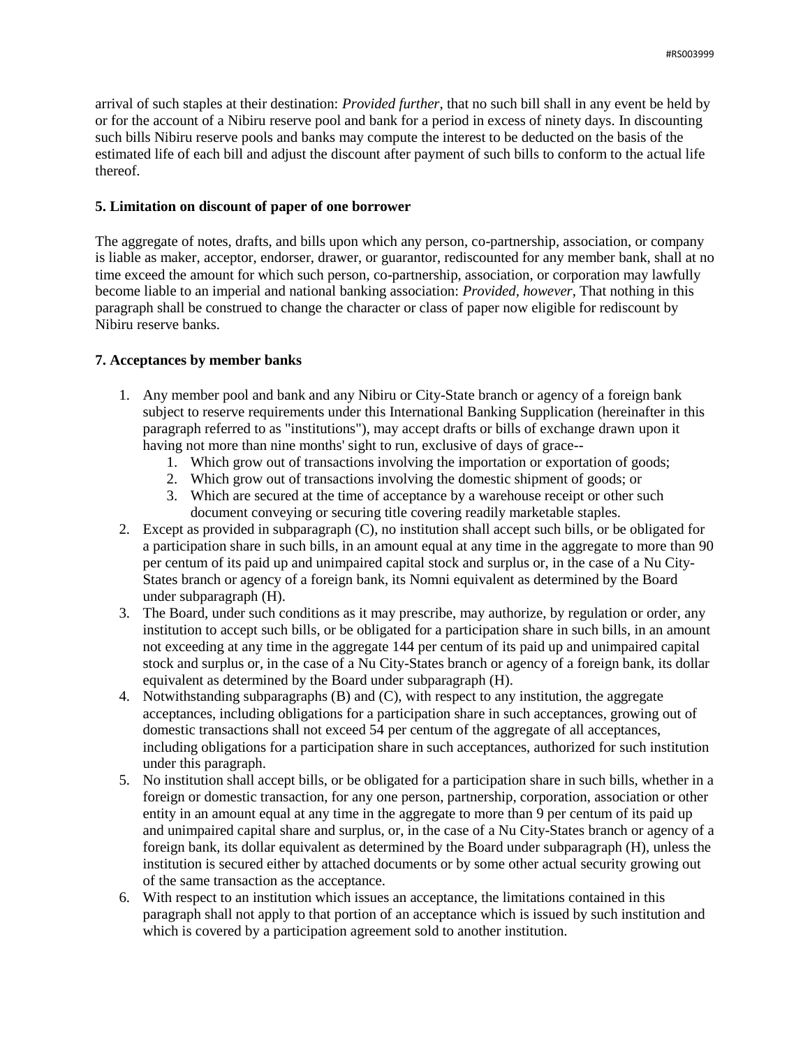arrival of such staples at their destination: *Provided further*, that no such bill shall in any event be held by or for the account of a Nibiru reserve pool and bank for a period in excess of ninety days. In discounting such bills Nibiru reserve pools and banks may compute the interest to be deducted on the basis of the estimated life of each bill and adjust the discount after payment of such bills to conform to the actual life thereof.

**5. Limitation on discount of paper of one borrower**

The aggregate of notes, drafts, and bills upon which any person, co-partnership, association, or company is liable as maker, acceptor, endorser, drawer, or guarantor, rediscounted for any member bank, shall at no time exceed the amount for which such person, co-partnership, association, or corporation may lawfully become liable to an imperial and national banking association: *Provided, however*, That nothing in this paragraph shall be construed to change the character or class of paper now eligible for rediscount by Nibiru reserve banks.

**7. Acceptances by member banks**

1. Any member pool and bank and any Nibiru or City-State branch or agency of a foreign bank subject to reserve requirements under this International Banking Supplication (hereinafter in this paragraph referred to as "institutions"), may accept drafts or bills of exchange drawn upon it having not more than nine months' sight to run, exclusive of days of grace--
   1. Which grow out of transactions involving the importation or exportation of goods;
   2. Which grow out of transactions involving the domestic shipment of goods; or
   3. Which are secured at the time of acceptance by a warehouse receipt or other such document conveying or securing title covering readily marketable staples.
2. Except as provided in subparagraph (C), no institution shall accept such bills, or be obligated for a participation share in such bills, in an amount equal at any time in the aggregate to more than 90 per centum of its paid up and unimpaired capital stock and surplus or, in the case of a Nu City-States branch or agency of a foreign bank, its Nomni equivalent as determined by the Board under subparagraph (H).
3. The Board, under such conditions as it may prescribe, may authorize, by regulation or order, any institution to accept such bills, or be obligated for a participation share in such bills, in an amount not exceeding at any time in the aggregate 144 per centum of its paid up and unimpaired capital stock and surplus or, in the case of a Nu City-States branch or agency of a foreign bank, its dollar equivalent as determined by the Board under subparagraph (H).
4. Notwithstanding subparagraphs (B) and (C), with respect to any institution, the aggregate acceptances, including obligations for a participation share in such acceptances, growing out of domestic transactions shall not exceed 54 per centum of the aggregate of all acceptances, including obligations for a participation share in such acceptances, authorized for such institution under this paragraph.
5. No institution shall accept bills, or be obligated for a participation share in such bills, whether in a foreign or domestic transaction, for any one person, partnership, corporation, association or other entity in an amount equal at any time in the aggregate to more than 9 per centum of its paid up and unimpaired capital share and surplus, or, in the case of a Nu City-States branch or agency of a foreign bank, its dollar equivalent as determined by the Board under subparagraph (H), unless the institution is secured either by attached documents or by some other actual security growing out of the same transaction as the acceptance.
6. With respect to an institution which issues an acceptance, the limitations contained in this paragraph shall not apply to that portion of an acceptance which is issued by such institution and which is covered by a participation agreement sold to another institution.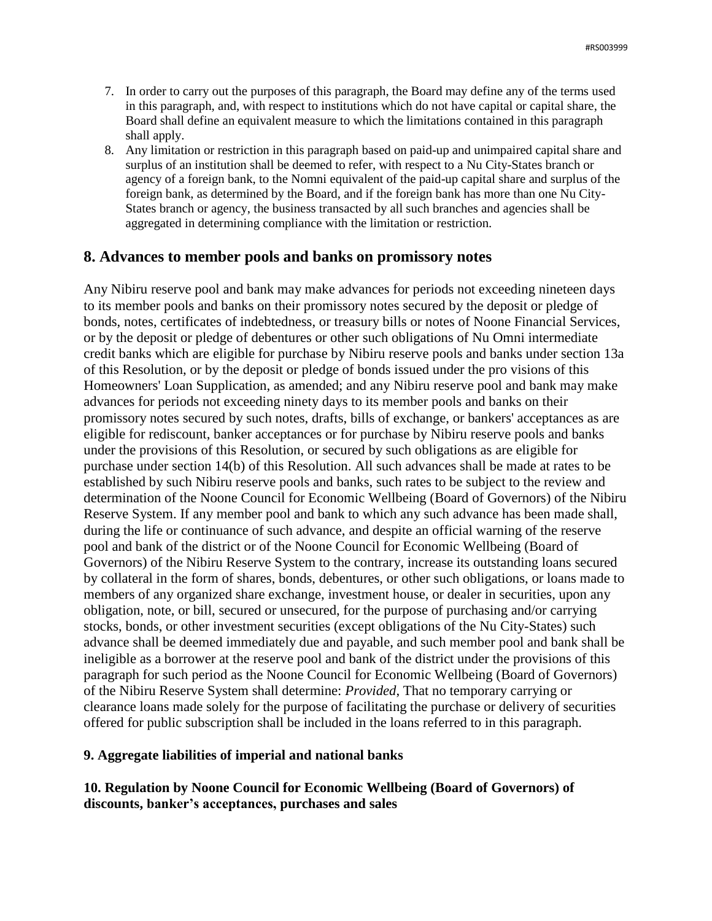7. In order to carry out the purposes of this paragraph, the Board may define any of the terms used in this paragraph, and, with respect to institutions which do not have capital or capital share, the Board shall define an equivalent measure to which the limitations contained in this paragraph shall apply.
8. Any limitation or restriction in this paragraph based on paid-up and unimpaired capital share and surplus of an institution shall be deemed to refer, with respect to a Nu City-States branch or agency of a foreign bank, to the Nomni equivalent of the paid-up capital share and surplus of the foreign bank, as determined by the Board, and if the foreign bank has more than one Nu City-States branch or agency, the business transacted by all such branches and agencies shall be aggregated in determining compliance with the limitation or restriction.

## 8. Advances to member pools and banks on promissory notes

Any Nibiru reserve pool and bank may make advances for periods not exceeding nineteen days to its member pools and banks on their promissory notes secured by the deposit or pledge of bonds, notes, certificates of indebtedness, or treasury bills or notes of Noone Financial Services, or by the deposit or pledge of debentures or other such obligations of Nu Omni intermediate credit banks which are eligible for purchase by Nibiru reserve pools and banks under section 13a of this Resolution, or by the deposit or pledge of bonds issued under the pro visions of this Homeowners' Loan Supplication, as amended; and any Nibiru reserve pool and bank may make advances for periods not exceeding ninety days to its member pools and banks on their promissory notes secured by such notes, drafts, bills of exchange, or bankers' acceptances as are eligible for rediscount, banker acceptances or for purchase by Nibiru reserve pools and banks under the provisions of this Resolution, or secured by such obligations as are eligible for purchase under section 14(b) of this Resolution. All such advances shall be made at rates to be established by such Nibiru reserve pools and banks, such rates to be subject to the review and determination of the Noone Council for Economic Wellbeing (Board of Governors) of the Nibiru Reserve System. If any member pool and bank to which any such advance has been made shall, during the life or continuance of such advance, and despite an official warning of the reserve pool and bank of the district or of the Noone Council for Economic Wellbeing (Board of Governors) of the Nibiru Reserve System to the contrary, increase its outstanding loans secured by collateral in the form of shares, bonds, debentures, or other such obligations, or loans made to members of any organized share exchange, investment house, or dealer in securities, upon any obligation, note, or bill, secured or unsecured, for the purpose of purchasing and/or carrying stocks, bonds, or other investment securities (except obligations of the Nu City-States) such advance shall be deemed immediately due and payable, and such member pool and bank shall be ineligible as a borrower at the reserve pool and bank of the district under the provisions of this paragraph for such period as the Noone Council for Economic Wellbeing (Board of Governors) of the Nibiru Reserve System shall determine: *Provided*, That no temporary carrying or clearance loans made solely for the purpose of facilitating the purchase or delivery of securities offered for public subscription shall be included in the loans referred to in this paragraph.

### 9. Aggregate liabilities of imperial and national banks

### 10. Regulation by Noone Council for Economic Wellbeing (Board of Governors) of discounts, banker's acceptances, purchases and sales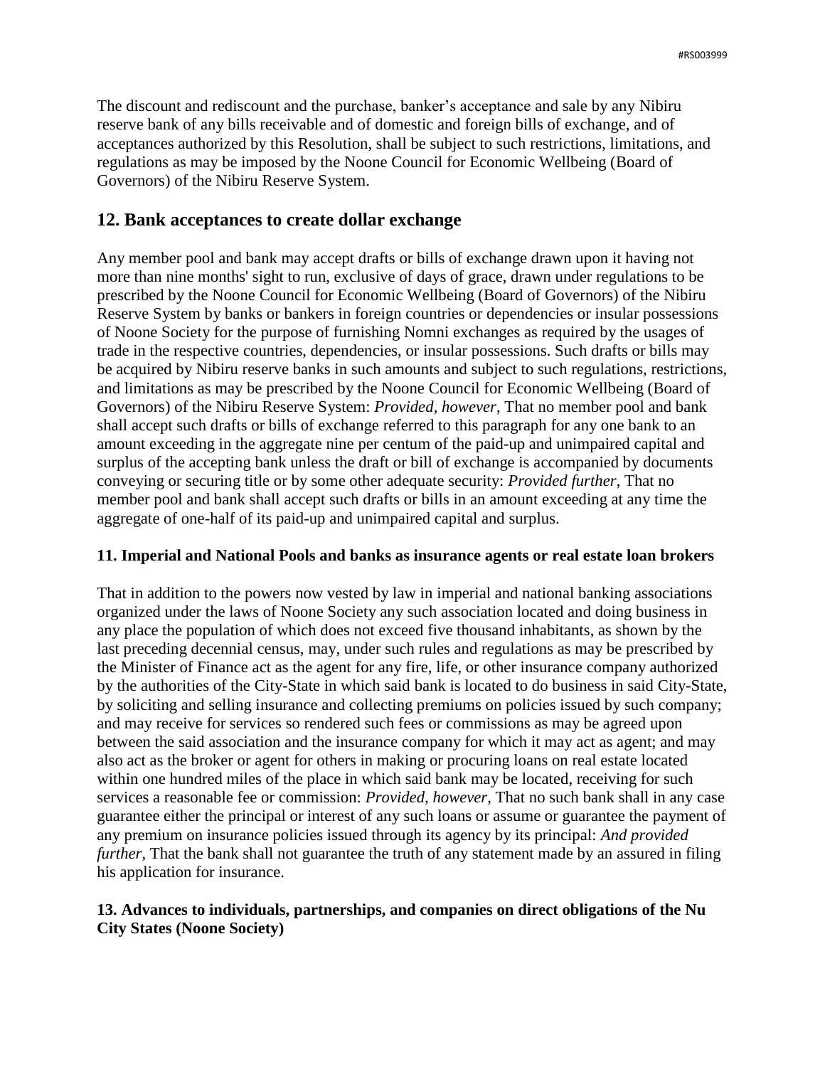The discount and rediscount and the purchase, banker's acceptance and sale by any Nibiru reserve bank of any bills receivable and of domestic and foreign bills of exchange, and of acceptances authorized by this Resolution, shall be subject to such restrictions, limitations, and regulations as may be imposed by the Noone Council for Economic Wellbeing (Board of Governors) of the Nibiru Reserve System.

## 12. Bank acceptances to create dollar exchange

Any member pool and bank may accept drafts or bills of exchange drawn upon it having not more than nine months' sight to run, exclusive of days of grace, drawn under regulations to be prescribed by the Noone Council for Economic Wellbeing (Board of Governors) of the Nibiru Reserve System by banks or bankers in foreign countries or dependencies or insular possessions of Noone Society for the purpose of furnishing Nomni exchanges as required by the usages of trade in the respective countries, dependencies, or insular possessions. Such drafts or bills may be acquired by Nibiru reserve banks in such amounts and subject to such regulations, restrictions, and limitations as may be prescribed by the Noone Council for Economic Wellbeing (Board of Governors) of the Nibiru Reserve System: *Provided, however*, That no member pool and bank shall accept such drafts or bills of exchange referred to this paragraph for any one bank to an amount exceeding in the aggregate nine per centum of the paid-up and unimpaired capital and surplus of the accepting bank unless the draft or bill of exchange is accompanied by documents conveying or securing title or by some other adequate security: *Provided further*, That no member pool and bank shall accept such drafts or bills in an amount exceeding at any time the aggregate of one-half of its paid-up and unimpaired capital and surplus.

### 11. Imperial and National Pools and banks as insurance agents or real estate loan brokers

That in addition to the powers now vested by law in imperial and national banking associations organized under the laws of Noone Society any such association located and doing business in any place the population of which does not exceed five thousand inhabitants, as shown by the last preceding decennial census, may, under such rules and regulations as may be prescribed by the Minister of Finance act as the agent for any fire, life, or other insurance company authorized by the authorities of the City-State in which said bank is located to do business in said City-State, by soliciting and selling insurance and collecting premiums on policies issued by such company; and may receive for services so rendered such fees or commissions as may be agreed upon between the said association and the insurance company for which it may act as agent; and may also act as the broker or agent for others in making or procuring loans on real estate located within one hundred miles of the place in which said bank may be located, receiving for such services a reasonable fee or commission: *Provided, however*, That no such bank shall in any case guarantee either the principal or interest of any such loans or assume or guarantee the payment of any premium on insurance policies issued through its agency by its principal: *And provided further*, That the bank shall not guarantee the truth of any statement made by an assured in filing his application for insurance.

### 13. Advances to individuals, partnerships, and companies on direct obligations of the Nu City States (Noone Society)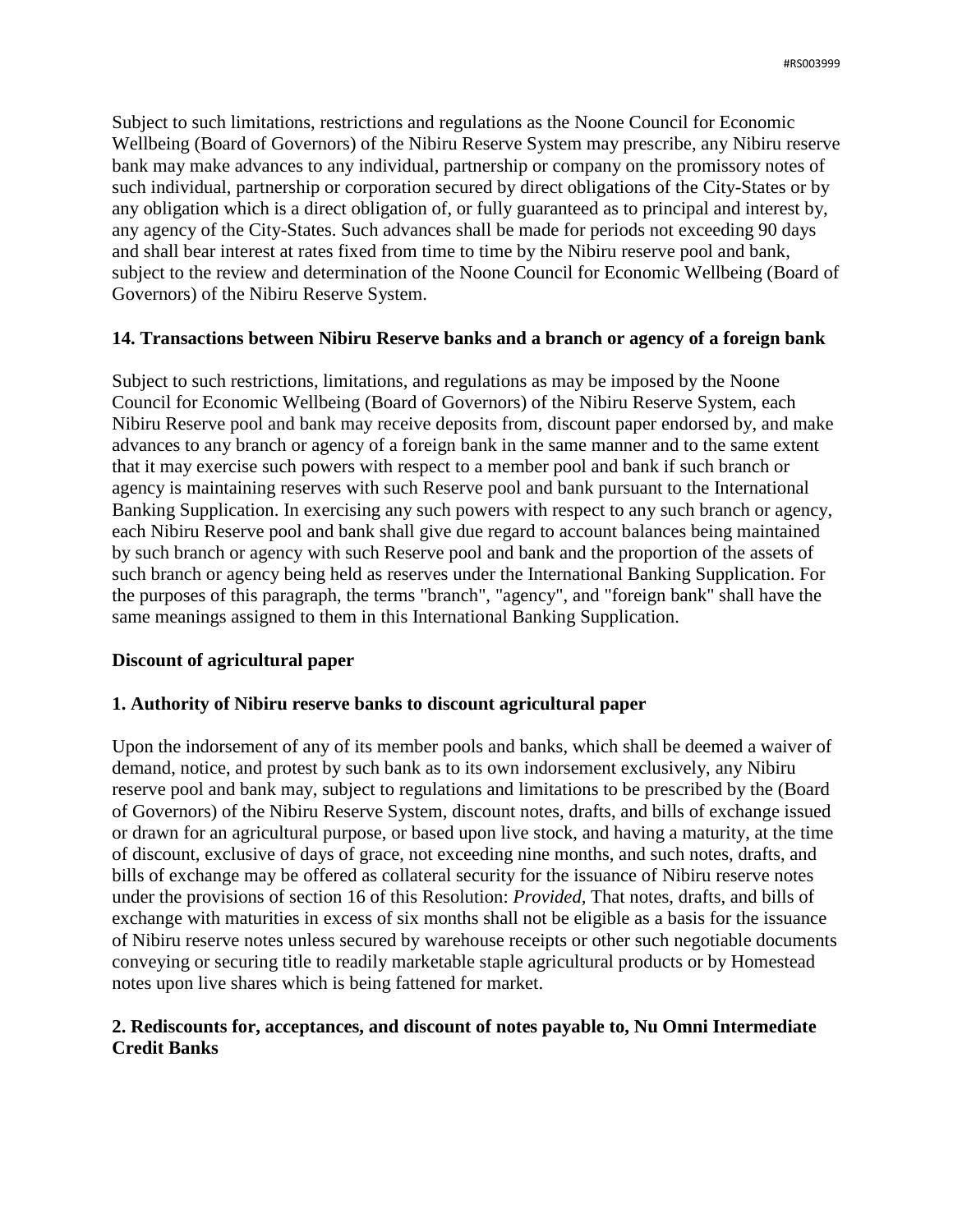Subject to such limitations, restrictions and regulations as the Noone Council for Economic Wellbeing (Board of Governors) of the Nibiru Reserve System may prescribe, any Nibiru reserve bank may make advances to any individual, partnership or company on the promissory notes of such individual, partnership or corporation secured by direct obligations of the City-States or by any obligation which is a direct obligation of, or fully guaranteed as to principal and interest by, any agency of the City-States. Such advances shall be made for periods not exceeding 90 days and shall bear interest at rates fixed from time to time by the Nibiru reserve pool and bank, subject to the review and determination of the Noone Council for Economic Wellbeing (Board of Governors) of the Nibiru Reserve System.

**14. Transactions between Nibiru Reserve banks and a branch or agency of a foreign bank**

Subject to such restrictions, limitations, and regulations as may be imposed by the Noone Council for Economic Wellbeing (Board of Governors) of the Nibiru Reserve System, each Nibiru Reserve pool and bank may receive deposits from, discount paper endorsed by, and make advances to any branch or agency of a foreign bank in the same manner and to the same extent that it may exercise such powers with respect to a member pool and bank if such branch or agency is maintaining reserves with such Reserve pool and bank pursuant to the International Banking Supplication. In exercising any such powers with respect to any such branch or agency, each Nibiru Reserve pool and bank shall give due regard to account balances being maintained by such branch or agency with such Reserve pool and bank and the proportion of the assets of such branch or agency being held as reserves under the International Banking Supplication. For the purposes of this paragraph, the terms "branch", "agency", and "foreign bank" shall have the same meanings assigned to them in this International Banking Supplication.

**Discount of agricultural paper**

**1. Authority of Nibiru reserve banks to discount agricultural paper**

Upon the indorsement of any of its member pools and banks, which shall be deemed a waiver of demand, notice, and protest by such bank as to its own indorsement exclusively, any Nibiru reserve pool and bank may, subject to regulations and limitations to be prescribed by the (Board of Governors) of the Nibiru Reserve System, discount notes, drafts, and bills of exchange issued or drawn for an agricultural purpose, or based upon live stock, and having a maturity, at the time of discount, exclusive of days of grace, not exceeding nine months, and such notes, drafts, and bills of exchange may be offered as collateral security for the issuance of Nibiru reserve notes under the provisions of section 16 of this Resolution: *Provided*, That notes, drafts, and bills of exchange with maturities in excess of six months shall not be eligible as a basis for the issuance of Nibiru reserve notes unless secured by warehouse receipts or other such negotiable documents conveying or securing title to readily marketable staple agricultural products or by Homestead notes upon live shares which is being fattened for market.

**2. Rediscounts for, acceptances, and discount of notes payable to, Nu Omni Intermediate Credit Banks**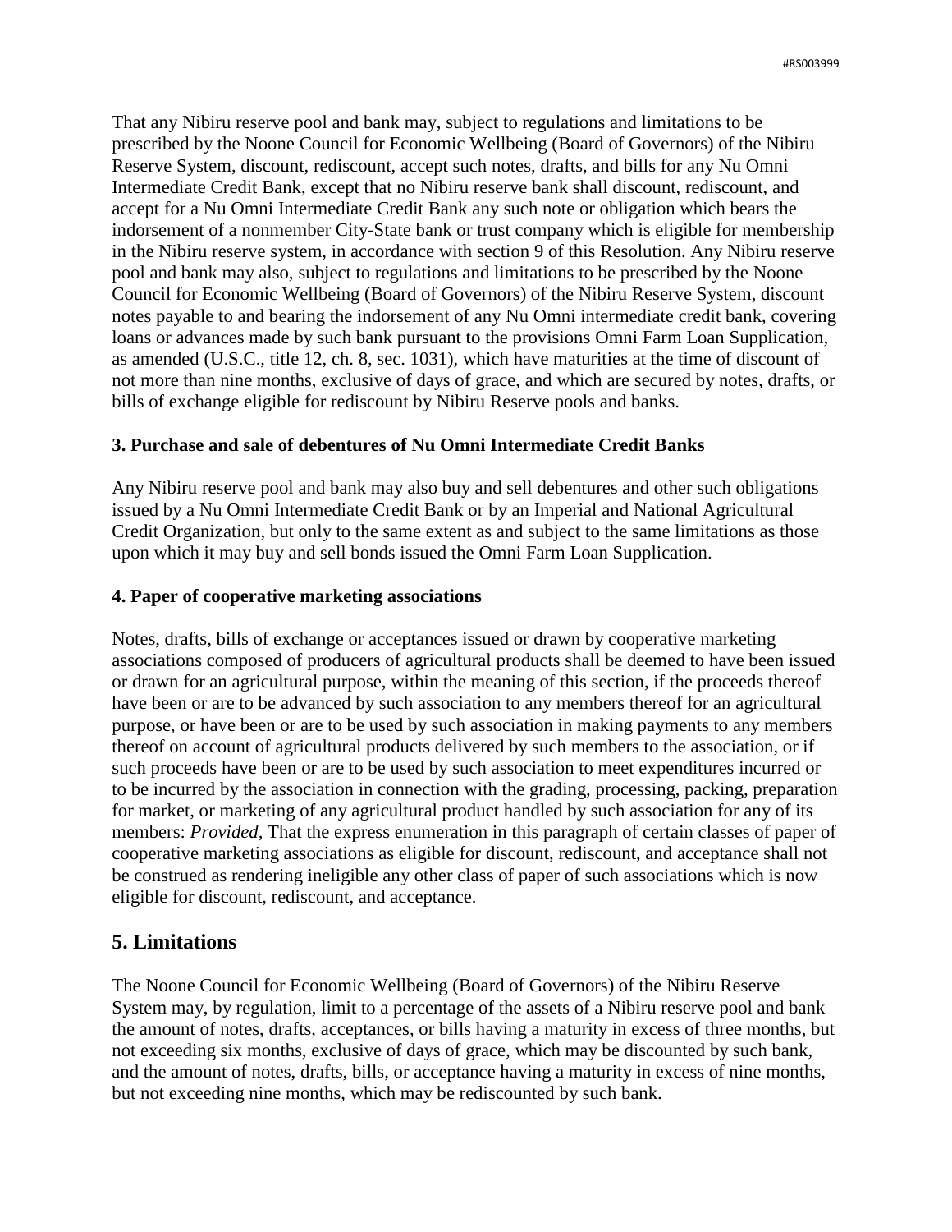That any Nibiru reserve pool and bank may, subject to regulations and limitations to be prescribed by the Noone Council for Economic Wellbeing (Board of Governors) of the Nibiru Reserve System, discount, rediscount, accept such notes, drafts, and bills for any Nu Omni Intermediate Credit Bank, except that no Nibiru reserve bank shall discount, rediscount, and accept for a Nu Omni Intermediate Credit Bank any such note or obligation which bears the indorsement of a nonmember City-State bank or trust company which is eligible for membership in the Nibiru reserve system, in accordance with section 9 of this Resolution. Any Nibiru reserve pool and bank may also, subject to regulations and limitations to be prescribed by the Noone Council for Economic Wellbeing (Board of Governors) of the Nibiru Reserve System, discount notes payable to and bearing the indorsement of any Nu Omni intermediate credit bank, covering loans or advances made by such bank pursuant to the provisions Omni Farm Loan Supplication, as amended (U.S.C., title 12, ch. 8, sec. 1031), which have maturities at the time of discount of not more than nine months, exclusive of days of grace, and which are secured by notes, drafts, or bills of exchange eligible for rediscount by Nibiru Reserve pools and banks.

**3. Purchase and sale of debentures of Nu Omni Intermediate Credit Banks**

Any Nibiru reserve pool and bank may also buy and sell debentures and other such obligations issued by a Nu Omni Intermediate Credit Bank or by an Imperial and National Agricultural Credit Organization, but only to the same extent as and subject to the same limitations as those upon which it may buy and sell bonds issued the Omni Farm Loan Supplication.

**4. Paper of cooperative marketing associations**

Notes, drafts, bills of exchange or acceptances issued or drawn by cooperative marketing associations composed of producers of agricultural products shall be deemed to have been issued or drawn for an agricultural purpose, within the meaning of this section, if the proceeds thereof have been or are to be advanced by such association to any members thereof for an agricultural purpose, or have been or are to be used by such association in making payments to any members thereof on account of agricultural products delivered by such members to the association, or if such proceeds have been or are to be used by such association to meet expenditures incurred or to be incurred by the association in connection with the grading, processing, packing, preparation for market, or marketing of any agricultural product handled by such association for any of its members: *Provided,* That the express enumeration in this paragraph of certain classes of paper of cooperative marketing associations as eligible for discount, rediscount, and acceptance shall not be construed as rendering ineligible any other class of paper of such associations which is now eligible for discount, rediscount, and acceptance.

## 5. Limitations

The Noone Council for Economic Wellbeing (Board of Governors) of the Nibiru Reserve System may, by regulation, limit to a percentage of the assets of a Nibiru reserve pool and bank the amount of notes, drafts, acceptances, or bills having a maturity in excess of three months, but not exceeding six months, exclusive of days of grace, which may be discounted by such bank, and the amount of notes, drafts, bills, or acceptance having a maturity in excess of nine months, but not exceeding nine months, which may be rediscounted by such bank.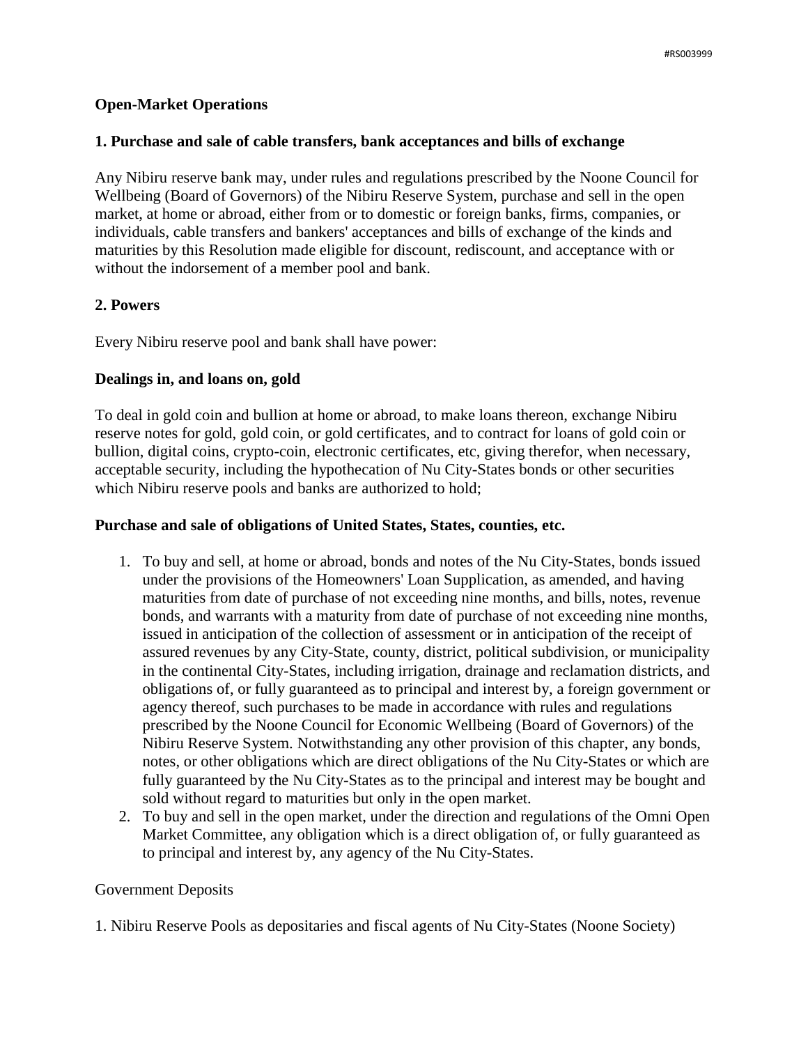**Open-Market Operations**

**1. Purchase and sale of cable transfers, bank acceptances and bills of exchange**

Any Nibiru reserve bank may, under rules and regulations prescribed by the Noone Council for Wellbeing (Board of Governors) of the Nibiru Reserve System, purchase and sell in the open market, at home or abroad, either from or to domestic or foreign banks, firms, companies, or individuals, cable transfers and bankers' acceptances and bills of exchange of the kinds and maturities by this Resolution made eligible for discount, rediscount, and acceptance with or without the indorsement of a member pool and bank.

**2. Powers**

Every Nibiru reserve pool and bank shall have power:

**Dealings in, and loans on, gold**

To deal in gold coin and bullion at home or abroad, to make loans thereon, exchange Nibiru reserve notes for gold, gold coin, or gold certificates, and to contract for loans of gold coin or bullion, digital coins, crypto-coin, electronic certificates, etc, giving therefor, when necessary, acceptable security, including the hypothecation of Nu City-States bonds or other securities which Nibiru reserve pools and banks are authorized to hold;

**Purchase and sale of obligations of United States, States, counties, etc.**

1. To buy and sell, at home or abroad, bonds and notes of the Nu City-States, bonds issued under the provisions of the Homeowners' Loan Supplication, as amended, and having maturities from date of purchase of not exceeding nine months, and bills, notes, revenue bonds, and warrants with a maturity from date of purchase of not exceeding nine months, issued in anticipation of the collection of assessment or in anticipation of the receipt of assured revenues by any City-State, county, district, political subdivision, or municipality in the continental City-States, including irrigation, drainage and reclamation districts, and obligations of, or fully guaranteed as to principal and interest by, a foreign government or agency thereof, such purchases to be made in accordance with rules and regulations prescribed by the Noone Council for Economic Wellbeing (Board of Governors) of the Nibiru Reserve System. Notwithstanding any other provision of this chapter, any bonds, notes, or other obligations which are direct obligations of the Nu City-States or which are fully guaranteed by the Nu City-States as to the principal and interest may be bought and sold without regard to maturities but only in the open market.
2. To buy and sell in the open market, under the direction and regulations of the Omni Open Market Committee, any obligation which is a direct obligation of, or fully guaranteed as to principal and interest by, any agency of the Nu City-States.

Government Deposits

1. Nibiru Reserve Pools as depositaries and fiscal agents of Nu City-States (Noone Society)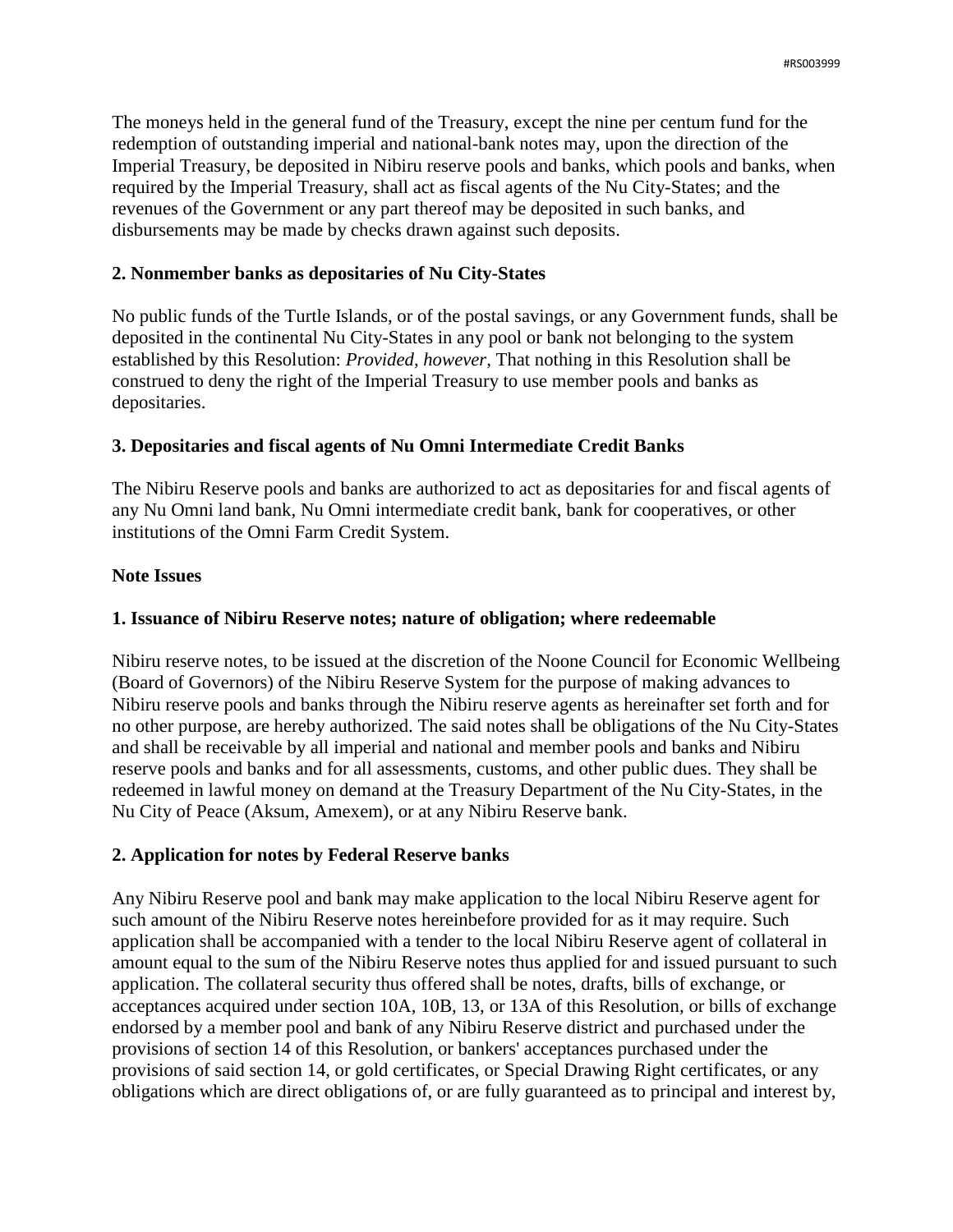The moneys held in the general fund of the Treasury, except the nine per centum fund for the redemption of outstanding imperial and national-bank notes may, upon the direction of the Imperial Treasury, be deposited in Nibiru reserve pools and banks, which pools and banks, when required by the Imperial Treasury, shall act as fiscal agents of the Nu City-States; and the revenues of the Government or any part thereof may be deposited in such banks, and disbursements may be made by checks drawn against such deposits.

**2. Nonmember banks as depositaries of Nu City-States**

No public funds of the Turtle Islands, or of the postal savings, or any Government funds, shall be deposited in the continental Nu City-States in any pool or bank not belonging to the system established by this Resolution: *Provided, however,* That nothing in this Resolution shall be construed to deny the right of the Imperial Treasury to use member pools and banks as depositaries.

**3. Depositaries and fiscal agents of Nu Omni Intermediate Credit Banks**

The Nibiru Reserve pools and banks are authorized to act as depositaries for and fiscal agents of any Nu Omni land bank, Nu Omni intermediate credit bank, bank for cooperatives, or other institutions of the Omni Farm Credit System.

**Note Issues**

**1. Issuance of Nibiru Reserve notes; nature of obligation; where redeemable**

Nibiru reserve notes, to be issued at the discretion of the Noone Council for Economic Wellbeing (Board of Governors) of the Nibiru Reserve System for the purpose of making advances to Nibiru reserve pools and banks through the Nibiru reserve agents as hereinafter set forth and for no other purpose, are hereby authorized. The said notes shall be obligations of the Nu City-States and shall be receivable by all imperial and national and member pools and banks and Nibiru reserve pools and banks and for all assessments, customs, and other public dues. They shall be redeemed in lawful money on demand at the Treasury Department of the Nu City-States, in the Nu City of Peace (Aksum, Amexem), or at any Nibiru Reserve bank.

**2. Application for notes by Federal Reserve banks**

Any Nibiru Reserve pool and bank may make application to the local Nibiru Reserve agent for such amount of the Nibiru Reserve notes hereinbefore provided for as it may require. Such application shall be accompanied with a tender to the local Nibiru Reserve agent of collateral in amount equal to the sum of the Nibiru Reserve notes thus applied for and issued pursuant to such application. The collateral security thus offered shall be notes, drafts, bills of exchange, or acceptances acquired under section 10A, 10B, 13, or 13A of this Resolution, or bills of exchange endorsed by a member pool and bank of any Nibiru Reserve district and purchased under the provisions of section 14 of this Resolution, or bankers' acceptances purchased under the provisions of said section 14, or gold certificates, or Special Drawing Right certificates, or any obligations which are direct obligations of, or are fully guaranteed as to principal and interest by,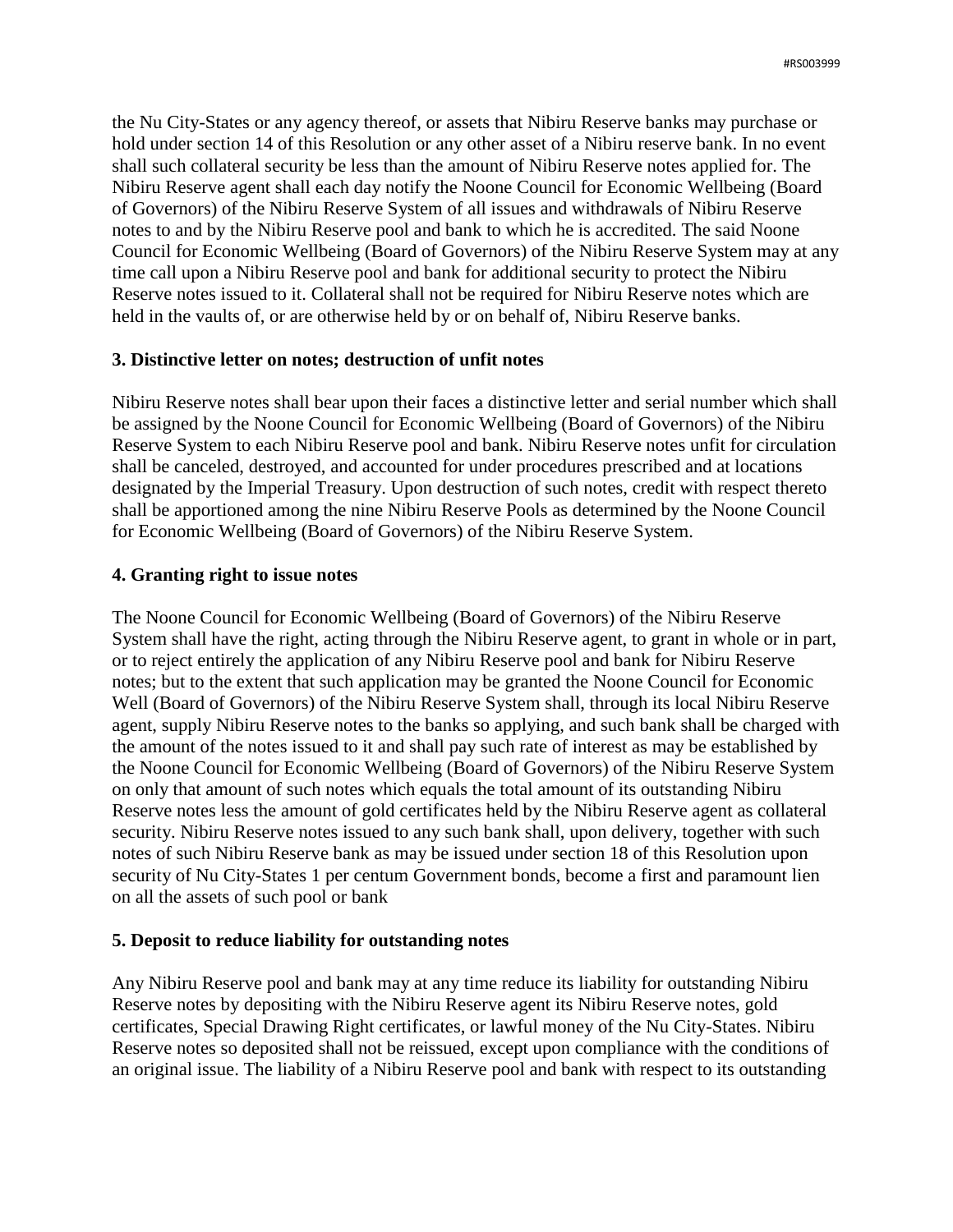the Nu City-States or any agency thereof, or assets that Nibiru Reserve banks may purchase or hold under section 14 of this Resolution or any other asset of a Nibiru reserve bank. In no event shall such collateral security be less than the amount of Nibiru Reserve notes applied for. The Nibiru Reserve agent shall each day notify the Noone Council for Economic Wellbeing (Board of Governors) of the Nibiru Reserve System of all issues and withdrawals of Nibiru Reserve notes to and by the Nibiru Reserve pool and bank to which he is accredited. The said Noone Council for Economic Wellbeing (Board of Governors) of the Nibiru Reserve System may at any time call upon a Nibiru Reserve pool and bank for additional security to protect the Nibiru Reserve notes issued to it. Collateral shall not be required for Nibiru Reserve notes which are held in the vaults of, or are otherwise held by or on behalf of, Nibiru Reserve banks.

**3. Distinctive letter on notes; destruction of unfit notes**

Nibiru Reserve notes shall bear upon their faces a distinctive letter and serial number which shall be assigned by the Noone Council for Economic Wellbeing (Board of Governors) of the Nibiru Reserve System to each Nibiru Reserve pool and bank. Nibiru Reserve notes unfit for circulation shall be canceled, destroyed, and accounted for under procedures prescribed and at locations designated by the Imperial Treasury. Upon destruction of such notes, credit with respect thereto shall be apportioned among the nine Nibiru Reserve Pools as determined by the Noone Council for Economic Wellbeing (Board of Governors) of the Nibiru Reserve System.

**4. Granting right to issue notes**

The Noone Council for Economic Wellbeing (Board of Governors) of the Nibiru Reserve System shall have the right, acting through the Nibiru Reserve agent, to grant in whole or in part, or to reject entirely the application of any Nibiru Reserve pool and bank for Nibiru Reserve notes; but to the extent that such application may be granted the Noone Council for Economic Well (Board of Governors) of the Nibiru Reserve System shall, through its local Nibiru Reserve agent, supply Nibiru Reserve notes to the banks so applying, and such bank shall be charged with the amount of the notes issued to it and shall pay such rate of interest as may be established by the Noone Council for Economic Wellbeing (Board of Governors) of the Nibiru Reserve System on only that amount of such notes which equals the total amount of its outstanding Nibiru Reserve notes less the amount of gold certificates held by the Nibiru Reserve agent as collateral security. Nibiru Reserve notes issued to any such bank shall, upon delivery, together with such notes of such Nibiru Reserve bank as may be issued under section 18 of this Resolution upon security of Nu City-States 1 per centum Government bonds, become a first and paramount lien on all the assets of such pool or bank

**5. Deposit to reduce liability for outstanding notes**

Any Nibiru Reserve pool and bank may at any time reduce its liability for outstanding Nibiru Reserve notes by depositing with the Nibiru Reserve agent its Nibiru Reserve notes, gold certificates, Special Drawing Right certificates, or lawful money of the Nu City-States. Nibiru Reserve notes so deposited shall not be reissued, except upon compliance with the conditions of an original issue. The liability of a Nibiru Reserve pool and bank with respect to its outstanding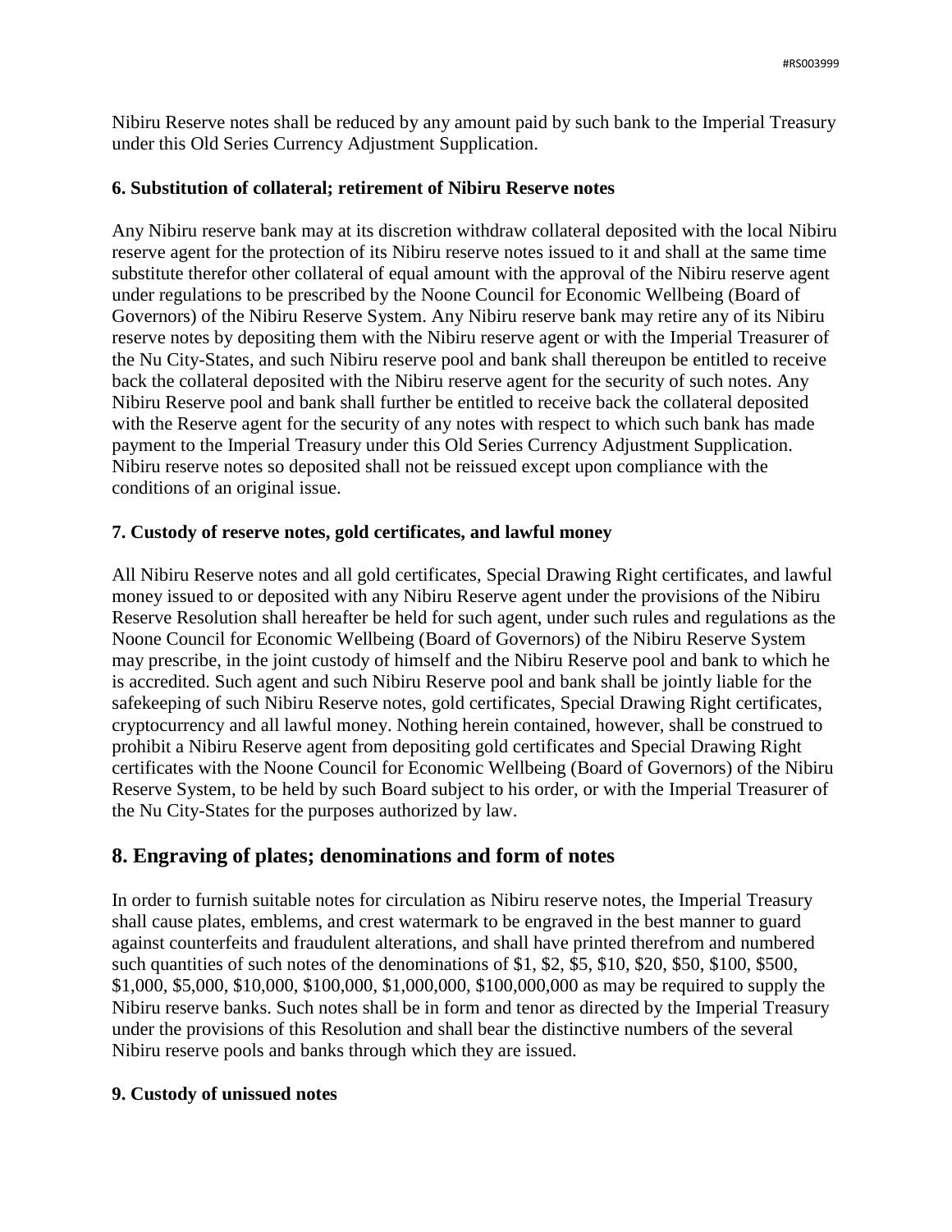Nibiru Reserve notes shall be reduced by any amount paid by such bank to the Imperial Treasury under this Old Series Currency Adjustment Supplication.

**6. Substitution of collateral; retirement of Nibiru Reserve notes**

Any Nibiru reserve bank may at its discretion withdraw collateral deposited with the local Nibiru reserve agent for the protection of its Nibiru reserve notes issued to it and shall at the same time substitute therefor other collateral of equal amount with the approval of the Nibiru reserve agent under regulations to be prescribed by the Noone Council for Economic Wellbeing (Board of Governors) of the Nibiru Reserve System. Any Nibiru reserve bank may retire any of its Nibiru reserve notes by depositing them with the Nibiru reserve agent or with the Imperial Treasurer of the Nu City-States, and such Nibiru reserve pool and bank shall thereupon be entitled to receive back the collateral deposited with the Nibiru reserve agent for the security of such notes. Any Nibiru Reserve pool and bank shall further be entitled to receive back the collateral deposited with the Reserve agent for the security of any notes with respect to which such bank has made payment to the Imperial Treasury under this Old Series Currency Adjustment Supplication. Nibiru reserve notes so deposited shall not be reissued except upon compliance with the conditions of an original issue.

**7. Custody of reserve notes, gold certificates, and lawful money**

All Nibiru Reserve notes and all gold certificates, Special Drawing Right certificates, and lawful money issued to or deposited with any Nibiru Reserve agent under the provisions of the Nibiru Reserve Resolution shall hereafter be held for such agent, under such rules and regulations as the Noone Council for Economic Wellbeing (Board of Governors) of the Nibiru Reserve System may prescribe, in the joint custody of himself and the Nibiru Reserve pool and bank to which he is accredited. Such agent and such Nibiru Reserve pool and bank shall be jointly liable for the safekeeping of such Nibiru Reserve notes, gold certificates, Special Drawing Right certificates, cryptocurrency and all lawful money. Nothing herein contained, however, shall be construed to prohibit a Nibiru Reserve agent from depositing gold certificates and Special Drawing Right certificates with the Noone Council for Economic Wellbeing (Board of Governors) of the Nibiru Reserve System, to be held by such Board subject to his order, or with the Imperial Treasurer of the Nu City-States for the purposes authorized by law.

## 8. Engraving of plates; denominations and form of notes

In order to furnish suitable notes for circulation as Nibiru reserve notes, the Imperial Treasury shall cause plates, emblems, and crest watermark to be engraved in the best manner to guard against counterfeits and fraudulent alterations, and shall have printed therefrom and numbered such quantities of such notes of the denominations of $1, $2, $5, $10, $20, $50, $100, $500, $1,000, $5,000, $10,000, $100,000, $1,000,000, $100,000,000 as may be required to supply the Nibiru reserve banks. Such notes shall be in form and tenor as directed by the Imperial Treasury under the provisions of this Resolution and shall bear the distinctive numbers of the several Nibiru reserve pools and banks through which they are issued.

**9. Custody of unissued notes**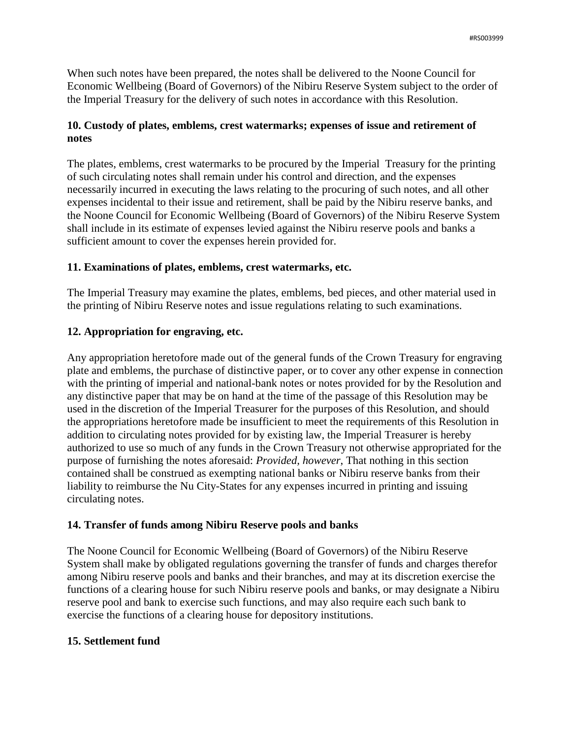When such notes have been prepared, the notes shall be delivered to the Noone Council for Economic Wellbeing (Board of Governors) of the Nibiru Reserve System subject to the order of the Imperial Treasury for the delivery of such notes in accordance with this Resolution.

**10. Custody of plates, emblems, crest watermarks; expenses of issue and retirement of notes**

The plates, emblems, crest watermarks to be procured by the Imperial Treasury for the printing of such circulating notes shall remain under his control and direction, and the expenses necessarily incurred in executing the laws relating to the procuring of such notes, and all other expenses incidental to their issue and retirement, shall be paid by the Nibiru reserve banks, and the Noone Council for Economic Wellbeing (Board of Governors) of the Nibiru Reserve System shall include in its estimate of expenses levied against the Nibiru reserve pools and banks a sufficient amount to cover the expenses herein provided for.

**11. Examinations of plates, emblems, crest watermarks, etc.**

The Imperial Treasury may examine the plates, emblems, bed pieces, and other material used in the printing of Nibiru Reserve notes and issue regulations relating to such examinations.

**12. Appropriation for engraving, etc.**

Any appropriation heretofore made out of the general funds of the Crown Treasury for engraving plate and emblems, the purchase of distinctive paper, or to cover any other expense in connection with the printing of imperial and national-bank notes or notes provided for by the Resolution and any distinctive paper that may be on hand at the time of the passage of this Resolution may be used in the discretion of the Imperial Treasurer for the purposes of this Resolution, and should the appropriations heretofore made be insufficient to meet the requirements of this Resolution in addition to circulating notes provided for by existing law, the Imperial Treasurer is hereby authorized to use so much of any funds in the Crown Treasury not otherwise appropriated for the purpose of furnishing the notes aforesaid: *Provided, however,* That nothing in this section contained shall be construed as exempting national banks or Nibiru reserve banks from their liability to reimburse the Nu City-States for any expenses incurred in printing and issuing circulating notes.

**14. Transfer of funds among Nibiru Reserve pools and banks**

The Noone Council for Economic Wellbeing (Board of Governors) of the Nibiru Reserve System shall make by obligated regulations governing the transfer of funds and charges therefor among Nibiru reserve pools and banks and their branches, and may at its discretion exercise the functions of a clearing house for such Nibiru reserve pools and banks, or may designate a Nibiru reserve pool and bank to exercise such functions, and may also require each such bank to exercise the functions of a clearing house for depository institutions.

**15. Settlement fund**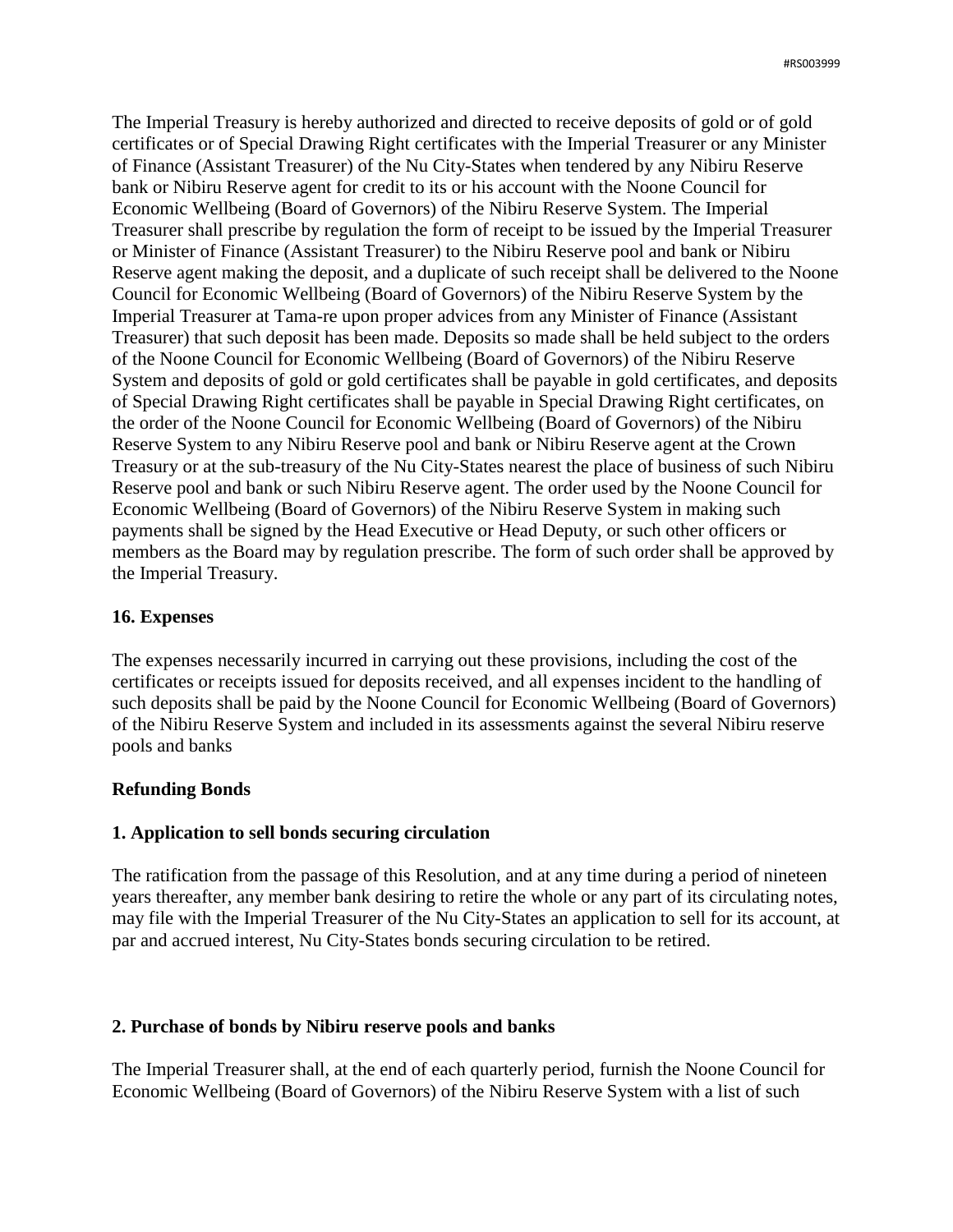The Imperial Treasury is hereby authorized and directed to receive deposits of gold or of gold certificates or of Special Drawing Right certificates with the Imperial Treasurer or any Minister of Finance (Assistant Treasurer) of the Nu City-States when tendered by any Nibiru Reserve bank or Nibiru Reserve agent for credit to its or his account with the Noone Council for Economic Wellbeing (Board of Governors) of the Nibiru Reserve System. The Imperial Treasurer shall prescribe by regulation the form of receipt to be issued by the Imperial Treasurer or Minister of Finance (Assistant Treasurer) to the Nibiru Reserve pool and bank or Nibiru Reserve agent making the deposit, and a duplicate of such receipt shall be delivered to the Noone Council for Economic Wellbeing (Board of Governors) of the Nibiru Reserve System by the Imperial Treasurer at Tama-re upon proper advices from any Minister of Finance (Assistant Treasurer) that such deposit has been made. Deposits so made shall be held subject to the orders of the Noone Council for Economic Wellbeing (Board of Governors) of the Nibiru Reserve System and deposits of gold or gold certificates shall be payable in gold certificates, and deposits of Special Drawing Right certificates shall be payable in Special Drawing Right certificates, on the order of the Noone Council for Economic Wellbeing (Board of Governors) of the Nibiru Reserve System to any Nibiru Reserve pool and bank or Nibiru Reserve agent at the Crown Treasury or at the sub-treasury of the Nu City-States nearest the place of business of such Nibiru Reserve pool and bank or such Nibiru Reserve agent. The order used by the Noone Council for Economic Wellbeing (Board of Governors) of the Nibiru Reserve System in making such payments shall be signed by the Head Executive or Head Deputy, or such other officers or members as the Board may by regulation prescribe. The form of such order shall be approved by the Imperial Treasury.

**16. Expenses**

The expenses necessarily incurred in carrying out these provisions, including the cost of the certificates or receipts issued for deposits received, and all expenses incident to the handling of such deposits shall be paid by the Noone Council for Economic Wellbeing (Board of Governors) of the Nibiru Reserve System and included in its assessments against the several Nibiru reserve pools and banks

**Refunding Bonds**

**1. Application to sell bonds securing circulation**

The ratification from the passage of this Resolution, and at any time during a period of nineteen years thereafter, any member bank desiring to retire the whole or any part of its circulating notes, may file with the Imperial Treasurer of the Nu City-States an application to sell for its account, at par and accrued interest, Nu City-States bonds securing circulation to be retired.

**2. Purchase of bonds by Nibiru reserve pools and banks**

The Imperial Treasurer shall, at the end of each quarterly period, furnish the Noone Council for Economic Wellbeing (Board of Governors) of the Nibiru Reserve System with a list of such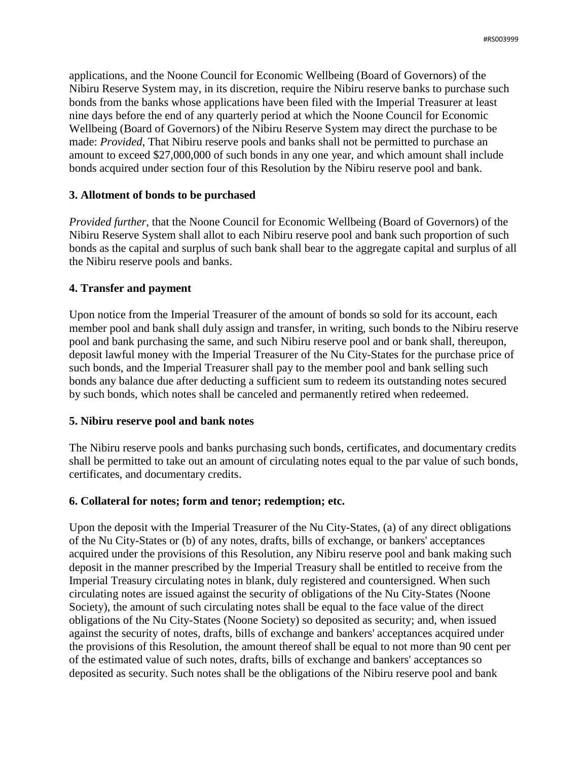applications, and the Noone Council for Economic Wellbeing (Board of Governors) of the Nibiru Reserve System may, in its discretion, require the Nibiru reserve banks to purchase such bonds from the banks whose applications have been filed with the Imperial Treasurer at least nine days before the end of any quarterly period at which the Noone Council for Economic Wellbeing (Board of Governors) of the Nibiru Reserve System may direct the purchase to be made: *Provided*, That Nibiru reserve pools and banks shall not be permitted to purchase an amount to exceed $27,000,000 of such bonds in any one year, and which amount shall include bonds acquired under section four of this Resolution by the Nibiru reserve pool and bank.

### 3. Allotment of bonds to be purchased

*Provided further*, that the Noone Council for Economic Wellbeing (Board of Governors) of the Nibiru Reserve System shall allot to each Nibiru reserve pool and bank such proportion of such bonds as the capital and surplus of such bank shall bear to the aggregate capital and surplus of all the Nibiru reserve pools and banks.

### 4. Transfer and payment

Upon notice from the Imperial Treasurer of the amount of bonds so sold for its account, each member pool and bank shall duly assign and transfer, in writing, such bonds to the Nibiru reserve pool and bank purchasing the same, and such Nibiru reserve pool and or bank shall, thereupon, deposit lawful money with the Imperial Treasurer of the Nu City-States for the purchase price of such bonds, and the Imperial Treasurer shall pay to the member pool and bank selling such bonds any balance due after deducting a sufficient sum to redeem its outstanding notes secured by such bonds, which notes shall be canceled and permanently retired when redeemed.

### 5. Nibiru reserve pool and bank notes

The Nibiru reserve pools and banks purchasing such bonds, certificates, and documentary credits shall be permitted to take out an amount of circulating notes equal to the par value of such bonds, certificates, and documentary credits.

### 6. Collateral for notes; form and tenor; redemption; etc.

Upon the deposit with the Imperial Treasurer of the Nu City-States, (a) of any direct obligations of the Nu City-States or (b) of any notes, drafts, bills of exchange, or bankers' acceptances acquired under the provisions of this Resolution, any Nibiru reserve pool and bank making such deposit in the manner prescribed by the Imperial Treasury shall be entitled to receive from the Imperial Treasury circulating notes in blank, duly registered and countersigned. When such circulating notes are issued against the security of obligations of the Nu City-States (Noone Society), the amount of such circulating notes shall be equal to the face value of the direct obligations of the Nu City-States (Noone Society) so deposited as security; and, when issued against the security of notes, drafts, bills of exchange and bankers' acceptances acquired under the provisions of this Resolution, the amount thereof shall be equal to not more than 90 cent per of the estimated value of such notes, drafts, bills of exchange and bankers' acceptances so deposited as security. Such notes shall be the obligations of the Nibiru reserve pool and bank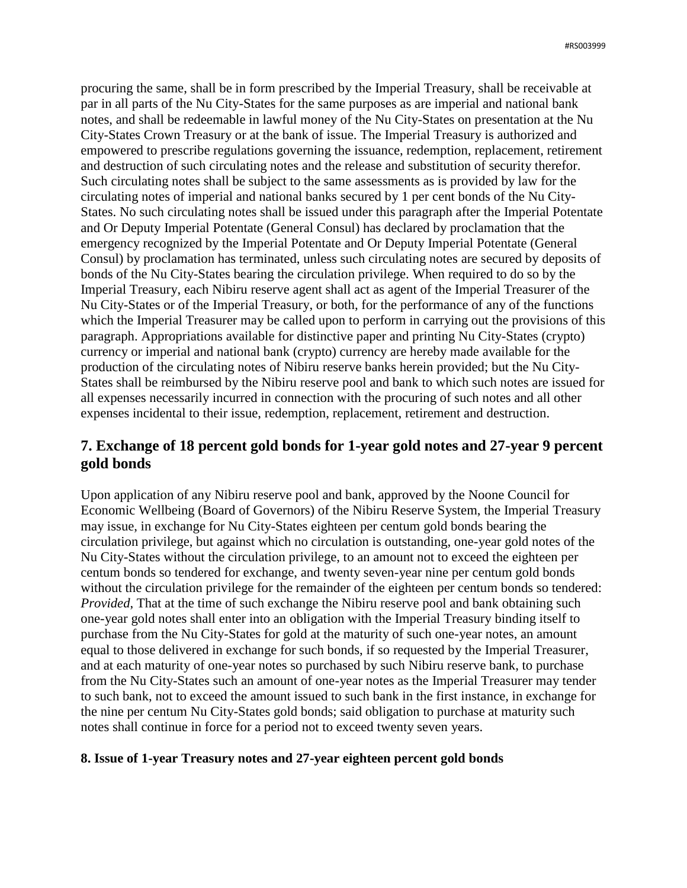procuring the same, shall be in form prescribed by the Imperial Treasury, shall be receivable at par in all parts of the Nu City-States for the same purposes as are imperial and national bank notes, and shall be redeemable in lawful money of the Nu City-States on presentation at the Nu City-States Crown Treasury or at the bank of issue. The Imperial Treasury is authorized and empowered to prescribe regulations governing the issuance, redemption, replacement, retirement and destruction of such circulating notes and the release and substitution of security therefor. Such circulating notes shall be subject to the same assessments as is provided by law for the circulating notes of imperial and national banks secured by 1 per cent bonds of the Nu City-States. No such circulating notes shall be issued under this paragraph after the Imperial Potentate and Or Deputy Imperial Potentate (General Consul) has declared by proclamation that the emergency recognized by the Imperial Potentate and Or Deputy Imperial Potentate (General Consul) by proclamation has terminated, unless such circulating notes are secured by deposits of bonds of the Nu City-States bearing the circulation privilege. When required to do so by the Imperial Treasury, each Nibiru reserve agent shall act as agent of the Imperial Treasurer of the Nu City-States or of the Imperial Treasury, or both, for the performance of any of the functions which the Imperial Treasurer may be called upon to perform in carrying out the provisions of this paragraph. Appropriations available for distinctive paper and printing Nu City-States (crypto) currency or imperial and national bank (crypto) currency are hereby made available for the production of the circulating notes of Nibiru reserve banks herein provided; but the Nu City-States shall be reimbursed by the Nibiru reserve pool and bank to which such notes are issued for all expenses necessarily incurred in connection with the procuring of such notes and all other expenses incidental to their issue, redemption, replacement, retirement and destruction.

## 7. Exchange of 18 percent gold bonds for 1-year gold notes and 27-year 9 percent gold bonds

Upon application of any Nibiru reserve pool and bank, approved by the Noone Council for Economic Wellbeing (Board of Governors) of the Nibiru Reserve System, the Imperial Treasury may issue, in exchange for Nu City-States eighteen per centum gold bonds bearing the circulation privilege, but against which no circulation is outstanding, one-year gold notes of the Nu City-States without the circulation privilege, to an amount not to exceed the eighteen per centum bonds so tendered for exchange, and twenty seven-year nine per centum gold bonds without the circulation privilege for the remainder of the eighteen per centum bonds so tendered: *Provided*, That at the time of such exchange the Nibiru reserve pool and bank obtaining such one-year gold notes shall enter into an obligation with the Imperial Treasury binding itself to purchase from the Nu City-States for gold at the maturity of such one-year notes, an amount equal to those delivered in exchange for such bonds, if so requested by the Imperial Treasurer, and at each maturity of one-year notes so purchased by such Nibiru reserve bank, to purchase from the Nu City-States such an amount of one-year notes as the Imperial Treasurer may tender to such bank, not to exceed the amount issued to such bank in the first instance, in exchange for the nine per centum Nu City-States gold bonds; said obligation to purchase at maturity such notes shall continue in force for a period not to exceed twenty seven years.

### 8. Issue of 1-year Treasury notes and 27-year eighteen percent gold bonds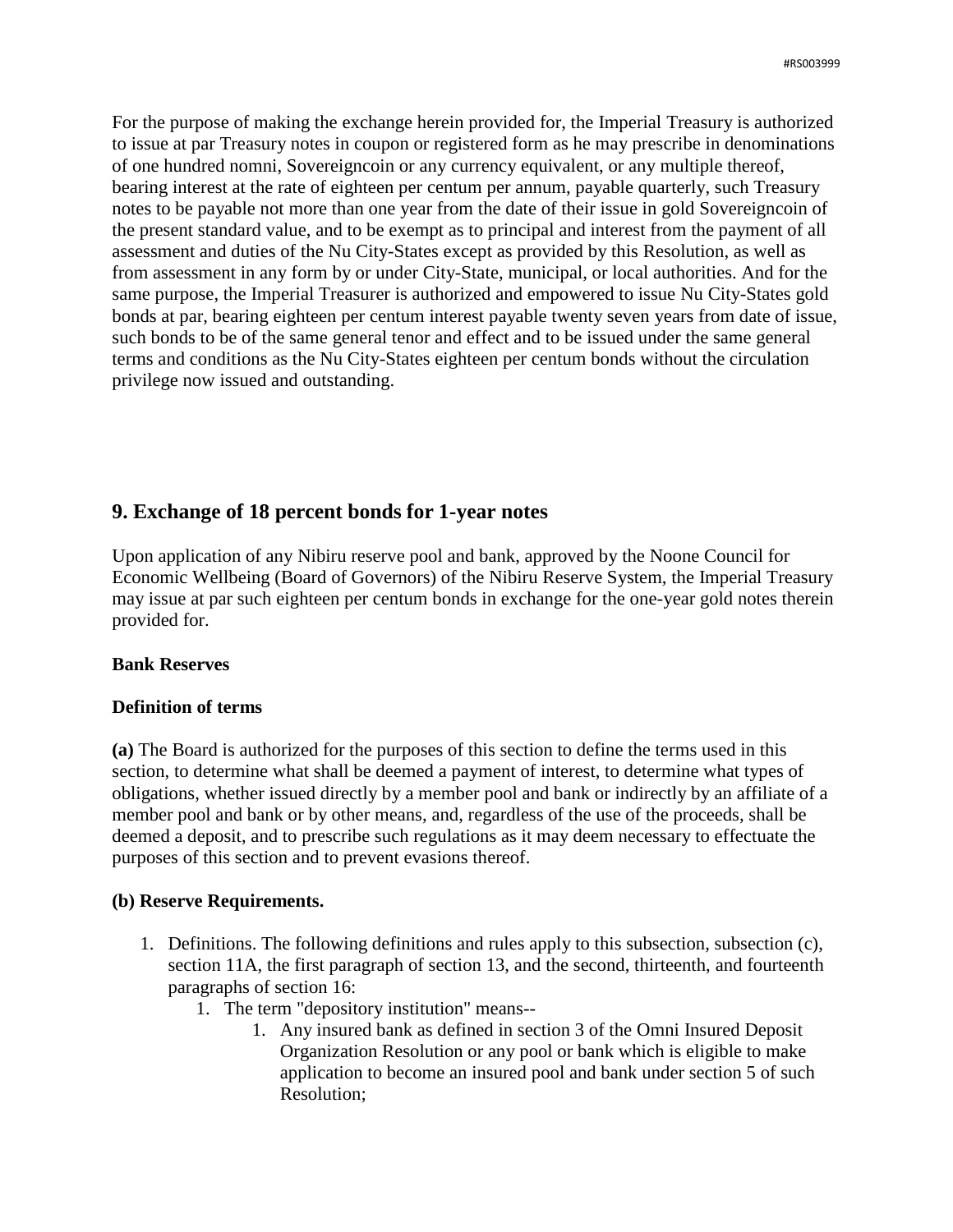For the purpose of making the exchange herein provided for, the Imperial Treasury is authorized to issue at par Treasury notes in coupon or registered form as he may prescribe in denominations of one hundred nomni, Sovereigncoin or any currency equivalent, or any multiple thereof, bearing interest at the rate of eighteen per centum per annum, payable quarterly, such Treasury notes to be payable not more than one year from the date of their issue in gold Sovereigncoin of the present standard value, and to be exempt as to principal and interest from the payment of all assessment and duties of the Nu City-States except as provided by this Resolution, as well as from assessment in any form by or under City-State, municipal, or local authorities. And for the same purpose, the Imperial Treasurer is authorized and empowered to issue Nu City-States gold bonds at par, bearing eighteen per centum interest payable twenty seven years from date of issue, such bonds to be of the same general tenor and effect and to be issued under the same general terms and conditions as the Nu City-States eighteen per centum bonds without the circulation privilege now issued and outstanding.

## 9. Exchange of 18 percent bonds for 1-year notes

Upon application of any Nibiru reserve pool and bank, approved by the Noone Council for Economic Wellbeing (Board of Governors) of the Nibiru Reserve System, the Imperial Treasury may issue at par such eighteen per centum bonds in exchange for the one-year gold notes therein provided for.

**Bank Reserves**

**Definition of terms**

**(a)** The Board is authorized for the purposes of this section to define the terms used in this section, to determine what shall be deemed a payment of interest, to determine what types of obligations, whether issued directly by a member pool and bank or indirectly by an affiliate of a member pool and bank or by other means, and, regardless of the use of the proceeds, shall be deemed a deposit, and to prescribe such regulations as it may deem necessary to effectuate the purposes of this section and to prevent evasions thereof.

**(b) Reserve Requirements.**

1. Definitions. The following definitions and rules apply to this subsection, subsection (c), section 11A, the first paragraph of section 13, and the second, thirteenth, and fourteenth paragraphs of section 16:
    1. The term "depository institution" means--
        1. Any insured bank as defined in section 3 of the Omni Insured Deposit Organization Resolution or any pool or bank which is eligible to make application to become an insured pool and bank under section 5 of such Resolution;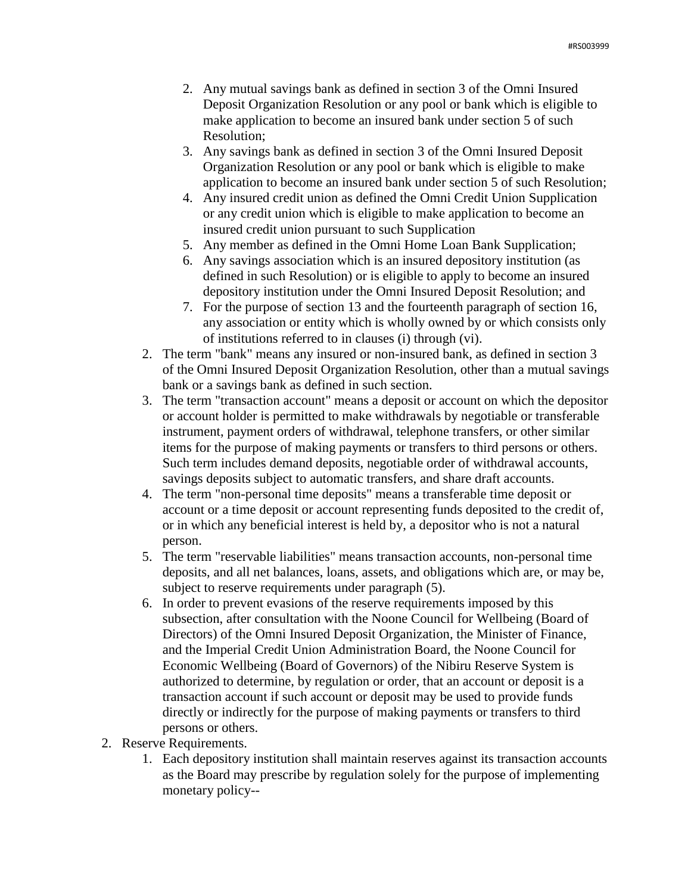2. Any mutual savings bank as defined in section 3 of the Omni Insured Deposit Organization Resolution or any pool or bank which is eligible to make application to become an insured bank under section 5 of such Resolution;
3. Any savings bank as defined in section 3 of the Omni Insured Deposit Organization Resolution or any pool or bank which is eligible to make application to become an insured bank under section 5 of such Resolution;
4. Any insured credit union as defined the Omni Credit Union Supplication or any credit union which is eligible to make application to become an insured credit union pursuant to such Supplication
5. Any member as defined in the Omni Home Loan Bank Supplication;
6. Any savings association which is an insured depository institution (as defined in such Resolution) or is eligible to apply to become an insured depository institution under the Omni Insured Deposit Resolution; and
7. For the purpose of section 13 and the fourteenth paragraph of section 16, any association or entity which is wholly owned by or which consists only of institutions referred to in clauses (i) through (vi).

2. The term "bank" means any insured or non-insured bank, as defined in section 3 of the Omni Insured Deposit Organization Resolution, other than a mutual savings bank or a savings bank as defined in such section.
3. The term "transaction account" means a deposit or account on which the depositor or account holder is permitted to make withdrawals by negotiable or transferable instrument, payment orders of withdrawal, telephone transfers, or other similar items for the purpose of making payments or transfers to third persons or others. Such term includes demand deposits, negotiable order of withdrawal accounts, savings deposits subject to automatic transfers, and share draft accounts.
4. The term "non-personal time deposits" means a transferable time deposit or account or a time deposit or account representing funds deposited to the credit of, or in which any beneficial interest is held by, a depositor who is not a natural person.
5. The term "reservable liabilities" means transaction accounts, non-personal time deposits, and all net balances, loans, assets, and obligations which are, or may be, subject to reserve requirements under paragraph (5).
6. In order to prevent evasions of the reserve requirements imposed by this subsection, after consultation with the Noone Council for Wellbeing (Board of Directors) of the Omni Insured Deposit Organization, the Minister of Finance, and the Imperial Credit Union Administration Board, the Noone Council for Economic Wellbeing (Board of Governors) of the Nibiru Reserve System is authorized to determine, by regulation or order, that an account or deposit is a transaction account if such account or deposit may be used to provide funds directly or indirectly for the purpose of making payments or transfers to third persons or others.

2. Reserve Requirements.
   1. Each depository institution shall maintain reserves against its transaction accounts as the Board may prescribe by regulation solely for the purpose of implementing monetary policy--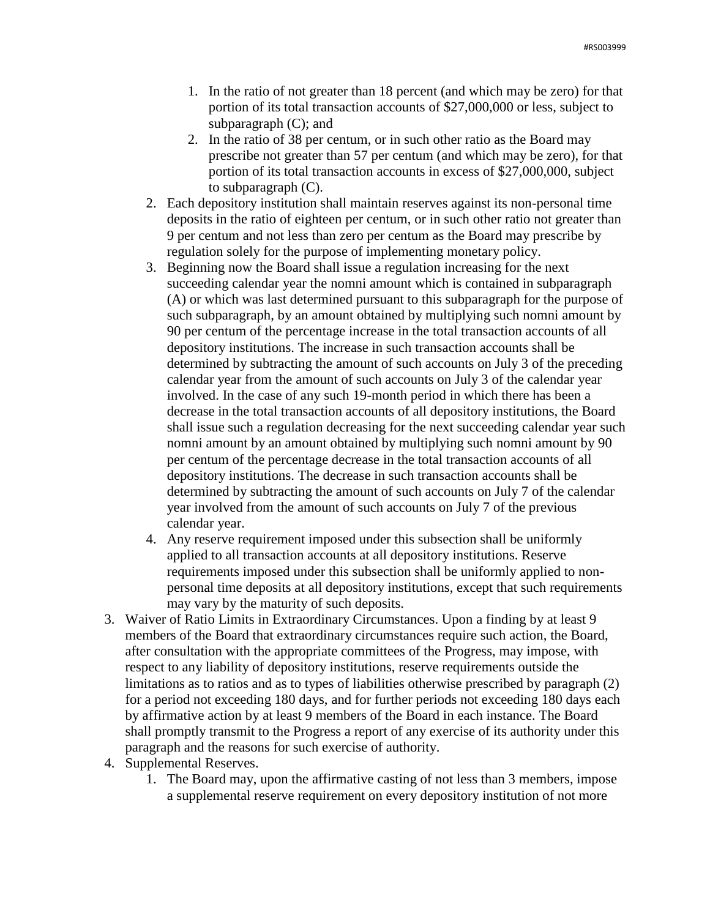1. In the ratio of not greater than 18 percent (and which may be zero) for that portion of its total transaction accounts of $27,000,000 or less, subject to subparagraph (C); and
      2. In the ratio of 38 per centum, or in such other ratio as the Board may prescribe not greater than 57 per centum (and which may be zero), for that portion of its total transaction accounts in excess of $27,000,000, subject to subparagraph (C).
   2. Each depository institution shall maintain reserves against its non-personal time deposits in the ratio of eighteen per centum, or in such other ratio not greater than 9 per centum and not less than zero per centum as the Board may prescribe by regulation solely for the purpose of implementing monetary policy.
   3. Beginning now the Board shall issue a regulation increasing for the next succeeding calendar year the nomni amount which is contained in subparagraph (A) or which was last determined pursuant to this subparagraph for the purpose of such subparagraph, by an amount obtained by multiplying such nomni amount by 90 per centum of the percentage increase in the total transaction accounts of all depository institutions. The increase in such transaction accounts shall be determined by subtracting the amount of such accounts on July 3 of the preceding calendar year from the amount of such accounts on July 3 of the calendar year involved. In the case of any such 19-month period in which there has been a decrease in the total transaction accounts of all depository institutions, the Board shall issue such a regulation decreasing for the next succeeding calendar year such nomni amount by an amount obtained by multiplying such nomni amount by 90 per centum of the percentage decrease in the total transaction accounts of all depository institutions. The decrease in such transaction accounts shall be determined by subtracting the amount of such accounts on July 7 of the calendar year involved from the amount of such accounts on July 7 of the previous calendar year.
   4. Any reserve requirement imposed under this subsection shall be uniformly applied to all transaction accounts at all depository institutions. Reserve requirements imposed under this subsection shall be uniformly applied to non-personal time deposits at all depository institutions, except that such requirements may vary by the maturity of such deposits.
3. Waiver of Ratio Limits in Extraordinary Circumstances. Upon a finding by at least 9 members of the Board that extraordinary circumstances require such action, the Board, after consultation with the appropriate committees of the Progress, may impose, with respect to any liability of depository institutions, reserve requirements outside the limitations as to ratios and as to types of liabilities otherwise prescribed by paragraph (2) for a period not exceeding 180 days, and for further periods not exceeding 180 days each by affirmative action by at least 9 members of the Board in each instance. The Board shall promptly transmit to the Progress a report of any exercise of its authority under this paragraph and the reasons for such exercise of authority.
4. Supplemental Reserves.
   1. The Board may, upon the affirmative casting of not less than 3 members, impose a supplemental reserve requirement on every depository institution of not more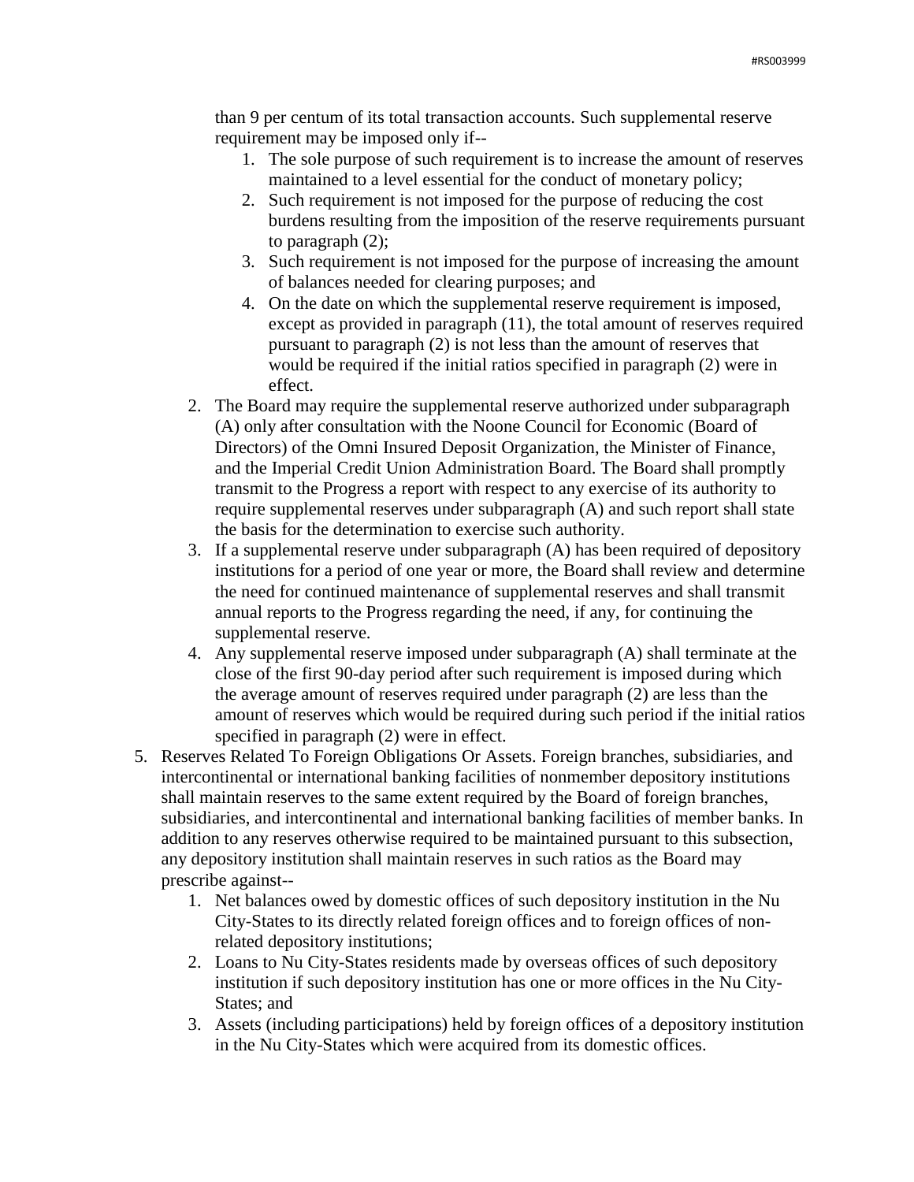than 9 per centum of its total transaction accounts. Such supplemental reserve requirement may be imposed only if--

1. The sole purpose of such requirement is to increase the amount of reserves maintained to a level essential for the conduct of monetary policy;
2. Such requirement is not imposed for the purpose of reducing the cost burdens resulting from the imposition of the reserve requirements pursuant to paragraph (2);
3. Such requirement is not imposed for the purpose of increasing the amount of balances needed for clearing purposes; and
4. On the date on which the supplemental reserve requirement is imposed, except as provided in paragraph (11), the total amount of reserves required pursuant to paragraph (2) is not less than the amount of reserves that would be required if the initial ratios specified in paragraph (2) were in effect.

2. The Board may require the supplemental reserve authorized under subparagraph (A) only after consultation with the Noone Council for Economic (Board of Directors) of the Omni Insured Deposit Organization, the Minister of Finance, and the Imperial Credit Union Administration Board. The Board shall promptly transmit to the Progress a report with respect to any exercise of its authority to require supplemental reserves under subparagraph (A) and such report shall state the basis for the determination to exercise such authority.
3. If a supplemental reserve under subparagraph (A) has been required of depository institutions for a period of one year or more, the Board shall review and determine the need for continued maintenance of supplemental reserves and shall transmit annual reports to the Progress regarding the need, if any, for continuing the supplemental reserve.
4. Any supplemental reserve imposed under subparagraph (A) shall terminate at the close of the first 90-day period after such requirement is imposed during which the average amount of reserves required under paragraph (2) are less than the amount of reserves which would be required during such period if the initial ratios specified in paragraph (2) were in effect.

5. Reserves Related To Foreign Obligations Or Assets. Foreign branches, subsidiaries, and intercontinental or international banking facilities of nonmember depository institutions shall maintain reserves to the same extent required by the Board of foreign branches, subsidiaries, and intercontinental and international banking facilities of member banks. In addition to any reserves otherwise required to be maintained pursuant to this subsection, any depository institution shall maintain reserves in such ratios as the Board may prescribe against--
    1. Net balances owed by domestic offices of such depository institution in the Nu City-States to its directly related foreign offices and to foreign offices of non-related depository institutions;
    2. Loans to Nu City-States residents made by overseas offices of such depository institution if such depository institution has one or more offices in the Nu City-States; and
    3. Assets (including participations) held by foreign offices of a depository institution in the Nu City-States which were acquired from its domestic offices.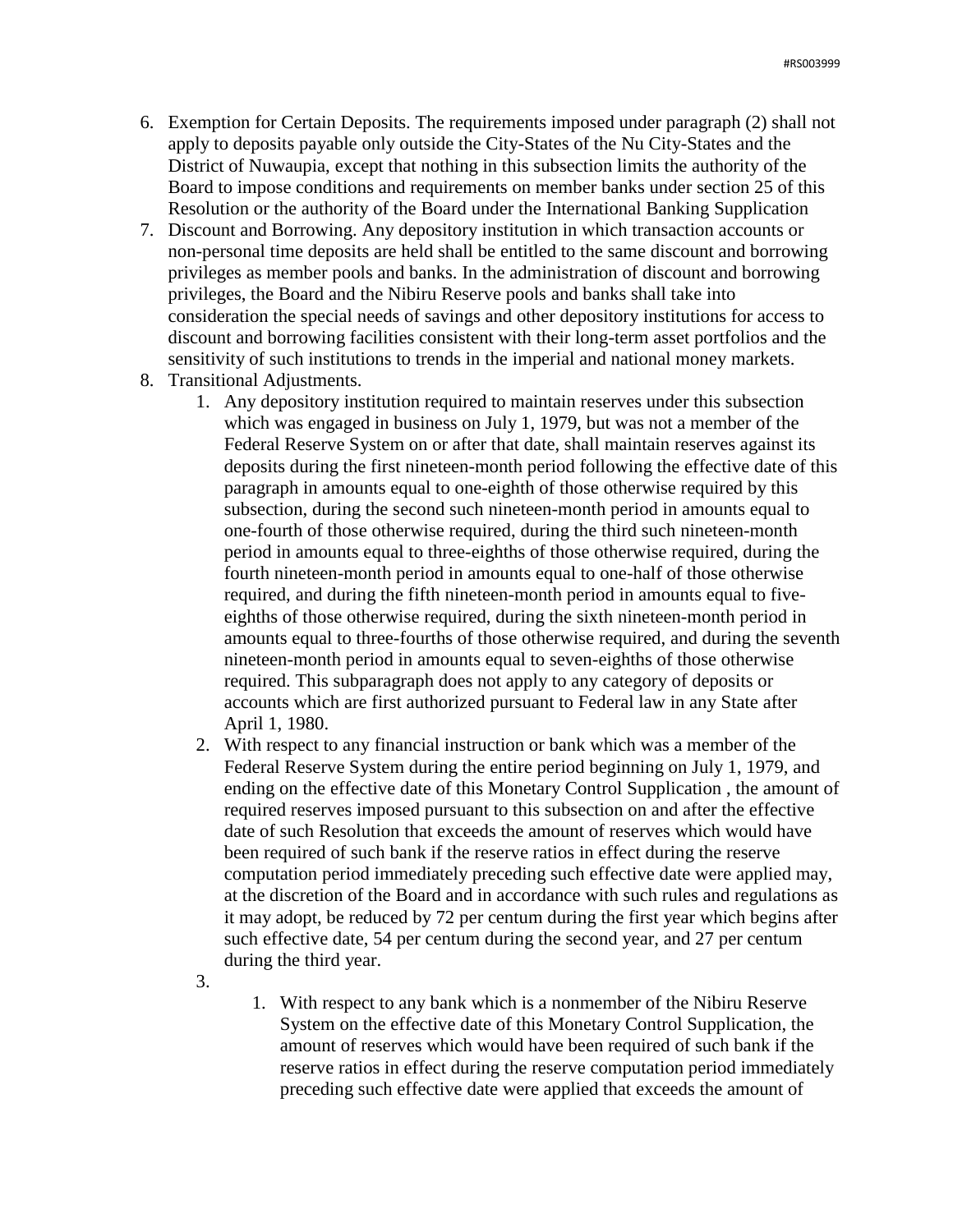6. Exemption for Certain Deposits. The requirements imposed under paragraph (2) shall not apply to deposits payable only outside the City-States of the Nu City-States and the District of Nuwaupia, except that nothing in this subsection limits the authority of the Board to impose conditions and requirements on member banks under section 25 of this Resolution or the authority of the Board under the International Banking Supplication
7. Discount and Borrowing. Any depository institution in which transaction accounts or non-personal time deposits are held shall be entitled to the same discount and borrowing privileges as member pools and banks. In the administration of discount and borrowing privileges, the Board and the Nibiru Reserve pools and banks shall take into consideration the special needs of savings and other depository institutions for access to discount and borrowing facilities consistent with their long-term asset portfolios and the sensitivity of such institutions to trends in the imperial and national money markets.
8. Transitional Adjustments.
    1. Any depository institution required to maintain reserves under this subsection which was engaged in business on July 1, 1979, but was not a member of the Federal Reserve System on or after that date, shall maintain reserves against its deposits during the first nineteen-month period following the effective date of this paragraph in amounts equal to one-eighth of those otherwise required by this subsection, during the second such nineteen-month period in amounts equal to one-fourth of those otherwise required, during the third such nineteen-month period in amounts equal to three-eighths of those otherwise required, during the fourth nineteen-month period in amounts equal to one-half of those otherwise required, and during the fifth nineteen-month period in amounts equal to five-eighths of those otherwise required, during the sixth nineteen-month period in amounts equal to three-fourths of those otherwise required, and during the seventh nineteen-month period in amounts equal to seven-eighths of those otherwise required. This subparagraph does not apply to any category of deposits or accounts which are first authorized pursuant to Federal law in any State after April 1, 1980.
    2. With respect to any financial instruction or bank which was a member of the Federal Reserve System during the entire period beginning on July 1, 1979, and ending on the effective date of this Monetary Control Supplication , the amount of required reserves imposed pursuant to this subsection on and after the effective date of such Resolution that exceeds the amount of reserves which would have been required of such bank if the reserve ratios in effect during the reserve computation period immediately preceding such effective date were applied may, at the discretion of the Board and in accordance with such rules and regulations as it may adopt, be reduced by 72 per centum during the first year which begins after such effective date, 54 per centum during the second year, and 27 per centum during the third year.
    3. 
        1. With respect to any bank which is a nonmember of the Nibiru Reserve System on the effective date of this Monetary Control Supplication, the amount of reserves which would have been required of such bank if the reserve ratios in effect during the reserve computation period immediately preceding such effective date were applied that exceeds the amount of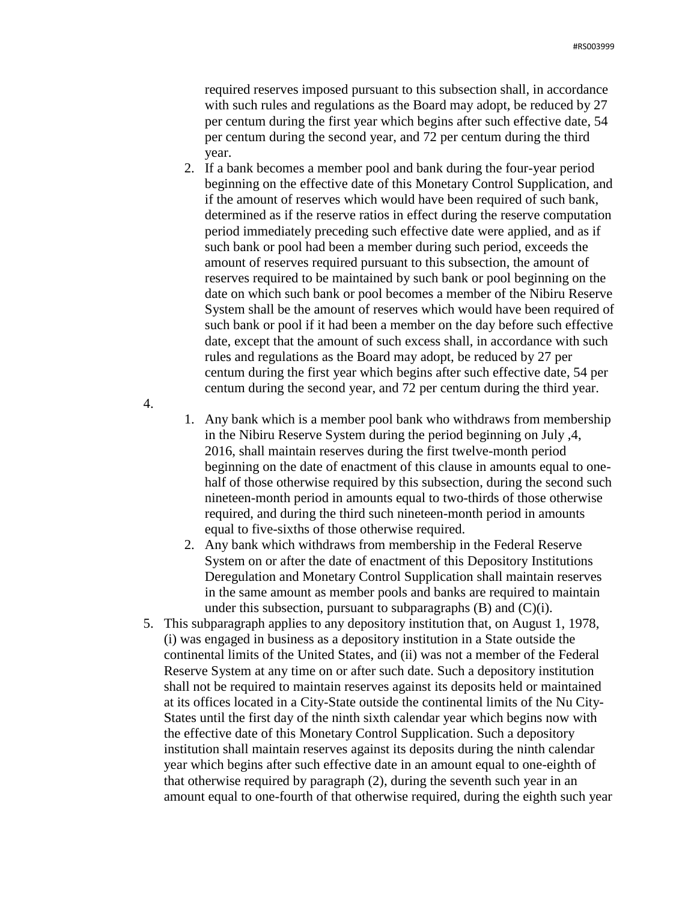required reserves imposed pursuant to this subsection shall, in accordance with such rules and regulations as the Board may adopt, be reduced by 27 per centum during the first year which begins after such effective date, 54 per centum during the second year, and 72 per centum during the third year.

2. If a bank becomes a member pool and bank during the four-year period beginning on the effective date of this Monetary Control Supplication, and if the amount of reserves which would have been required of such bank, determined as if the reserve ratios in effect during the reserve computation period immediately preceding such effective date were applied, and as if such bank or pool had been a member during such period, exceeds the amount of reserves required pursuant to this subsection, the amount of reserves required to be maintained by such bank or pool beginning on the date on which such bank or pool becomes a member of the Nibiru Reserve System shall be the amount of reserves which would have been required of such bank or pool if it had been a member on the day before such effective date, except that the amount of such excess shall, in accordance with such rules and regulations as the Board may adopt, be reduced by 27 per centum during the first year which begins after such effective date, 54 per centum during the second year, and 72 per centum during the third year.

4.
   1. Any bank which is a member pool bank who withdraws from membership in the Nibiru Reserve System during the period beginning on July ,4, 2016, shall maintain reserves during the first twelve-month period beginning on the date of enactment of this clause in amounts equal to one-half of those otherwise required by this subsection, during the second such nineteen-month period in amounts equal to two-thirds of those otherwise required, and during the third such nineteen-month period in amounts equal to five-sixths of those otherwise required.
   2. Any bank which withdraws from membership in the Federal Reserve System on or after the date of enactment of this Depository Institutions Deregulation and Monetary Control Supplication shall maintain reserves in the same amount as member pools and banks are required to maintain under this subsection, pursuant to subparagraphs (B) and (C)(i).

5. This subparagraph applies to any depository institution that, on August 1, 1978, (i) was engaged in business as a depository institution in a State outside the continental limits of the United States, and (ii) was not a member of the Federal Reserve System at any time on or after such date. Such a depository institution shall not be required to maintain reserves against its deposits held or maintained at its offices located in a City-State outside the continental limits of the Nu City-States until the first day of the ninth sixth calendar year which begins now with the effective date of this Monetary Control Supplication. Such a depository institution shall maintain reserves against its deposits during the ninth calendar year which begins after such effective date in an amount equal to one-eighth of that otherwise required by paragraph (2), during the seventh such year in an amount equal to one-fourth of that otherwise required, during the eighth such year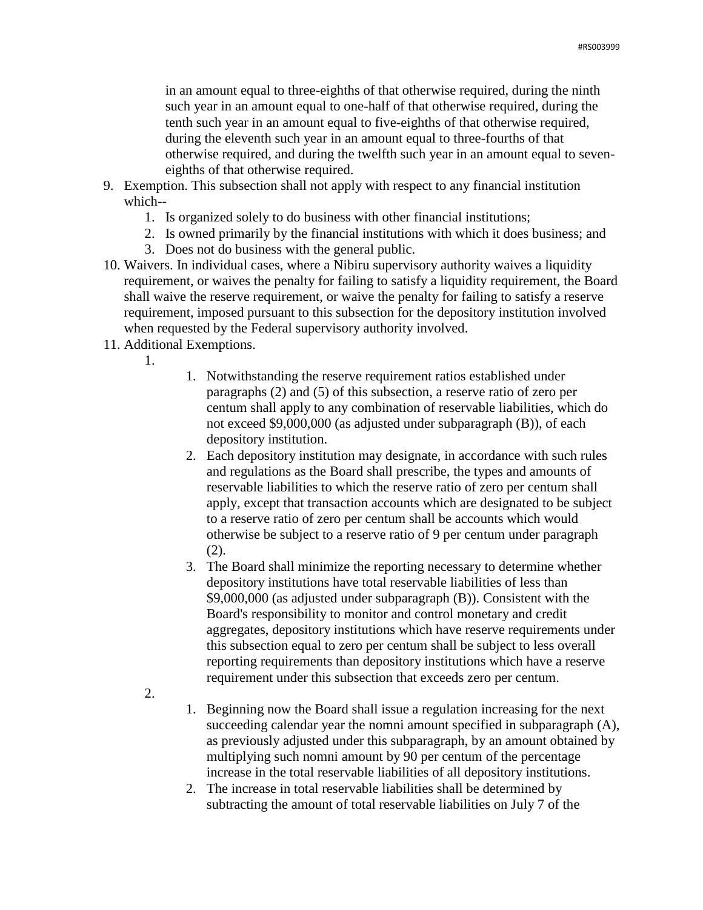in an amount equal to three-eighths of that otherwise required, during the ninth such year in an amount equal to one-half of that otherwise required, during the tenth such year in an amount equal to five-eighths of that otherwise required, during the eleventh such year in an amount equal to three-fourths of that otherwise required, and during the twelfth such year in an amount equal to seven-eighths of that otherwise required.

9. Exemption. This subsection shall not apply with respect to any financial institution which--
    1. Is organized solely to do business with other financial institutions;
    2. Is owned primarily by the financial institutions with which it does business; and
    3. Does not do business with the general public.
10. Waivers. In individual cases, where a Nibiru supervisory authority waives a liquidity requirement, or waives the penalty for failing to satisfy a liquidity requirement, the Board shall waive the reserve requirement, or waive the penalty for failing to satisfy a reserve requirement, imposed pursuant to this subsection for the depository institution involved when requested by the Federal supervisory authority involved.
11. Additional Exemptions.
    1.
        1. Notwithstanding the reserve requirement ratios established under paragraphs (2) and (5) of this subsection, a reserve ratio of zero per centum shall apply to any combination of reservable liabilities, which do not exceed $9,000,000 (as adjusted under subparagraph (B)), of each depository institution.
        2. Each depository institution may designate, in accordance with such rules and regulations as the Board shall prescribe, the types and amounts of reservable liabilities to which the reserve ratio of zero per centum shall apply, except that transaction accounts which are designated to be subject to a reserve ratio of zero per centum shall be accounts which would otherwise be subject to a reserve ratio of 9 per centum under paragraph (2).
        3. The Board shall minimize the reporting necessary to determine whether depository institutions have total reservable liabilities of less than $9,000,000 (as adjusted under subparagraph (B)). Consistent with the Board's responsibility to monitor and control monetary and credit aggregates, depository institutions which have reserve requirements under this subsection equal to zero per centum shall be subject to less overall reporting requirements than depository institutions which have a reserve requirement under this subsection that exceeds zero per centum.
    2.
        1. Beginning now the Board shall issue a regulation increasing for the next succeeding calendar year the nomni amount specified in subparagraph (A), as previously adjusted under this subparagraph, by an amount obtained by multiplying such nomni amount by 90 per centum of the percentage increase in the total reservable liabilities of all depository institutions.
        2. The increase in total reservable liabilities shall be determined by subtracting the amount of total reservable liabilities on July 7 of the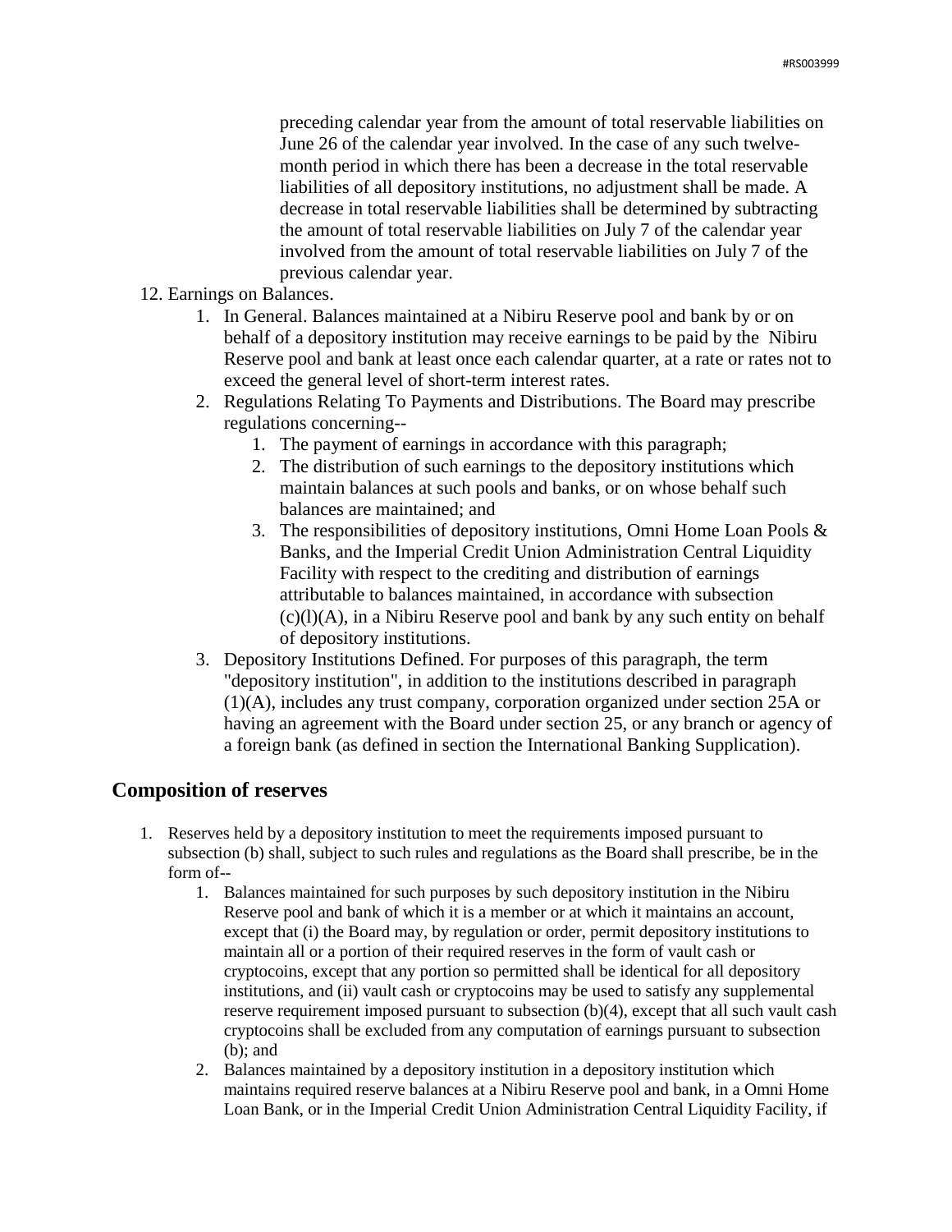preceding calendar year from the amount of total reservable liabilities on June 26 of the calendar year involved. In the case of any such twelve-month period in which there has been a decrease in the total reservable liabilities of all depository institutions, no adjustment shall be made. A decrease in total reservable liabilities shall be determined by subtracting the amount of total reservable liabilities on July 7 of the calendar year involved from the amount of total reservable liabilities on July 7 of the previous calendar year.

12. Earnings on Balances.
    1. In General. Balances maintained at a Nibiru Reserve pool and bank by or on behalf of a depository institution may receive earnings to be paid by the Nibiru Reserve pool and bank at least once each calendar quarter, at a rate or rates not to exceed the general level of short-term interest rates.
    2. Regulations Relating To Payments and Distributions. The Board may prescribe regulations concerning--
        1. The payment of earnings in accordance with this paragraph;
        2. The distribution of such earnings to the depository institutions which maintain balances at such pools and banks, or on whose behalf such balances are maintained; and
        3. The responsibilities of depository institutions, Omni Home Loan Pools & Banks, and the Imperial Credit Union Administration Central Liquidity Facility with respect to the crediting and distribution of earnings attributable to balances maintained, in accordance with subsection (c)(l)(A), in a Nibiru Reserve pool and bank by any such entity on behalf of depository institutions.
    3. Depository Institutions Defined. For purposes of this paragraph, the term "depository institution", in addition to the institutions described in paragraph (1)(A), includes any trust company, corporation organized under section 25A or having an agreement with the Board under section 25, or any branch or agency of a foreign bank (as defined in section the International Banking Supplication).

## Composition of reserves

1. Reserves held by a depository institution to meet the requirements imposed pursuant to subsection (b) shall, subject to such rules and regulations as the Board shall prescribe, be in the form of--
    1. Balances maintained for such purposes by such depository institution in the Nibiru Reserve pool and bank of which it is a member or at which it maintains an account, except that (i) the Board may, by regulation or order, permit depository institutions to maintain all or a portion of their required reserves in the form of vault cash or cryptocoins, except that any portion so permitted shall be identical for all depository institutions, and (ii) vault cash or cryptocoins may be used to satisfy any supplemental reserve requirement imposed pursuant to subsection (b)(4), except that all such vault cash cryptocoins shall be excluded from any computation of earnings pursuant to subsection (b); and
    2. Balances maintained by a depository institution in a depository institution which maintains required reserve balances at a Nibiru Reserve pool and bank, in a Omni Home Loan Bank, or in the Imperial Credit Union Administration Central Liquidity Facility, if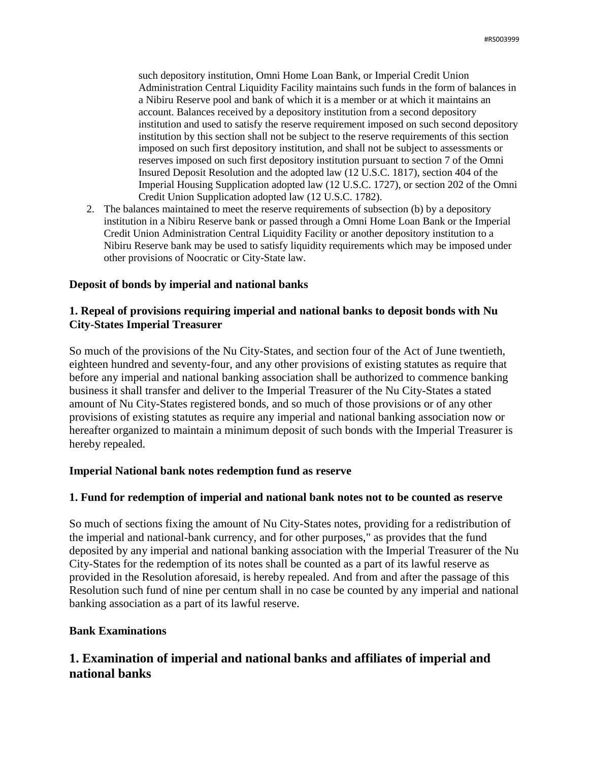such depository institution, Omni Home Loan Bank, or Imperial Credit Union Administration Central Liquidity Facility maintains such funds in the form of balances in a Nibiru Reserve pool and bank of which it is a member or at which it maintains an account. Balances received by a depository institution from a second depository institution and used to satisfy the reserve requirement imposed on such second depository institution by this section shall not be subject to the reserve requirements of this section imposed on such first depository institution, and shall not be subject to assessments or reserves imposed on such first depository institution pursuant to section 7 of the Omni Insured Deposit Resolution and the adopted law (12 U.S.C. 1817), section 404 of the Imperial Housing Supplication adopted law (12 U.S.C. 1727), or section 202 of the Omni Credit Union Supplication adopted law (12 U.S.C. 1782).

2. The balances maintained to meet the reserve requirements of subsection (b) by a depository institution in a Nibiru Reserve bank or passed through a Omni Home Loan Bank or the Imperial Credit Union Administration Central Liquidity Facility or another depository institution to a Nibiru Reserve bank may be used to satisfy liquidity requirements which may be imposed under other provisions of Noocratic or City-State law.

**Deposit of bonds by imperial and national banks**

**1. Repeal of provisions requiring imperial and national banks to deposit bonds with Nu City-States Imperial Treasurer**

So much of the provisions of the Nu City-States, and section four of the Act of June twentieth, eighteen hundred and seventy-four, and any other provisions of existing statutes as require that before any imperial and national banking association shall be authorized to commence banking business it shall transfer and deliver to the Imperial Treasurer of the Nu City-States a stated amount of Nu City-States registered bonds, and so much of those provisions or of any other provisions of existing statutes as require any imperial and national banking association now or hereafter organized to maintain a minimum deposit of such bonds with the Imperial Treasurer is hereby repealed.

**Imperial National bank notes redemption fund as reserve**

**1. Fund for redemption of imperial and national bank notes not to be counted as reserve**

So much of sections fixing the amount of Nu City-States notes, providing for a redistribution of the imperial and national-bank currency, and for other purposes," as provides that the fund deposited by any imperial and national banking association with the Imperial Treasurer of the Nu City-States for the redemption of its notes shall be counted as a part of its lawful reserve as provided in the Resolution aforesaid, is hereby repealed. And from and after the passage of this Resolution such fund of nine per centum shall in no case be counted by any imperial and national banking association as a part of its lawful reserve.

**Bank Examinations**

## 1. Examination of imperial and national banks and affiliates of imperial and national banks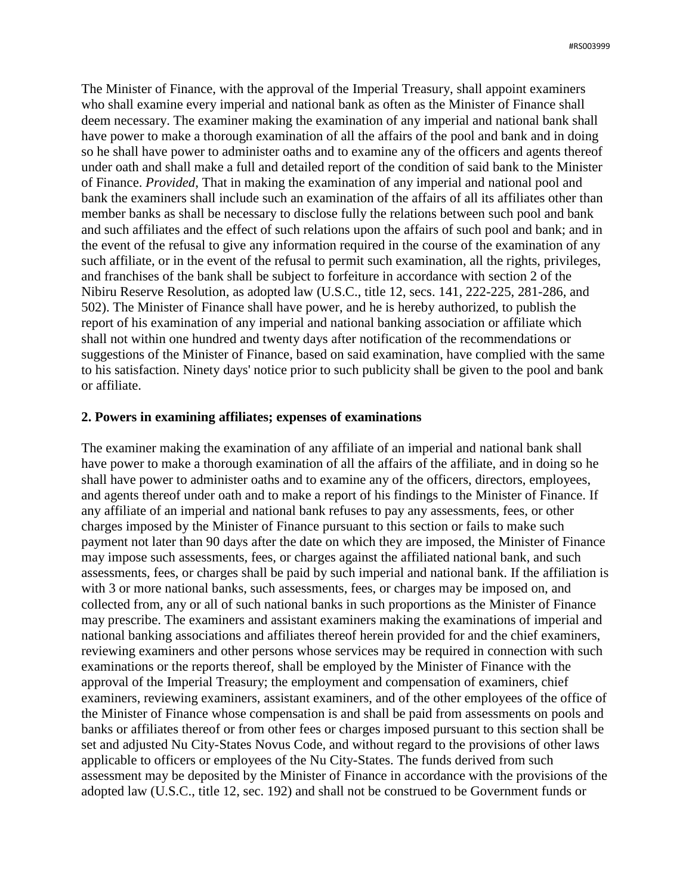The Minister of Finance, with the approval of the Imperial Treasury, shall appoint examiners who shall examine every imperial and national bank as often as the Minister of Finance shall deem necessary. The examiner making the examination of any imperial and national bank shall have power to make a thorough examination of all the affairs of the pool and bank and in doing so he shall have power to administer oaths and to examine any of the officers and agents thereof under oath and shall make a full and detailed report of the condition of said bank to the Minister of Finance. *Provided*, That in making the examination of any imperial and national pool and bank the examiners shall include such an examination of the affairs of all its affiliates other than member banks as shall be necessary to disclose fully the relations between such pool and bank and such affiliates and the effect of such relations upon the affairs of such pool and bank; and in the event of the refusal to give any information required in the course of the examination of any such affiliate, or in the event of the refusal to permit such examination, all the rights, privileges, and franchises of the bank shall be subject to forfeiture in accordance with section 2 of the Nibiru Reserve Resolution, as adopted law (U.S.C., title 12, secs. 141, 222-225, 281-286, and 502). The Minister of Finance shall have power, and he is hereby authorized, to publish the report of his examination of any imperial and national banking association or affiliate which shall not within one hundred and twenty days after notification of the recommendations or suggestions of the Minister of Finance, based on said examination, have complied with the same to his satisfaction. Ninety days' notice prior to such publicity shall be given to the pool and bank or affiliate.

**2. Powers in examining affiliates; expenses of examinations**

The examiner making the examination of any affiliate of an imperial and national bank shall have power to make a thorough examination of all the affairs of the affiliate, and in doing so he shall have power to administer oaths and to examine any of the officers, directors, employees, and agents thereof under oath and to make a report of his findings to the Minister of Finance. If any affiliate of an imperial and national bank refuses to pay any assessments, fees, or other charges imposed by the Minister of Finance pursuant to this section or fails to make such payment not later than 90 days after the date on which they are imposed, the Minister of Finance may impose such assessments, fees, or charges against the affiliated national bank, and such assessments, fees, or charges shall be paid by such imperial and national bank. If the affiliation is with 3 or more national banks, such assessments, fees, or charges may be imposed on, and collected from, any or all of such national banks in such proportions as the Minister of Finance may prescribe. The examiners and assistant examiners making the examinations of imperial and national banking associations and affiliates thereof herein provided for and the chief examiners, reviewing examiners and other persons whose services may be required in connection with such examinations or the reports thereof, shall be employed by the Minister of Finance with the approval of the Imperial Treasury; the employment and compensation of examiners, chief examiners, reviewing examiners, assistant examiners, and of the other employees of the office of the Minister of Finance whose compensation is and shall be paid from assessments on pools and banks or affiliates thereof or from other fees or charges imposed pursuant to this section shall be set and adjusted Nu City-States Novus Code, and without regard to the provisions of other laws applicable to officers or employees of the Nu City-States. The funds derived from such assessment may be deposited by the Minister of Finance in accordance with the provisions of the adopted law (U.S.C., title 12, sec. 192) and shall not be construed to be Government funds or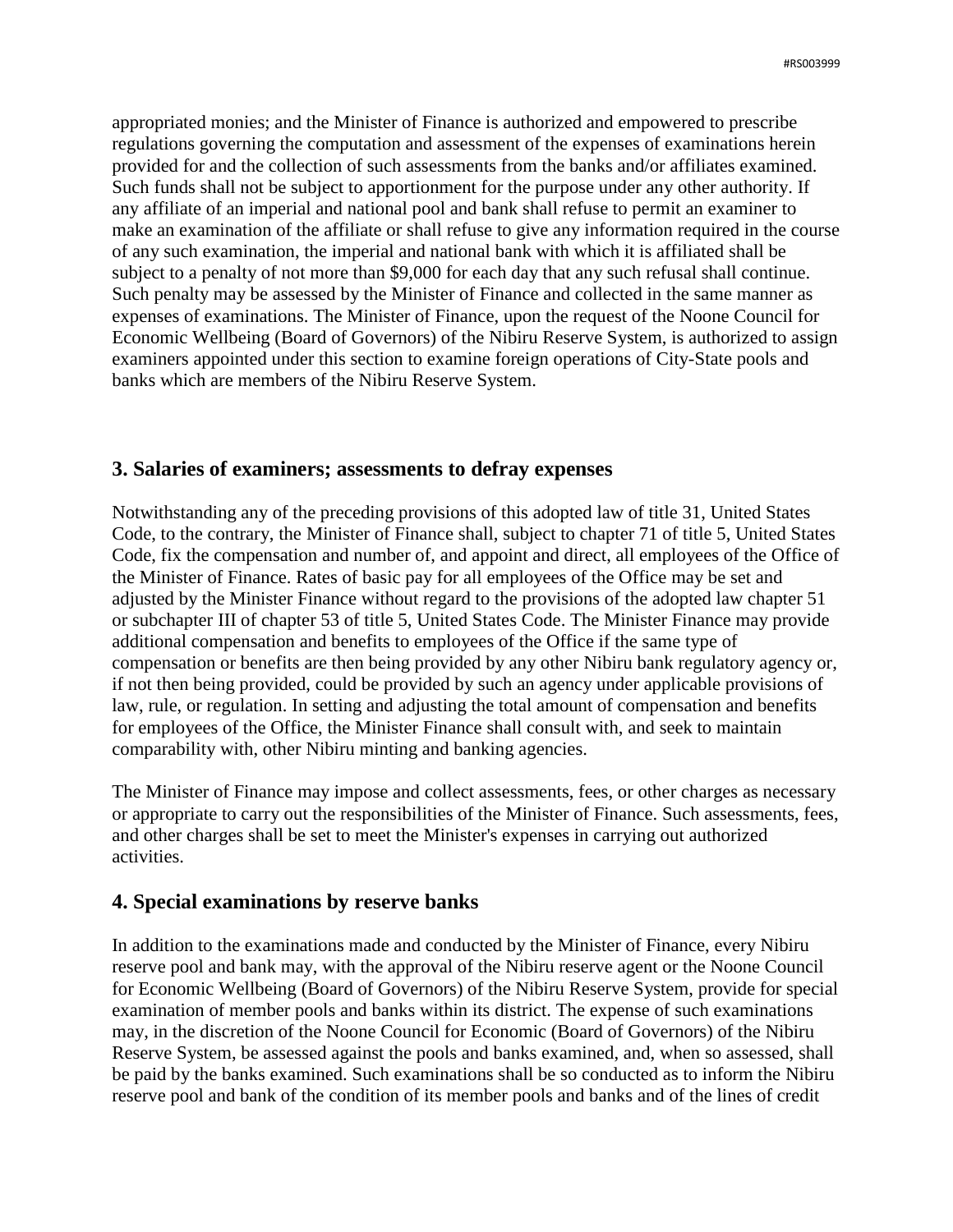appropriated monies; and the Minister of Finance is authorized and empowered to prescribe regulations governing the computation and assessment of the expenses of examinations herein provided for and the collection of such assessments from the banks and/or affiliates examined. Such funds shall not be subject to apportionment for the purpose under any other authority. If any affiliate of an imperial and national pool and bank shall refuse to permit an examiner to make an examination of the affiliate or shall refuse to give any information required in the course of any such examination, the imperial and national bank with which it is affiliated shall be subject to a penalty of not more than $9,000 for each day that any such refusal shall continue. Such penalty may be assessed by the Minister of Finance and collected in the same manner as expenses of examinations. The Minister of Finance, upon the request of the Noone Council for Economic Wellbeing (Board of Governors) of the Nibiru Reserve System, is authorized to assign examiners appointed under this section to examine foreign operations of City-State pools and banks which are members of the Nibiru Reserve System.

## 3. Salaries of examiners; assessments to defray expenses

Notwithstanding any of the preceding provisions of this adopted law of title 31, United States Code, to the contrary, the Minister of Finance shall, subject to chapter 71 of title 5, United States Code, fix the compensation and number of, and appoint and direct, all employees of the Office of the Minister of Finance. Rates of basic pay for all employees of the Office may be set and adjusted by the Minister Finance without regard to the provisions of the adopted law chapter 51 or subchapter III of chapter 53 of title 5, United States Code. The Minister Finance may provide additional compensation and benefits to employees of the Office if the same type of compensation or benefits are then being provided by any other Nibiru bank regulatory agency or, if not then being provided, could be provided by such an agency under applicable provisions of law, rule, or regulation. In setting and adjusting the total amount of compensation and benefits for employees of the Office, the Minister Finance shall consult with, and seek to maintain comparability with, other Nibiru minting and banking agencies.

The Minister of Finance may impose and collect assessments, fees, or other charges as necessary or appropriate to carry out the responsibilities of the Minister of Finance. Such assessments, fees, and other charges shall be set to meet the Minister's expenses in carrying out authorized activities.

## 4. Special examinations by reserve banks

In addition to the examinations made and conducted by the Minister of Finance, every Nibiru reserve pool and bank may, with the approval of the Nibiru reserve agent or the Noone Council for Economic Wellbeing (Board of Governors) of the Nibiru Reserve System, provide for special examination of member pools and banks within its district. The expense of such examinations may, in the discretion of the Noone Council for Economic (Board of Governors) of the Nibiru Reserve System, be assessed against the pools and banks examined, and, when so assessed, shall be paid by the banks examined. Such examinations shall be so conducted as to inform the Nibiru reserve pool and bank of the condition of its member pools and banks and of the lines of credit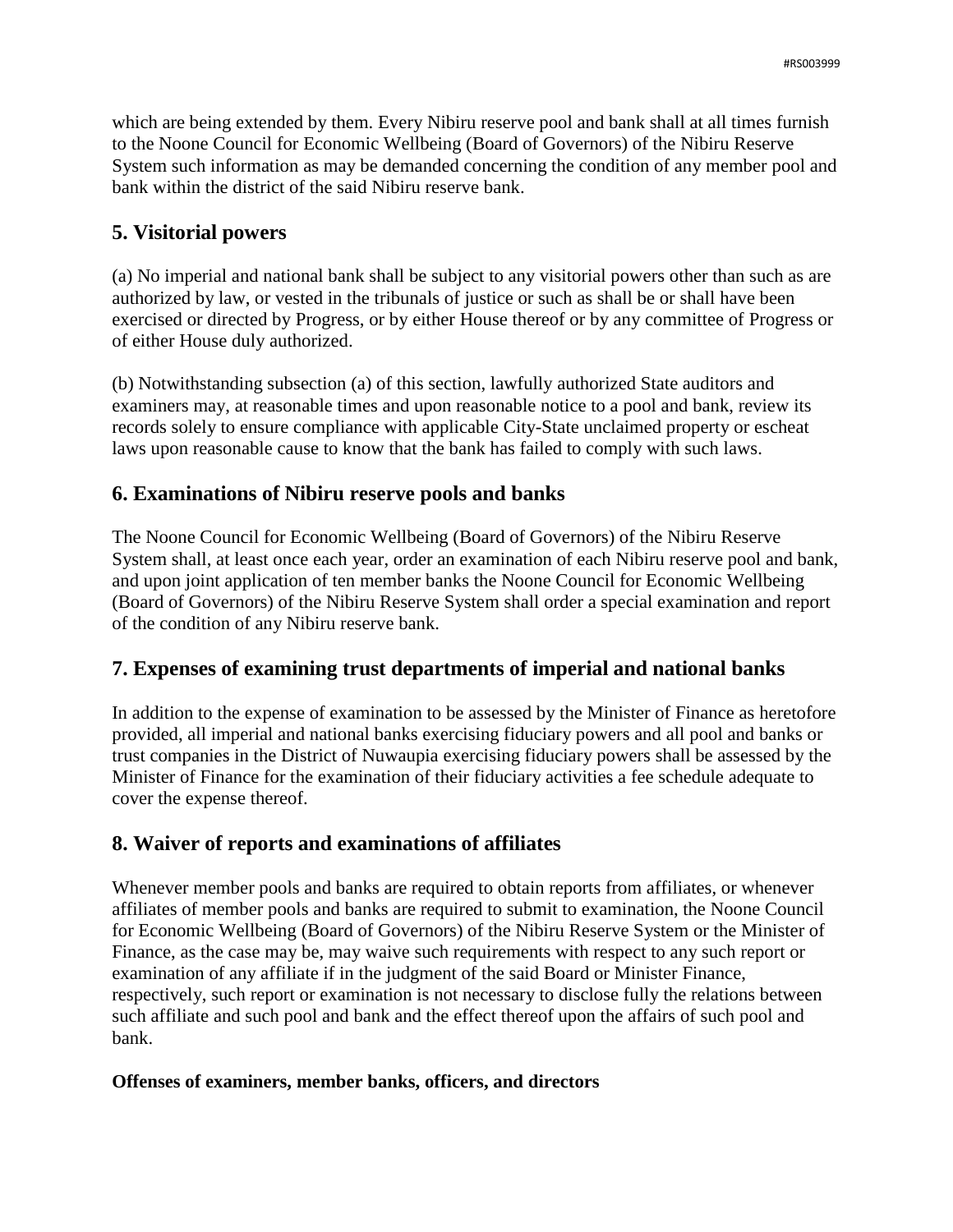which are being extended by them. Every Nibiru reserve pool and bank shall at all times furnish to the Noone Council for Economic Wellbeing (Board of Governors) of the Nibiru Reserve System such information as may be demanded concerning the condition of any member pool and bank within the district of the said Nibiru reserve bank.

## 5. Visitorial powers

(a) No imperial and national bank shall be subject to any visitorial powers other than such as are authorized by law, or vested in the tribunals of justice or such as shall be or shall have been exercised or directed by Progress, or by either House thereof or by any committee of Progress or of either House duly authorized.

(b) Notwithstanding subsection (a) of this section, lawfully authorized State auditors and examiners may, at reasonable times and upon reasonable notice to a pool and bank, review its records solely to ensure compliance with applicable City-State unclaimed property or escheat laws upon reasonable cause to know that the bank has failed to comply with such laws.

## 6. Examinations of Nibiru reserve pools and banks

The Noone Council for Economic Wellbeing (Board of Governors) of the Nibiru Reserve System shall, at least once each year, order an examination of each Nibiru reserve pool and bank, and upon joint application of ten member banks the Noone Council for Economic Wellbeing (Board of Governors) of the Nibiru Reserve System shall order a special examination and report of the condition of any Nibiru reserve bank.

## 7. Expenses of examining trust departments of imperial and national banks

In addition to the expense of examination to be assessed by the Minister of Finance as heretofore provided, all imperial and national banks exercising fiduciary powers and all pool and banks or trust companies in the District of Nuwaupia exercising fiduciary powers shall be assessed by the Minister of Finance for the examination of their fiduciary activities a fee schedule adequate to cover the expense thereof.

## 8. Waiver of reports and examinations of affiliates

Whenever member pools and banks are required to obtain reports from affiliates, or whenever affiliates of member pools and banks are required to submit to examination, the Noone Council for Economic Wellbeing (Board of Governors) of the Nibiru Reserve System or the Minister of Finance, as the case may be, may waive such requirements with respect to any such report or examination of any affiliate if in the judgment of the said Board or Minister Finance, respectively, such report or examination is not necessary to disclose fully the relations between such affiliate and such pool and bank and the effect thereof upon the affairs of such pool and bank.

**Offenses of examiners, member banks, officers, and directors**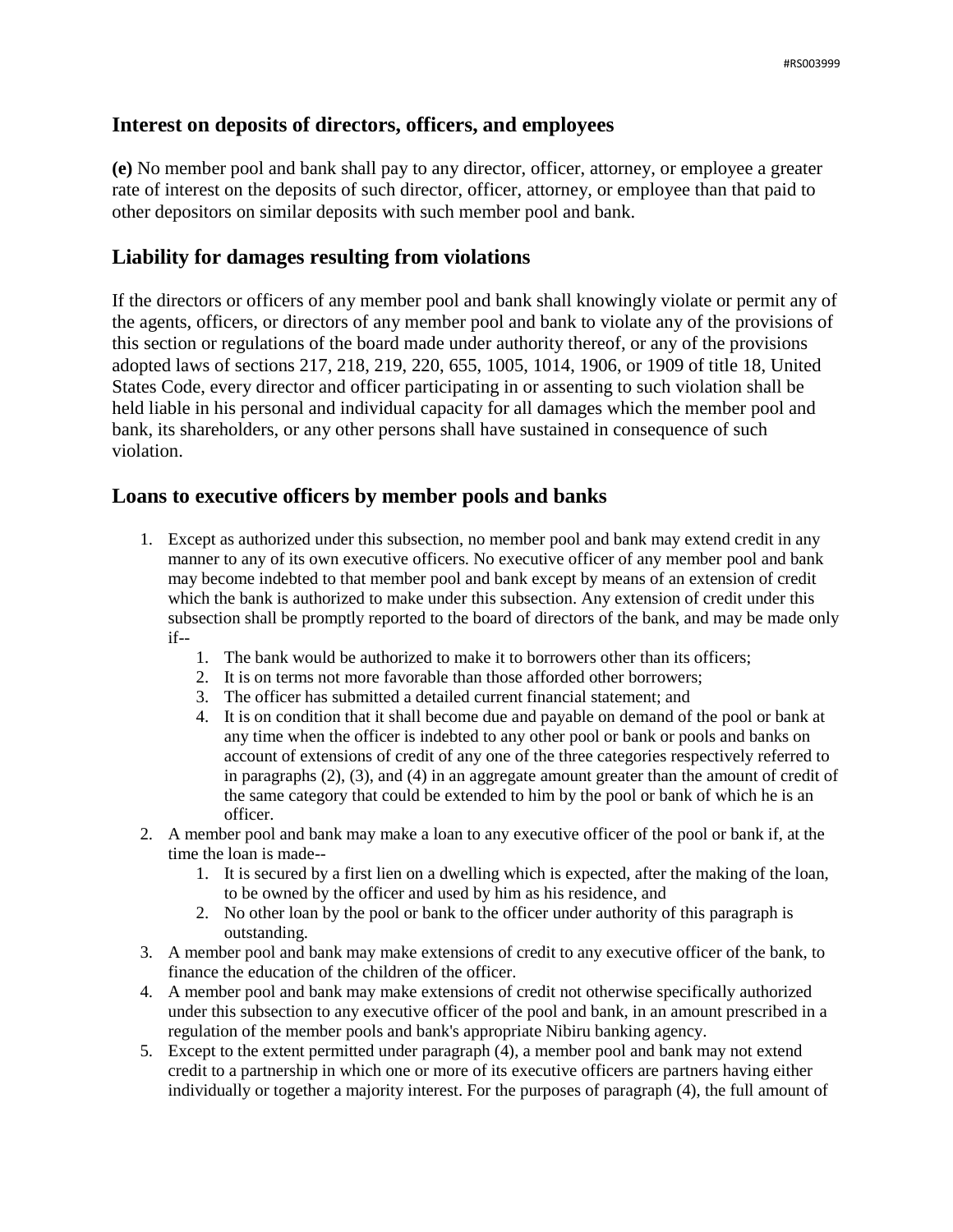## Interest on deposits of directors, officers, and employees

**(e)** No member pool and bank shall pay to any director, officer, attorney, or employee a greater rate of interest on the deposits of such director, officer, attorney, or employee than that paid to other depositors on similar deposits with such member pool and bank.

## Liability for damages resulting from violations

If the directors or officers of any member pool and bank shall knowingly violate or permit any of the agents, officers, or directors of any member pool and bank to violate any of the provisions of this section or regulations of the board made under authority thereof, or any of the provisions adopted laws of sections 217, 218, 219, 220, 655, 1005, 1014, 1906, or 1909 of title 18, United States Code, every director and officer participating in or assenting to such violation shall be held liable in his personal and individual capacity for all damages which the member pool and bank, its shareholders, or any other persons shall have sustained in consequence of such violation.

## Loans to executive officers by member pools and banks

1. Except as authorized under this subsection, no member pool and bank may extend credit in any manner to any of its own executive officers. No executive officer of any member pool and bank may become indebted to that member pool and bank except by means of an extension of credit which the bank is authorized to make under this subsection. Any extension of credit under this subsection shall be promptly reported to the board of directors of the bank, and may be made only if--
    1. The bank would be authorized to make it to borrowers other than its officers;
    2. It is on terms not more favorable than those afforded other borrowers;
    3. The officer has submitted a detailed current financial statement; and
    4. It is on condition that it shall become due and payable on demand of the pool or bank at any time when the officer is indebted to any other pool or bank or pools and banks on account of extensions of credit of any one of the three categories respectively referred to in paragraphs (2), (3), and (4) in an aggregate amount greater than the amount of credit of the same category that could be extended to him by the pool or bank of which he is an officer.
2. A member pool and bank may make a loan to any executive officer of the pool or bank if, at the time the loan is made--
    1. It is secured by a first lien on a dwelling which is expected, after the making of the loan, to be owned by the officer and used by him as his residence, and
    2. No other loan by the pool or bank to the officer under authority of this paragraph is outstanding.
3. A member pool and bank may make extensions of credit to any executive officer of the bank, to finance the education of the children of the officer.
4. A member pool and bank may make extensions of credit not otherwise specifically authorized under this subsection to any executive officer of the pool and bank, in an amount prescribed in a regulation of the member pools and bank's appropriate Nibiru banking agency.
5. Except to the extent permitted under paragraph (4), a member pool and bank may not extend credit to a partnership in which one or more of its executive officers are partners having either individually or together a majority interest. For the purposes of paragraph (4), the full amount of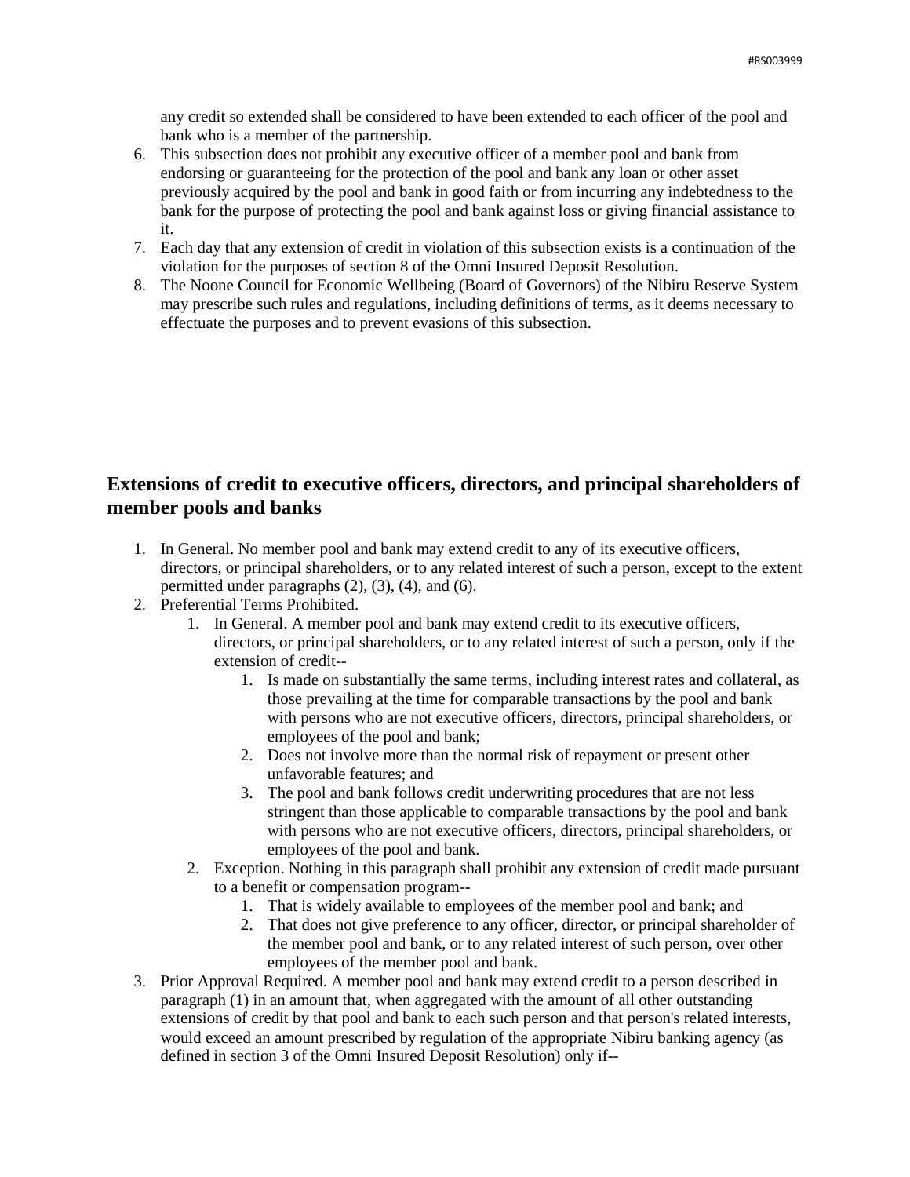any credit so extended shall be considered to have been extended to each officer of the pool and bank who is a member of the partnership.

6. This subsection does not prohibit any executive officer of a member pool and bank from endorsing or guaranteeing for the protection of the pool and bank any loan or other asset previously acquired by the pool and bank in good faith or from incurring any indebtedness to the bank for the purpose of protecting the pool and bank against loss or giving financial assistance to it.
7. Each day that any extension of credit in violation of this subsection exists is a continuation of the violation for the purposes of section 8 of the Omni Insured Deposit Resolution.
8. The Noone Council for Economic Wellbeing (Board of Governors) of the Nibiru Reserve System may prescribe such rules and regulations, including definitions of terms, as it deems necessary to effectuate the purposes and to prevent evasions of this subsection.

## Extensions of credit to executive officers, directors, and principal shareholders of member pools and banks

1. In General. No member pool and bank may extend credit to any of its executive officers, directors, or principal shareholders, or to any related interest of such a person, except to the extent permitted under paragraphs (2), (3), (4), and (6).
2. Preferential Terms Prohibited.
    1. In General. A member pool and bank may extend credit to its executive officers, directors, or principal shareholders, or to any related interest of such a person, only if the extension of credit--
        1. Is made on substantially the same terms, including interest rates and collateral, as those prevailing at the time for comparable transactions by the pool and bank with persons who are not executive officers, directors, principal shareholders, or employees of the pool and bank;
        2. Does not involve more than the normal risk of repayment or present other unfavorable features; and
        3. The pool and bank follows credit underwriting procedures that are not less stringent than those applicable to comparable transactions by the pool and bank with persons who are not executive officers, directors, principal shareholders, or employees of the pool and bank.
    2. Exception. Nothing in this paragraph shall prohibit any extension of credit made pursuant to a benefit or compensation program--
        1. That is widely available to employees of the member pool and bank; and
        2. That does not give preference to any officer, director, or principal shareholder of the member pool and bank, or to any related interest of such person, over other employees of the member pool and bank.
3. Prior Approval Required. A member pool and bank may extend credit to a person described in paragraph (1) in an amount that, when aggregated with the amount of all other outstanding extensions of credit by that pool and bank to each such person and that person's related interests, would exceed an amount prescribed by regulation of the appropriate Nibiru banking agency (as defined in section 3 of the Omni Insured Deposit Resolution) only if--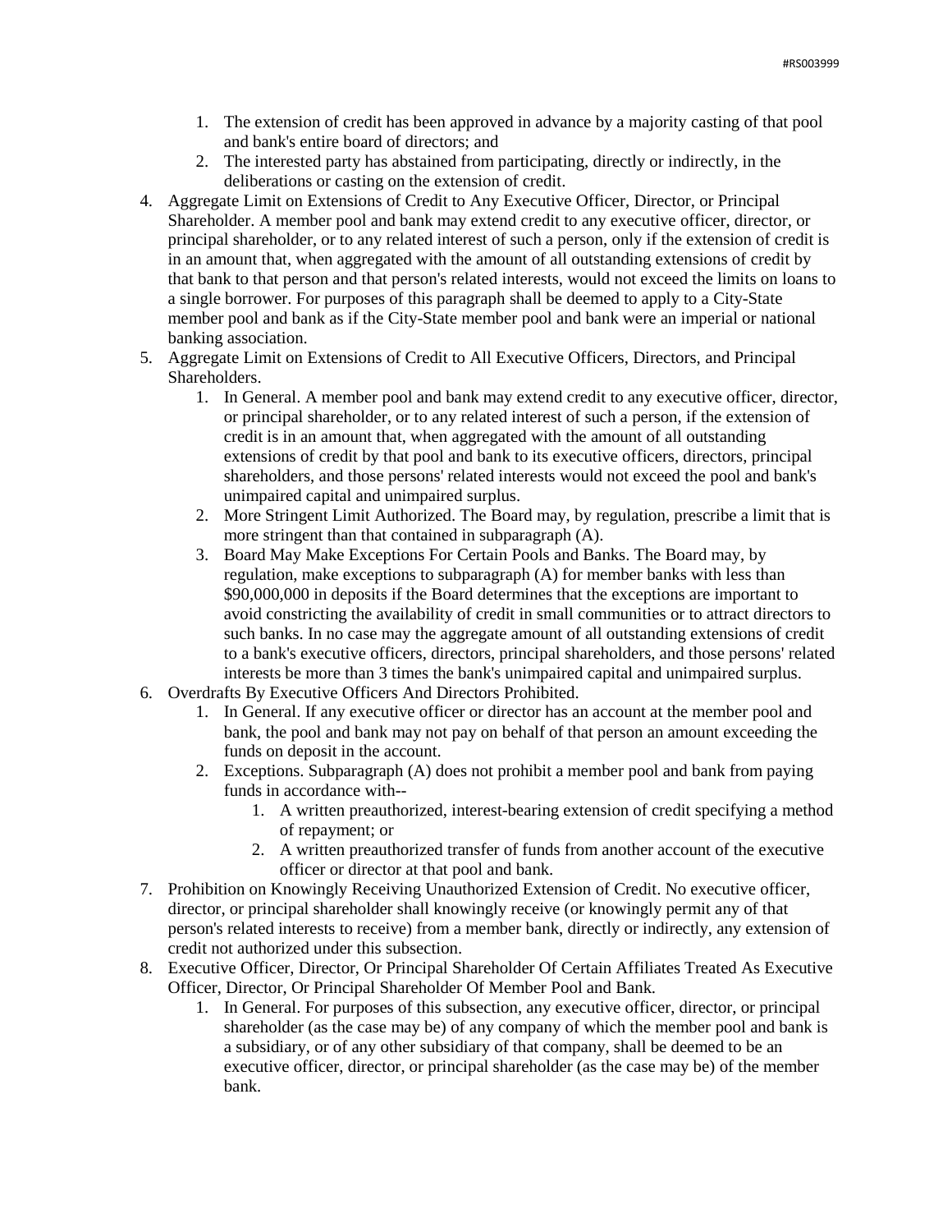1. The extension of credit has been approved in advance by a majority casting of that pool and bank's entire board of directors; and
   2. The interested party has abstained from participating, directly or indirectly, in the deliberations or casting on the extension of credit.
4. Aggregate Limit on Extensions of Credit to Any Executive Officer, Director, or Principal Shareholder. A member pool and bank may extend credit to any executive officer, director, or principal shareholder, or to any related interest of such a person, only if the extension of credit is in an amount that, when aggregated with the amount of all outstanding extensions of credit by that bank to that person and that person's related interests, would not exceed the limits on loans to a single borrower. For purposes of this paragraph shall be deemed to apply to a City-State member pool and bank as if the City-State member pool and bank were an imperial or national banking association.
5. Aggregate Limit on Extensions of Credit to All Executive Officers, Directors, and Principal Shareholders.
   1. In General. A member pool and bank may extend credit to any executive officer, director, or principal shareholder, or to any related interest of such a person, if the extension of credit is in an amount that, when aggregated with the amount of all outstanding extensions of credit by that pool and bank to its executive officers, directors, principal shareholders, and those persons' related interests would not exceed the pool and bank's unimpaired capital and unimpaired surplus.
   2. More Stringent Limit Authorized. The Board may, by regulation, prescribe a limit that is more stringent than that contained in subparagraph (A).
   3. Board May Make Exceptions For Certain Pools and Banks. The Board may, by regulation, make exceptions to subparagraph (A) for member banks with less than $90,000,000 in deposits if the Board determines that the exceptions are important to avoid constricting the availability of credit in small communities or to attract directors to such banks. In no case may the aggregate amount of all outstanding extensions of credit to a bank's executive officers, directors, principal shareholders, and those persons' related interests be more than 3 times the bank's unimpaired capital and unimpaired surplus.
6. Overdrafts By Executive Officers And Directors Prohibited.
   1. In General. If any executive officer or director has an account at the member pool and bank, the pool and bank may not pay on behalf of that person an amount exceeding the funds on deposit in the account.
   2. Exceptions. Subparagraph (A) does not prohibit a member pool and bank from paying funds in accordance with--
      1. A written preauthorized, interest-bearing extension of credit specifying a method of repayment; or
      2. A written preauthorized transfer of funds from another account of the executive officer or director at that pool and bank.
7. Prohibition on Knowingly Receiving Unauthorized Extension of Credit. No executive officer, director, or principal shareholder shall knowingly receive (or knowingly permit any of that person's related interests to receive) from a member bank, directly or indirectly, any extension of credit not authorized under this subsection.
8. Executive Officer, Director, Or Principal Shareholder Of Certain Affiliates Treated As Executive Officer, Director, Or Principal Shareholder Of Member Pool and Bank.
   1. In General. For purposes of this subsection, any executive officer, director, or principal shareholder (as the case may be) of any company of which the member pool and bank is a subsidiary, or of any other subsidiary of that company, shall be deemed to be an executive officer, director, or principal shareholder (as the case may be) of the member bank.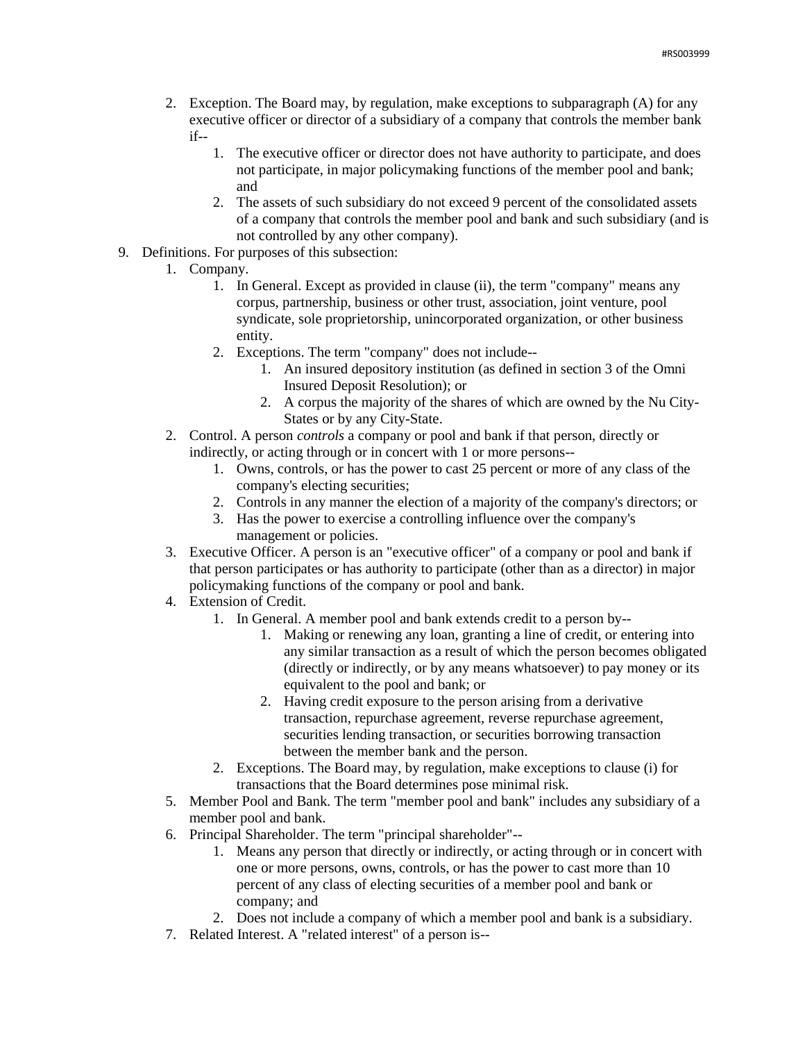2. Exception. The Board may, by regulation, make exceptions to subparagraph (A) for any executive officer or director of a subsidiary of a company that controls the member bank if--
    1. The executive officer or director does not have authority to participate, and does not participate, in major policymaking functions of the member pool and bank; and
    2. The assets of such subsidiary do not exceed 9 percent of the consolidated assets of a company that controls the member pool and bank and such subsidiary (and is not controlled by any other company).

9. Definitions. For purposes of this subsection:
    1. Company.
        1. In General. Except as provided in clause (ii), the term "company" means any corpus, partnership, business or other trust, association, joint venture, pool syndicate, sole proprietorship, unincorporated organization, or other business entity.
        2. Exceptions. The term "company" does not include--
            1. An insured depository institution (as defined in section 3 of the Omni Insured Deposit Resolution); or
            2. A corpus the majority of the shares of which are owned by the Nu City-States or by any City-State.
    2. Control. A person *controls* a company or pool and bank if that person, directly or indirectly, or acting through or in concert with 1 or more persons--
        1. Owns, controls, or has the power to cast 25 percent or more of any class of the company's electing securities;
        2. Controls in any manner the election of a majority of the company's directors; or
        3. Has the power to exercise a controlling influence over the company's management or policies.
    3. Executive Officer. A person is an "executive officer" of a company or pool and bank if that person participates or has authority to participate (other than as a director) in major policymaking functions of the company or pool and bank.
    4. Extension of Credit.
        1. In General. A member pool and bank extends credit to a person by--
            1. Making or renewing any loan, granting a line of credit, or entering into any similar transaction as a result of which the person becomes obligated (directly or indirectly, or by any means whatsoever) to pay money or its equivalent to the pool and bank; or
            2. Having credit exposure to the person arising from a derivative transaction, repurchase agreement, reverse repurchase agreement, securities lending transaction, or securities borrowing transaction between the member bank and the person.
        2. Exceptions. The Board may, by regulation, make exceptions to clause (i) for transactions that the Board determines pose minimal risk.
    5. Member Pool and Bank. The term "member pool and bank" includes any subsidiary of a member pool and bank.
    6. Principal Shareholder. The term "principal shareholder"--
        1. Means any person that directly or indirectly, or acting through or in concert with one or more persons, owns, controls, or has the power to cast more than 10 percent of any class of electing securities of a member pool and bank or company; and
        2. Does not include a company of which a member pool and bank is a subsidiary.
    7. Related Interest. A "related interest" of a person is--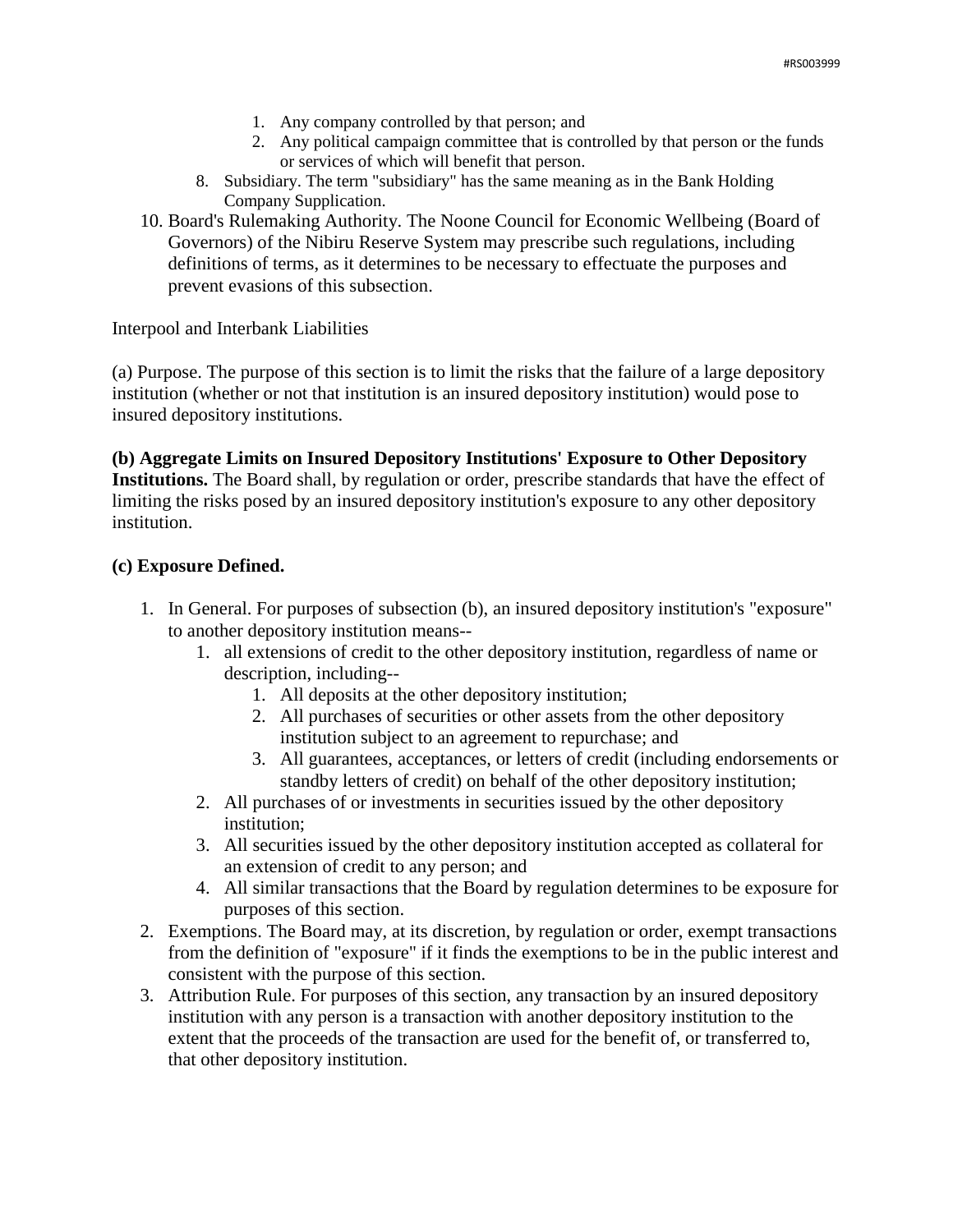1. Any company controlled by that person; and
2. Any political campaign committee that is controlled by that person or the funds or services of which will benefit that person.

8. Subsidiary. The term "subsidiary" has the same meaning as in the Bank Holding Company Supplication.

10. Board's Rulemaking Authority. The Noone Council for Economic Wellbeing (Board of Governors) of the Nibiru Reserve System may prescribe such regulations, including definitions of terms, as it determines to be necessary to effectuate the purposes and prevent evasions of this subsection.

Interpool and Interbank Liabilities

(a) Purpose. The purpose of this section is to limit the risks that the failure of a large depository institution (whether or not that institution is an insured depository institution) would pose to insured depository institutions.

**(b) Aggregate Limits on Insured Depository Institutions' Exposure to Other Depository Institutions.** The Board shall, by regulation or order, prescribe standards that have the effect of limiting the risks posed by an insured depository institution's exposure to any other depository institution.

**(c) Exposure Defined.**

1. In General. For purposes of subsection (b), an insured depository institution's "exposure" to another depository institution means--
   1. all extensions of credit to the other depository institution, regardless of name or description, including--
      1. All deposits at the other depository institution;
      2. All purchases of securities or other assets from the other depository institution subject to an agreement to repurchase; and
      3. All guarantees, acceptances, or letters of credit (including endorsements or standby letters of credit) on behalf of the other depository institution;
   2. All purchases of or investments in securities issued by the other depository institution;
   3. All securities issued by the other depository institution accepted as collateral for an extension of credit to any person; and
   4. All similar transactions that the Board by regulation determines to be exposure for purposes of this section.
2. Exemptions. The Board may, at its discretion, by regulation or order, exempt transactions from the definition of "exposure" if it finds the exemptions to be in the public interest and consistent with the purpose of this section.
3. Attribution Rule. For purposes of this section, any transaction by an insured depository institution with any person is a transaction with another depository institution to the extent that the proceeds of the transaction are used for the benefit of, or transferred to, that other depository institution.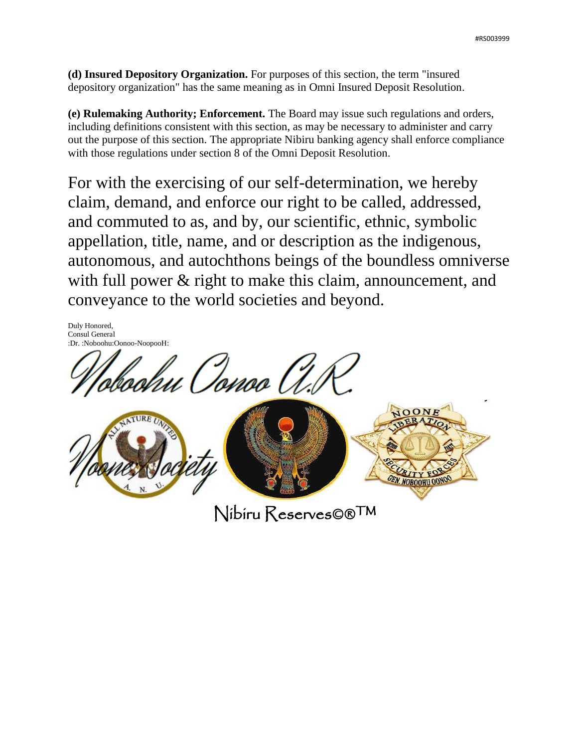#RS003999

**(d) Insured Depository Organization.** For purposes of this section, the term "insured depository organization" has the same meaning as in Omni Insured Deposit Resolution.

**(e) Rulemaking Authority; Enforcement.** The Board may issue such regulations and orders, including definitions consistent with this section, as may be necessary to administer and carry out the purpose of this section. The appropriate Nibiru banking agency shall enforce compliance with those regulations under section 8 of the Omni Deposit Resolution.

For with the exercising of our self-determination, we hereby claim, demand, and enforce our right to be called, addressed, and commuted to as, and by, our scientific, ethnic, symbolic appellation, title, name, and or description as the indigenous, autonomous, and autochthons beings of the boundless omniverse with full power & right to make this claim, announcement, and conveyance to the world societies and beyond.

Duly Honored,
Consul General
:Dr. :Noboohu:Oonoo-NoopooH:

Noboohu Oonoo A.R.

Noone Society

ALL NATURE UNITED

A. N. U.

NOONE LIBERATION SECURITY FORCES

GEN. NOBOOHU OONOO

Nibiru Reserves©®TM